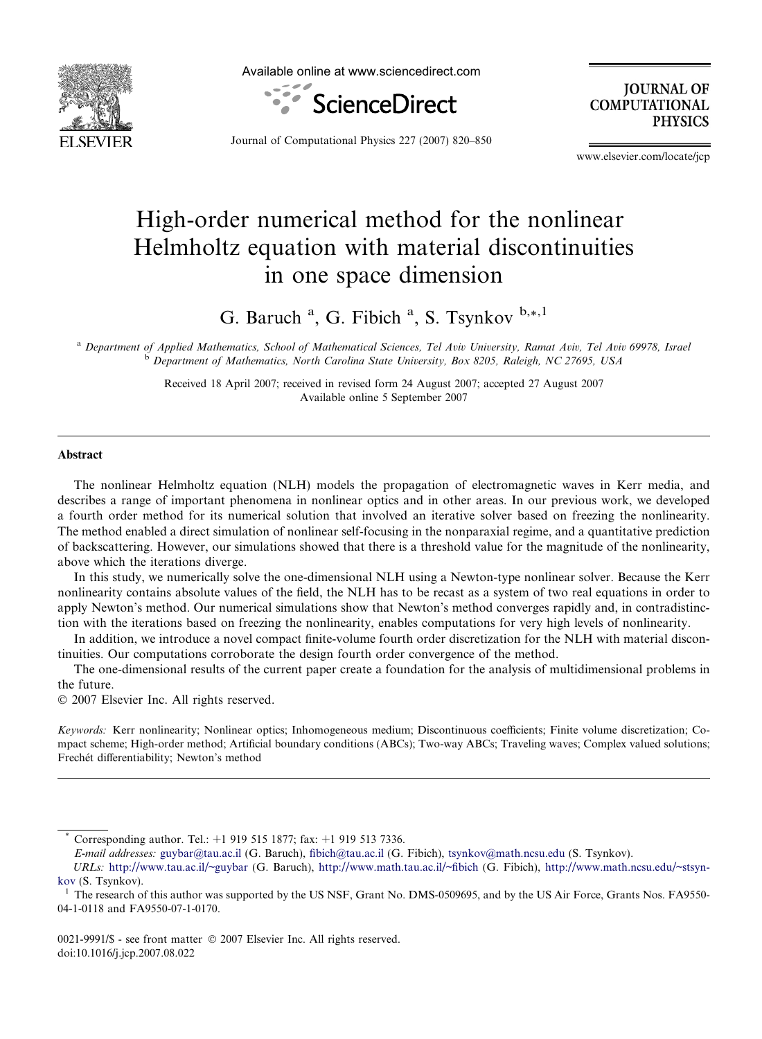# High-order numerical method for the nonlinear Helmholtz equation with material discontinuities in one space dimension

G. Baruch [a], G. Fibich [a], S. Tsynkov [b,*,1]

[a] Department of Applied Mathematics, School of Mathematical Sciences, Tel Aviv University, Ramat Aviv, Tel Aviv 69978, Israel
[b] Department of Mathematics, North Carolina State University, Box 8205, Raleigh, NC 27695, USA

Received 18 April 2007; received in revised form 24 August 2007; accepted 27 August 2007
Available online 5 September 2007

## Abstract

The nonlinear Helmholtz equation (NLH) models the propagation of electromagnetic waves in Kerr media, and describes a range of important phenomena in nonlinear optics and in other areas. In our previous work, we developed a fourth order method for its numerical solution that involved an iterative solver based on freezing the nonlinearity. The method enabled a direct simulation of nonlinear self-focusing in the nonparaxial regime, and a quantitative prediction of backscattering. However, our simulations showed that there is a threshold value for the magnitude of the nonlinearity, above which the iterations diverge.

In this study, we numerically solve the one-dimensional NLH using a Newton-type nonlinear solver. Because the Kerr nonlinearity contains absolute values of the field, the NLH has to be recast as a system of two real equations in order to apply Newton's method. Our numerical simulations show that Newton's method converges rapidly and, in contradistinction with the iterations based on freezing the nonlinearity, enables computations for very high levels of nonlinearity.

In addition, we introduce a novel compact finite-volume fourth order discretization for the NLH with material discontinuities. Our computations corroborate the design fourth order convergence of the method.

The one-dimensional results of the current paper create a foundation for the analysis of multidimensional problems in the future.

© 2007 Elsevier Inc. All rights reserved.

*Keywords:* Kerr nonlinearity; Nonlinear optics; Inhomogeneous medium; Discontinuous coefficients; Finite volume discretization; Compact scheme; High-order method; Artificial boundary conditions (ABCs); Two-way ABCs; Traveling waves; Complex valued solutions; Frechét differentiability; Newton's method

---

* Corresponding author. Tel.: +1 919 515 1877; fax: +1 919 513 7336.
*E-mail addresses:* guybar@tau.ac.il (G. Baruch), fibich@tau.ac.il (G. Fibich), tsynkov@math.ncsu.edu (S. Tsynkov).
*URLs:* http://www.tau.ac.il/~guybar (G. Baruch), http://www.math.tau.ac.il/~fibich (G. Fibich), http://www.math.ncsu.edu/~stsynkov (S. Tsynkov).

[1] The research of this author was supported by the US NSF, Grant No. DMS-0509695, and by the US Air Force, Grants Nos. FA9550-04-1-0118 and FA9550-07-1-0170.

0021-9991/$ - see front matter © 2007 Elsevier Inc. All rights reserved.
doi:10.1016/j.jcp.2007.08.022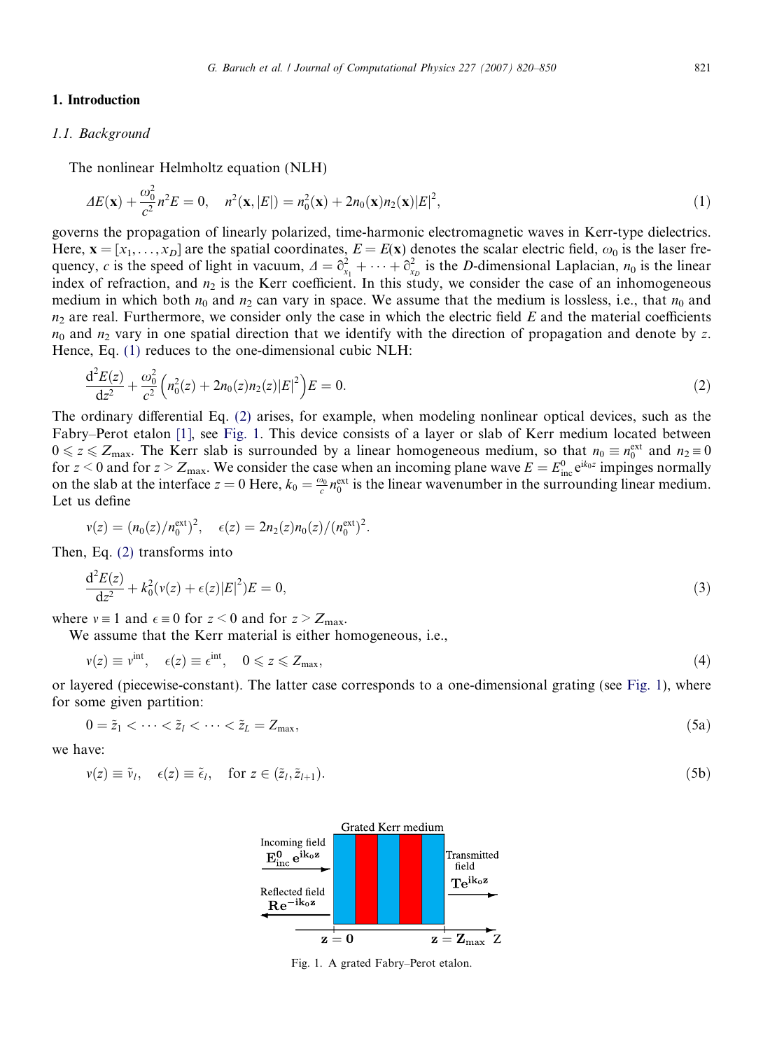## 1. Introduction

### 1.1. Background

The nonlinear Helmholtz equation (NLH)

$$\Delta E(\mathbf{x}) + \frac{\omega_0^2}{c^2} n^2 E = 0, \quad n^2(\mathbf{x}, |E|) = n_0^2(\mathbf{x}) + 2n_0(\mathbf{x})n_2(\mathbf{x})|E|^2, \tag{1}$$

governs the propagation of linearly polarized, time-harmonic electromagnetic waves in Kerr-type dielectrics. Here, $\mathbf{x} = [x_1, \ldots, x_D]$ are the spatial coordinates, $E = E(\mathbf{x})$ denotes the scalar electric field, $\omega_0$ is the laser frequency, $c$ is the speed of light in vacuum, $\Delta = \partial_{x_1}^2 + \cdots + \partial_{x_D}^2$ is the $D$-dimensional Laplacian, $n_0$ is the linear index of refraction, and $n_2$ is the Kerr coefficient. In this study, we consider the case of an inhomogeneous medium in which both $n_0$ and $n_2$ can vary in space. We assume that the medium is lossless, i.e., that $n_0$ and $n_2$ are real. Furthermore, we consider only the case in which the electric field $E$ and the material coefficients $n_0$ and $n_2$ vary in one spatial direction that we identify with the direction of propagation and denote by $z$. Hence, Eq. (1) reduces to the one-dimensional cubic NLH:

$$\frac{d^2E(z)}{dz^2} + \frac{\omega_0^2}{c^2}\left(n_0^2(z) + 2n_0(z)n_2(z)|E|^2\right)E = 0. \tag{2}$$

The ordinary differential Eq. (2) arises, for example, when modeling nonlinear optical devices, such as the Fabry–Perot etalon [1], see Fig. 1. This device consists of a layer or slab of Kerr medium located between $0 \leqslant z \leqslant Z_{\max}$. The Kerr slab is surrounded by a linear homogeneous medium, so that $n_0 \equiv n_0^{\text{ext}}$ and $n_2 \equiv 0$ for $z < 0$ and for $z > Z_{\max}$. We consider the case when an incoming plane wave $E = E_{\text{inc}}^0 e^{ik_0 z}$ impinges normally on the slab at the interface $z = 0$ Here, $k_0 = \frac{\omega_0}{c} n_0^{\text{ext}}$ is the linear wavenumber in the surrounding linear medium. Let us define

$$v(z) = (n_0(z)/n_0^{\text{ext}})^2, \quad \epsilon(z) = 2n_2(z)n_0(z)/(n_0^{\text{ext}})^2.$$

Then, Eq. (2) transforms into

$$\frac{d^2E(z)}{dz^2} + k_0^2(v(z) + \epsilon(z)|E|^2)E = 0, \tag{3}$$

where $v \equiv 1$ and $\epsilon \equiv 0$ for $z < 0$ and for $z > Z_{\max}$.

We assume that the Kerr material is either homogeneous, i.e.,

$$v(z) \equiv v^{\text{int}}, \quad \epsilon(z) \equiv \epsilon^{\text{int}}, \quad 0 \leqslant z \leqslant Z_{\max}, \tag{4}$$

or layered (piecewise-constant). The latter case corresponds to a one-dimensional grating (see Fig. 1), where for some given partition:

$$0 = \tilde{z}_1 < \cdots < \tilde{z}_l < \cdots < \tilde{z}_L = Z_{\max}, \tag{5a}$$

we have:

$$v(z) \equiv \tilde{v}_l, \quad \epsilon(z) \equiv \tilde{\epsilon}_l, \quad \text{for } z \in (\tilde{z}_l, \tilde{z}_{l+1}). \tag{5b}$$

Fig. 1. A grated Fabry–Perot etalon.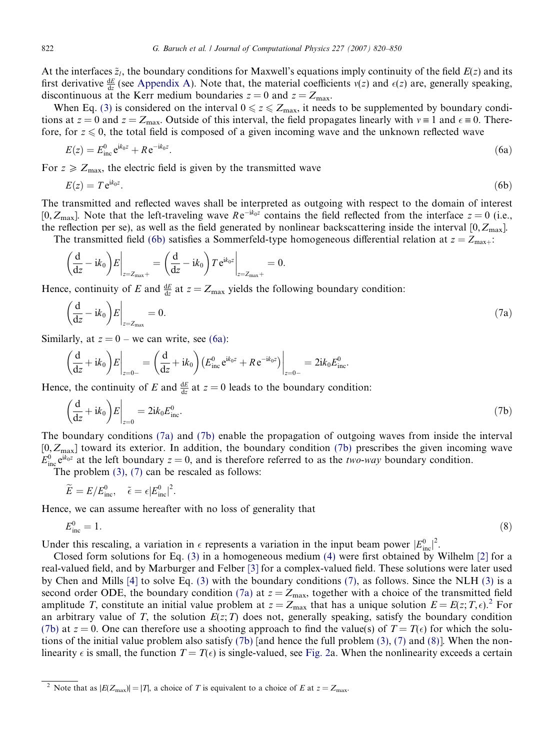At the interfaces $\tilde{z}_l$, the boundary conditions for Maxwell's equations imply continuity of the field $E(z)$ and its first derivative $\frac{dE}{dz}$ (see Appendix A). Note that, the material coefficients $\nu(z)$ and $\epsilon(z)$ are, generally speaking, discontinuous at the Kerr medium boundaries $z = 0$ and $z = Z_{\max}$.

When Eq. (3) is considered on the interval $0 \leqslant z \leqslant Z_{\max}$, it needs to be supplemented by boundary conditions at $z = 0$ and $z = Z_{\max}$. Outside of this interval, the field propagates linearly with $\nu \equiv 1$ and $\epsilon \equiv 0$. Therefore, for $z \leqslant 0$, the total field is composed of a given incoming wave and the unknown reflected wave

$$E(z) = E^0_{\mathrm{inc}}\,\mathrm{e}^{\mathrm{i}k_0 z} + R\,\mathrm{e}^{-\mathrm{i}k_0 z}. \tag{6a}$$

For $z \geqslant Z_{\max}$, the electric field is given by the transmitted wave

$$E(z) = T\,\mathrm{e}^{\mathrm{i}k_0 z}. \tag{6b}$$

The transmitted and reflected waves shall be interpreted as outgoing with respect to the domain of interest $[0, Z_{\max}]$. Note that the left-traveling wave $R\,\mathrm{e}^{-\mathrm{i}k_0 z}$ contains the field reflected from the interface $z = 0$ (i.e., the reflection per se), as well as the field generated by nonlinear backscattering inside the interval $[0, Z_{\max}]$.

The transmitted field (6b) satisfies a Sommerfeld-type homogeneous differential relation at $z = Z_{\max +}$:

$$\left(\frac{\mathrm{d}}{\mathrm{d}z} - \mathrm{i}k_0\right) E\bigg|_{z=Z_{\max}+} = \left(\frac{\mathrm{d}}{\mathrm{d}z} - \mathrm{i}k_0\right) T\,\mathrm{e}^{\mathrm{i}k_0 z}\bigg|_{z=Z_{\max}+} = 0.$$

Hence, continuity of $E$ and $\frac{dE}{dz}$ at $z = Z_{\max}$ yields the following boundary condition:

$$\left(\frac{\mathrm{d}}{\mathrm{d}z} - \mathrm{i}k_0\right) E\bigg|_{z=Z_{\max}} = 0. \tag{7a}$$

Similarly, at $z = 0-$ we can write, see (6a):

$$\left(\frac{\mathrm{d}}{\mathrm{d}z} + \mathrm{i}k_0\right) E\bigg|_{z=0-} = \left(\frac{\mathrm{d}}{\mathrm{d}z} + \mathrm{i}k_0\right)\left(E^0_{\mathrm{inc}}\,\mathrm{e}^{\mathrm{i}k_0 z} + R\,\mathrm{e}^{-\mathrm{i}k_0 z}\right)\bigg|_{z=0-} = 2\mathrm{i}k_0 E^0_{\mathrm{inc}}.$$

Hence, the continuity of $E$ and $\frac{dE}{dz}$ at $z = 0$ leads to the boundary condition:

$$\left(\frac{\mathrm{d}}{\mathrm{d}z} + \mathrm{i}k_0\right) E\bigg|_{z=0} = 2\mathrm{i}k_0 E^0_{\mathrm{inc}}. \tag{7b}$$

The boundary conditions (7a) and (7b) enable the propagation of outgoing waves from inside the interval $[0, Z_{\max}]$ toward its exterior. In addition, the boundary condition (7b) prescribes the given incoming wave $E^0_{\mathrm{inc}}\,\mathrm{e}^{\mathrm{i}k_0 z}$ at the left boundary $z = 0$, and is therefore referred to as the *two-way* boundary condition.

The problem (3), (7) can be rescaled as follows:

$$\widetilde{E} = E/E^0_{\mathrm{inc}}, \quad \tilde{\epsilon} = \epsilon |E^0_{\mathrm{inc}}|^2.$$

Hence, we can assume hereafter with no loss of generality that

$$E^0_{\mathrm{inc}} = 1. \tag{8}$$

Under this rescaling, a variation in $\epsilon$ represents a variation in the input beam power $|E^0_{\mathrm{inc}}|^2$.

Closed form solutions for Eq. (3) in a homogeneous medium (4) were first obtained by Wilhelm [2] for a real-valued field, and by Marburger and Felber [3] for a complex-valued field. These solutions were later used by Chen and Mills [4] to solve Eq. (3) with the boundary conditions (7), as follows. Since the NLH (3) is a second order ODE, the boundary condition (7a) at $z = Z_{\max}$, together with a choice of the transmitted field amplitude $T$, constitute an initial value problem at $z = Z_{\max}$ that has a unique solution $E = E(z; T, \epsilon)$.[2] For an arbitrary value of $T$, the solution $E(z; T)$ does not, generally speaking, satisfy the boundary condition (7b) at $z = 0$. One can therefore use a shooting approach to find the value(s) of $T = T(\epsilon)$ for which the solutions of the initial value problem also satisfy (7b) [and hence the full problem (3), (7) and (8)]. When the nonlinearity $\epsilon$ is small, the function $T = T(\epsilon)$ is single-valued, see Fig. 2a. When the nonlinearity exceeds a certain

[2] Note that as $|E(Z_{\max})| = |T|$, a choice of $T$ is equivalent to a choice of $E$ at $z = Z_{\max}$.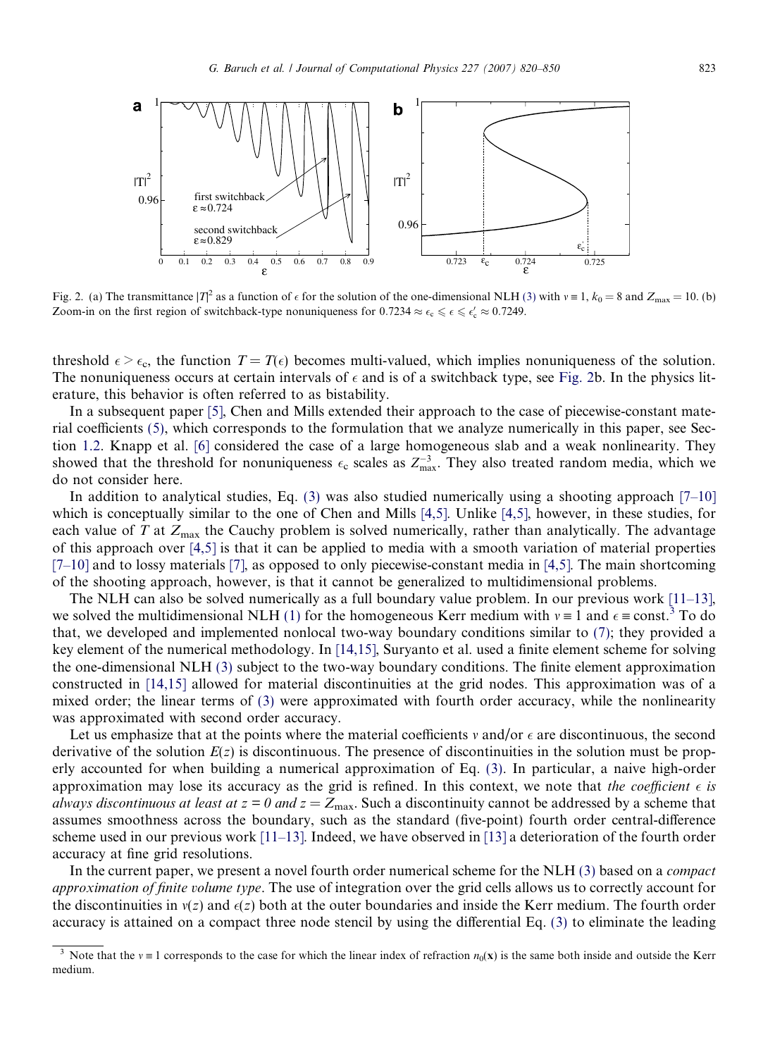Fig. 2. (a) The transmittance $|T|^2$ as a function of $\epsilon$ for the solution of the one-dimensional NLH (3) with $\nu \equiv 1$, $k_0 = 8$ and $Z_{\max} = 10$. (b) Zoom-in on the first region of switchback-type nonuniqueness for $0.7234 \approx \epsilon_c \leqslant \epsilon \leqslant \epsilon_c' \approx 0.7249$.

threshold $\epsilon > \epsilon_c$, the function $T = T(\epsilon)$ becomes multi-valued, which implies nonuniqueness of the solution. The nonuniqueness occurs at certain intervals of $\epsilon$ and is of a switchback type, see Fig. 2b. In the physics literature, this behavior is often referred to as bistability.

In a subsequent paper [5], Chen and Mills extended their approach to the case of piecewise-constant material coefficients (5), which corresponds to the formulation that we analyze numerically in this paper, see Section 1.2. Knapp et al. [6] considered the case of a large homogeneous slab and a weak nonlinearity. They showed that the threshold for nonuniqueness $\epsilon_c$ scales as $Z_{\max}^{-3}$. They also treated random media, which we do not consider here.

In addition to analytical studies, Eq. (3) was also studied numerically using a shooting approach [7–10] which is conceptually similar to the one of Chen and Mills [4,5]. Unlike [4,5], however, in these studies, for each value of $T$ at $Z_{\max}$ the Cauchy problem is solved numerically, rather than analytically. The advantage of this approach over [4,5] is that it can be applied to media with a smooth variation of material properties [7–10] and to lossy materials [7], as opposed to only piecewise-constant media in [4,5]. The main shortcoming of the shooting approach, however, is that it cannot be generalized to multidimensional problems.

The NLH can also be solved numerically as a full boundary value problem. In our previous work [11–13], we solved the multidimensional NLH (1) for the homogeneous Kerr medium with $\nu \equiv 1$ and $\epsilon \equiv \text{const}$.[3] To do that, we developed and implemented nonlocal two-way boundary conditions similar to (7); they provided a key element of the numerical methodology. In [14,15], Suryanto et al. used a finite element scheme for solving the one-dimensional NLH (3) subject to the two-way boundary conditions. The finite element approximation constructed in [14,15] allowed for material discontinuities at the grid nodes. This approximation was of a mixed order; the linear terms of (3) were approximated with fourth order accuracy, while the nonlinearity was approximated with second order accuracy.

Let us emphasize that at the points where the material coefficients $\nu$ and/or $\epsilon$ are discontinuous, the second derivative of the solution $E(z)$ is discontinuous. The presence of discontinuities in the solution must be properly accounted for when building a numerical approximation of Eq. (3). In particular, a naive high-order approximation may lose its accuracy as the grid is refined. In this context, we note that *the coefficient $\epsilon$ is always discontinuous at least at $z = 0$ and $z = Z_{\max}$*. Such a discontinuity cannot be addressed by a scheme that assumes smoothness across the boundary, such as the standard (five-point) fourth order central-difference scheme used in our previous work [11–13]. Indeed, we have observed in [13] a deterioration of the fourth order accuracy at fine grid resolutions.

In the current paper, we present a novel fourth order numerical scheme for the NLH (3) based on a *compact approximation of finite volume type*. The use of integration over the grid cells allows us to correctly account for the discontinuities in $\nu(z)$ and $\epsilon(z)$ both at the outer boundaries and inside the Kerr medium. The fourth order accuracy is attained on a compact three node stencil by using the differential Eq. (3) to eliminate the leading

[3] Note that the $\nu \equiv 1$ corresponds to the case for which the linear index of refraction $n_0(\mathbf{x})$ is the same both inside and outside the Kerr medium.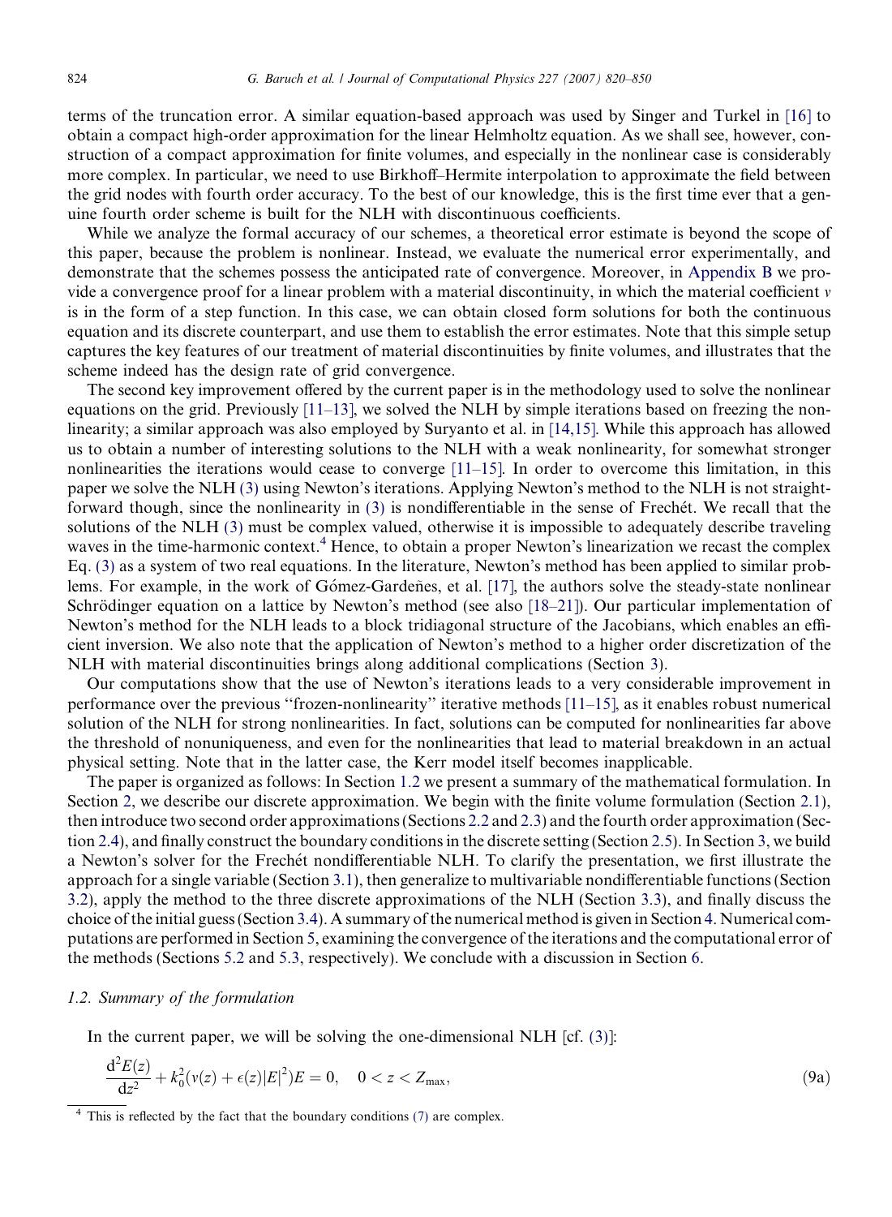terms of the truncation error. A similar equation-based approach was used by Singer and Turkel in [16] to obtain a compact high-order approximation for the linear Helmholtz equation. As we shall see, however, construction of a compact approximation for finite volumes, and especially in the nonlinear case is considerably more complex. In particular, we need to use Birkhoff–Hermite interpolation to approximate the field between the grid nodes with fourth order accuracy. To the best of our knowledge, this is the first time ever that a genuine fourth order scheme is built for the NLH with discontinuous coefficients.

While we analyze the formal accuracy of our schemes, a theoretical error estimate is beyond the scope of this paper, because the problem is nonlinear. Instead, we evaluate the numerical error experimentally, and demonstrate that the schemes possess the anticipated rate of convergence. Moreover, in Appendix B we provide a convergence proof for a linear problem with a material discontinuity, in which the material coefficient $\nu$ is in the form of a step function. In this case, we can obtain closed form solutions for both the continuous equation and its discrete counterpart, and use them to establish the error estimates. Note that this simple setup captures the key features of our treatment of material discontinuities by finite volumes, and illustrates that the scheme indeed has the design rate of grid convergence.

The second key improvement offered by the current paper is in the methodology used to solve the nonlinear equations on the grid. Previously [11–13], we solved the NLH by simple iterations based on freezing the nonlinearity; a similar approach was also employed by Suryanto et al. in [14,15]. While this approach has allowed us to obtain a number of interesting solutions to the NLH with a weak nonlinearity, for somewhat stronger nonlinearities the iterations would cease to converge [11–15]. In order to overcome this limitation, in this paper we solve the NLH (3) using Newton's iterations. Applying Newton's method to the NLH is not straightforward though, since the nonlinearity in (3) is nondifferentiable in the sense of Frechét. We recall that the solutions of the NLH (3) must be complex valued, otherwise it is impossible to adequately describe traveling waves in the time-harmonic context.[4] Hence, to obtain a proper Newton's linearization we recast the complex Eq. (3) as a system of two real equations. In the literature, Newton's method has been applied to similar problems. For example, in the work of Gómez-Gardeñes, et al. [17], the authors solve the steady-state nonlinear Schrödinger equation on a lattice by Newton's method (see also [18–21]). Our particular implementation of Newton's method for the NLH leads to a block tridiagonal structure of the Jacobians, which enables an efficient inversion. We also note that the application of Newton's method to a higher order discretization of the NLH with material discontinuities brings along additional complications (Section 3).

Our computations show that the use of Newton's iterations leads to a very considerable improvement in performance over the previous "frozen-nonlinearity" iterative methods [11–15], as it enables robust numerical solution of the NLH for strong nonlinearities. In fact, solutions can be computed for nonlinearities far above the threshold of nonuniqueness, and even for the nonlinearities that lead to material breakdown in an actual physical setting. Note that in the latter case, the Kerr model itself becomes inapplicable.

The paper is organized as follows: In Section 1.2 we present a summary of the mathematical formulation. In Section 2, we describe our discrete approximation. We begin with the finite volume formulation (Section 2.1), then introduce two second order approximations (Sections 2.2 and 2.3) and the fourth order approximation (Section 2.4), and finally construct the boundary conditions in the discrete setting (Section 2.5). In Section 3, we build a Newton's solver for the Frechét nondifferentiable NLH. To clarify the presentation, we first illustrate the approach for a single variable (Section 3.1), then generalize to multivariable nondifferentiable functions (Section 3.2), apply the method to the three discrete approximations of the NLH (Section 3.3), and finally discuss the choice of the initial guess (Section 3.4). A summary of the numerical method is given in Section 4. Numerical computations are performed in Section 5, examining the convergence of the iterations and the computational error of the methods (Sections 5.2 and 5.3, respectively). We conclude with a discussion in Section 6.

### 1.2. Summary of the formulation

In the current paper, we will be solving the one-dimensional NLH [cf. (3)]:

$$\frac{\mathrm{d}^2E(z)}{\mathrm{d}z^2} + k_0^2(\nu(z) + \epsilon(z)|E|^2)E = 0, \quad 0 < z < Z_{\max}, \tag{9a}$$

[4] This is reflected by the fact that the boundary conditions (7) are complex.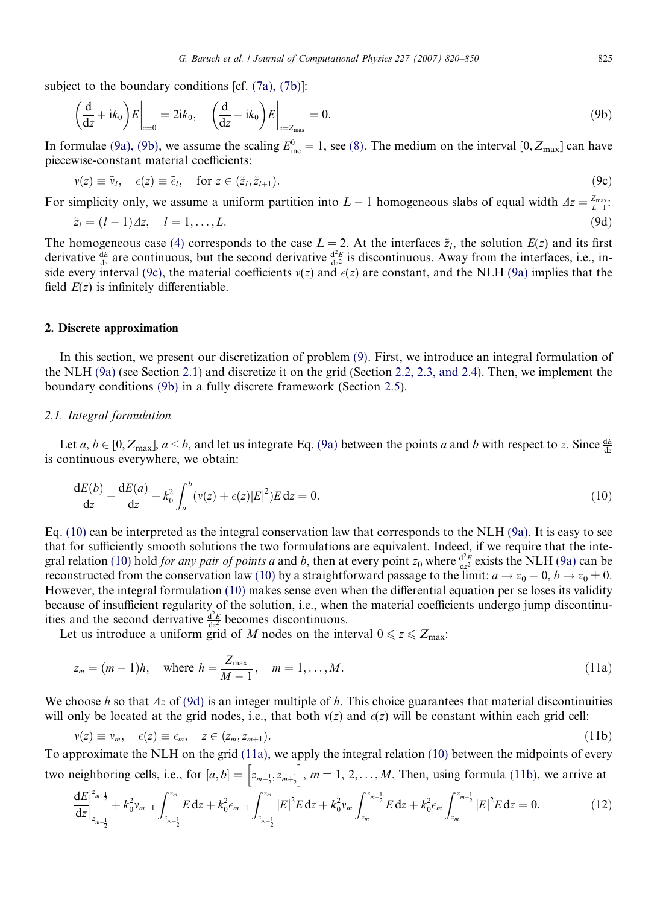subject to the boundary conditions [cf. (7a), (7b)]:

$$\left(\frac{\mathrm{d}}{\mathrm{d}z} + \mathrm{i}k_0\right)E\bigg|_{z=0} = 2\mathrm{i}k_0, \quad \left(\frac{\mathrm{d}}{\mathrm{d}z} - \mathrm{i}k_0\right)E\bigg|_{z=Z_{\max}} = 0. \tag{9b}$$

In formulae (9a), (9b), we assume the scaling $E^0_{\mathrm{inc}} = 1$, see (8). The medium on the interval $[0, Z_{\max}]$ can have piecewise-constant material coefficients:

$$\nu(z) \equiv \tilde{\nu}_l, \quad \epsilon(z) \equiv \tilde{\epsilon}_l, \quad \text{for } z \in (\tilde{z}_l, \tilde{z}_{l+1}). \tag{9c}$$

For simplicity only, we assume a uniform partition into $L-1$ homogeneous slabs of equal width $\Delta z = \frac{Z_{\max}}{L-1}$:

$$\tilde{z}_l = (l-1)\Delta z, \quad l = 1, \ldots, L. \tag{9d}$$

The homogeneous case (4) corresponds to the case $L = 2$. At the interfaces $\tilde{z}_l$, the solution $E(z)$ and its first derivative $\frac{\mathrm{d}E}{\mathrm{d}z}$ are continuous, but the second derivative $\frac{\mathrm{d}^2E}{\mathrm{d}z^2}$ is discontinuous. Away from the interfaces, i.e., inside every interval (9c), the material coefficients $\nu(z)$ and $\epsilon(z)$ are constant, and the NLH (9a) implies that the field $E(z)$ is infinitely differentiable.

## 2. Discrete approximation

In this section, we present our discretization of problem (9). First, we introduce an integral formulation of the NLH (9a) (see Section 2.1) and discretize it on the grid (Section 2.2, 2.3, and 2.4). Then, we implement the boundary conditions (9b) in a fully discrete framework (Section 2.5).

### 2.1. Integral formulation

Let $a, b \in [0, Z_{\max}]$, $a < b$, and let us integrate Eq. (9a) between the points $a$ and $b$ with respect to $z$. Since $\frac{\mathrm{d}E}{\mathrm{d}z}$ is continuous everywhere, we obtain:

$$\frac{\mathrm{d}E(b)}{\mathrm{d}z} - \frac{\mathrm{d}E(a)}{\mathrm{d}z} + k_0^2 \int_a^b (\nu(z) + \epsilon(z)|E|^2)E\,\mathrm{d}z = 0. \tag{10}$$

Eq. (10) can be interpreted as the integral conservation law that corresponds to the NLH (9a). It is easy to see that for sufficiently smooth solutions the two formulations are equivalent. Indeed, if we require that the integral relation (10) hold *for any pair of points a* and *b*, then at every point $z_0$ where $\frac{\mathrm{d}^2E}{\mathrm{d}z^2}$ exists the NLH (9a) can be reconstructed from the conservation law (10) by a straightforward passage to the limit: $a \to z_0 - 0$, $b \to z_0 + 0$. However, the integral formulation (10) makes sense even when the differential equation per se loses its validity because of insufficient regularity of the solution, i.e., when the material coefficients undergo jump discontinuities and the second derivative $\frac{\mathrm{d}^2E}{\mathrm{d}z^2}$ becomes discontinuous.

Let us introduce a uniform grid of $M$ nodes on the interval $0 \leqslant z \leqslant Z_{\max}$:

$$z_m = (m-1)h, \quad \text{where } h = \frac{Z_{\max}}{M-1}, \quad m = 1, \ldots, M. \tag{11a}$$

We choose $h$ so that $\Delta z$ of (9d) is an integer multiple of $h$. This choice guarantees that material discontinuities will only be located at the grid nodes, i.e., that both $\nu(z)$ and $\epsilon(z)$ will be constant within each grid cell:

$$\nu(z) \equiv \nu_m, \quad \epsilon(z) \equiv \epsilon_m, \quad z \in (z_m, z_{m+1}). \tag{11b}$$

To approximate the NLH on the grid (11a), we apply the integral relation (10) between the midpoints of every two neighboring cells, i.e., for $[a, b] = \left[z_{m-\frac{1}{2}}, z_{m+\frac{1}{2}}\right]$, $m = 1, 2, \ldots, M$. Then, using formula (11b), we arrive at

$$\frac{\mathrm{d}E}{\mathrm{d}z}\bigg|_{z_{m-\frac{1}{2}}}^{z_{m+\frac{1}{2}}} + k_0^2\nu_{m-1}\int_{z_{m-\frac{1}{2}}}^{z_m} E\,\mathrm{d}z + k_0^2\epsilon_{m-1}\int_{z_{m-\frac{1}{2}}}^{z_m} |E|^2E\,\mathrm{d}z + k_0^2\nu_m\int_{z_m}^{z_{m+\frac{1}{2}}} E\,\mathrm{d}z + k_0^2\epsilon_m\int_{z_m}^{z_{m+\frac{1}{2}}} |E|^2E\,\mathrm{d}z = 0. \tag{12}$$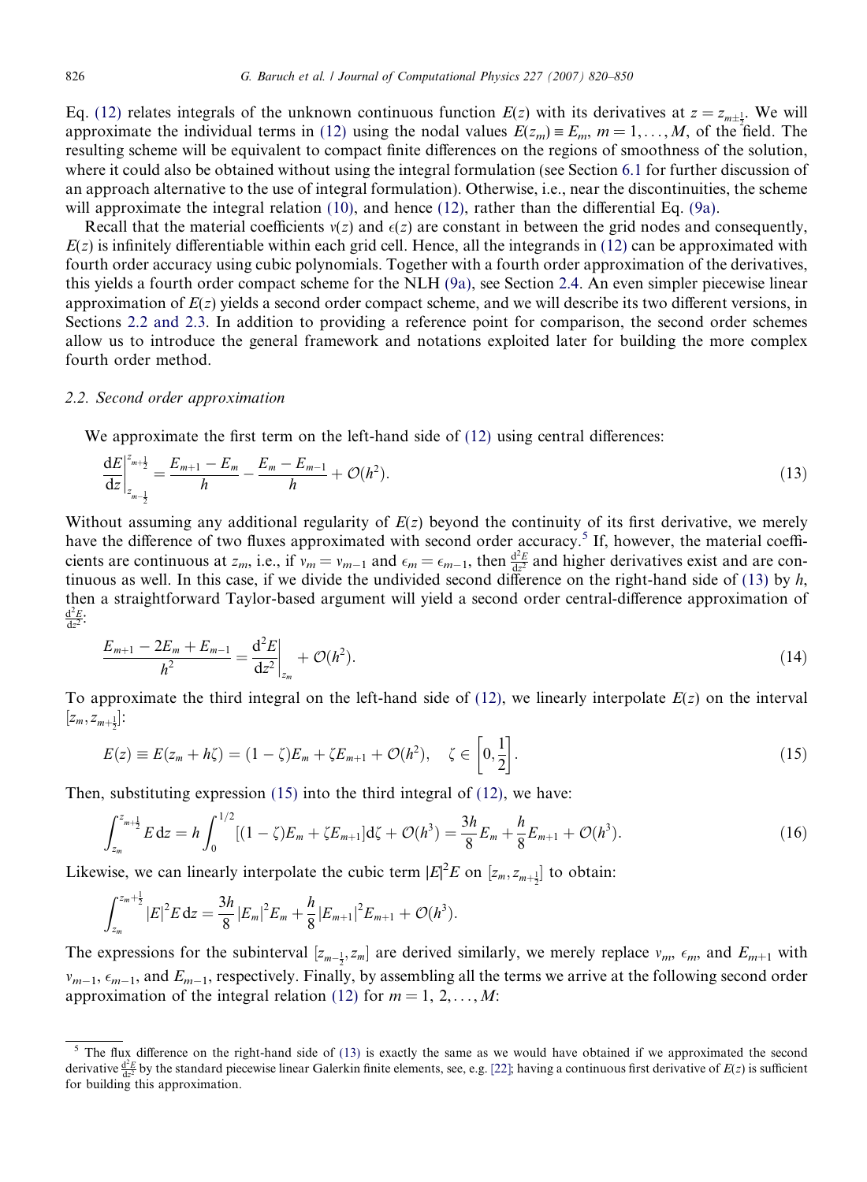Eq. (12) relates integrals of the unknown continuous function $E(z)$ with its derivatives at $z = z_{m\pm\frac{1}{2}}$. We will approximate the individual terms in (12) using the nodal values $E(z_m) \equiv E_m$, $m = 1, \ldots, M$, of the field. The resulting scheme will be equivalent to compact finite differences on the regions of smoothness of the solution, where it could also be obtained without using the integral formulation (see Section 6.1 for further discussion of an approach alternative to the use of integral formulation). Otherwise, i.e., near the discontinuities, the scheme will approximate the integral relation (10), and hence (12), rather than the differential Eq. (9a).

Recall that the material coefficients $\nu(z)$ and $\epsilon(z)$ are constant in between the grid nodes and consequently, $E(z)$ is infinitely differentiable within each grid cell. Hence, all the integrands in (12) can be approximated with fourth order accuracy using cubic polynomials. Together with a fourth order approximation of the derivatives, this yields a fourth order compact scheme for the NLH (9a), see Section 2.4. An even simpler piecewise linear approximation of $E(z)$ yields a second order compact scheme, and we will describe its two different versions, in Sections 2.2 and 2.3. In addition to providing a reference point for comparison, the second order schemes allow us to introduce the general framework and notations exploited later for building the more complex fourth order method.

### 2.2. Second order approximation

We approximate the first term on the left-hand side of (12) using central differences:

$$\left.\frac{\mathrm{d}E}{\mathrm{d}z}\right|_{z_{m-\frac{1}{2}}}^{z_{m+\frac{1}{2}}} = \frac{E_{m+1} - E_m}{h} - \frac{E_m - E_{m-1}}{h} + \mathcal{O}(h^2). \tag{13}$$

Without assuming any additional regularity of $E(z)$ beyond the continuity of its first derivative, we merely have the difference of two fluxes approximated with second order accuracy.[5] If, however, the material coefficients are continuous at $z_m$, i.e., if $\nu_m = \nu_{m-1}$ and $\epsilon_m = \epsilon_{m-1}$, then $\frac{\mathrm{d}^2 E}{\mathrm{d}z^2}$ and higher derivatives exist and are continuous as well. In this case, if we divide the undivided second difference on the right-hand side of (13) by $h$, then a straightforward Taylor-based argument will yield a second order central-difference approximation of $\frac{\mathrm{d}^2 E}{\mathrm{d}z^2}$:

$$\frac{E_{m+1} - 2E_m + E_{m-1}}{h^2} = \left.\frac{\mathrm{d}^2 E}{\mathrm{d}z^2}\right|_{z_m} + \mathcal{O}(h^2). \tag{14}$$

To approximate the third integral on the left-hand side of (12), we linearly interpolate $E(z)$ on the interval $[z_m, z_{m+\frac{1}{2}}]$:

$$E(z) \equiv E(z_m + h\zeta) = (1-\zeta)E_m + \zeta E_{m+1} + \mathcal{O}(h^2), \quad \zeta \in \left[0, \frac{1}{2}\right]. \tag{15}$$

Then, substituting expression (15) into the third integral of (12), we have:

$$\int_{z_m}^{z_{m+\frac{1}{2}}} E\,\mathrm{d}z = h\int_0^{1/2} [(1-\zeta)E_m + \zeta E_{m+1}]\mathrm{d}\zeta + \mathcal{O}(h^3) = \frac{3h}{8}E_m + \frac{h}{8}E_{m+1} + \mathcal{O}(h^3). \tag{16}$$

Likewise, we can linearly interpolate the cubic term $|E|^2 E$ on $[z_m, z_{m+\frac{1}{2}}]$ to obtain:

$$\int_{z_m}^{z_{m+\frac{1}{2}}} |E|^2 E\,\mathrm{d}z = \frac{3h}{8}|E_m|^2 E_m + \frac{h}{8}|E_{m+1}|^2 E_{m+1} + \mathcal{O}(h^3).$$

The expressions for the subinterval $[z_{m-\frac{1}{2}}, z_m]$ are derived similarly, we merely replace $\nu_m$, $\epsilon_m$, and $E_{m+1}$ with $\nu_{m-1}$, $\epsilon_{m-1}$, and $E_{m-1}$, respectively. Finally, by assembling all the terms we arrive at the following second order approximation of the integral relation (12) for $m = 1, 2, \ldots, M$:

[5] The flux difference on the right-hand side of (13) is exactly the same as we would have obtained if we approximated the second derivative $\frac{\mathrm{d}^2 E}{\mathrm{d}z^2}$ by the standard piecewise linear Galerkin finite elements, see, e.g. [22]; having a continuous first derivative of $E(z)$ is sufficient for building this approximation.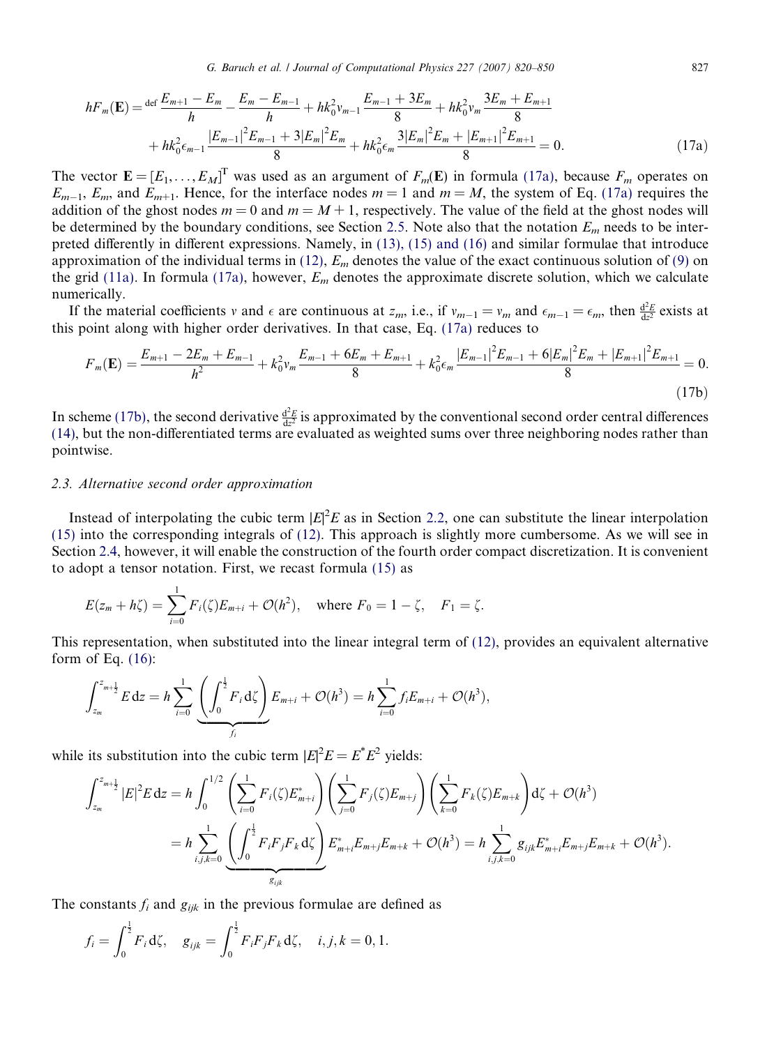$$
\begin{aligned}
hF_m(\mathbf{E}) \stackrel{\text{def}}{=} & \frac{E_{m+1}-E_m}{h} - \frac{E_m - E_{m-1}}{h} + hk_0^2 v_{m-1}\frac{E_{m-1}+3E_m}{8} + hk_0^2 v_m \frac{3E_m + E_{m+1}}{8} \\
& + hk_0^2 \epsilon_{m-1}\frac{|E_{m-1}|^2 E_{m-1} + 3|E_m|^2 E_m}{8} + hk_0^2 \epsilon_m \frac{3|E_m|^2 E_m + |E_{m+1}|^2 E_{m+1}}{8} = 0.
\end{aligned} \tag{17a}
$$

The vector $\mathbf{E} = [E_1, \ldots, E_M]^{\mathrm{T}}$ was used as an argument of $F_m(\mathbf{E})$ in formula (17a), because $F_m$ operates on $E_{m-1}$, $E_m$, and $E_{m+1}$. Hence, for the interface nodes $m = 1$ and $m = M$, the system of Eq. (17a) requires the addition of the ghost nodes $m = 0$ and $m = M + 1$, respectively. The value of the field at the ghost nodes will be determined by the boundary conditions, see Section 2.5. Note also that the notation $E_m$ needs to be interpreted differently in different expressions. Namely, in (13), (15) and (16) and similar formulae that introduce approximation of the individual terms in (12), $E_m$ denotes the value of the exact continuous solution of (9) on the grid (11a). In formula (17a), however, $E_m$ denotes the approximate discrete solution, which we calculate numerically.

If the material coefficients $v$ and $\epsilon$ are continuous at $z_m$, i.e., if $v_{m-1} = v_m$ and $\epsilon_{m-1} = \epsilon_m$, then $\frac{\mathrm{d}^2E}{\mathrm{d}z^2}$ exists at this point along with higher order derivatives. In that case, Eq. (17a) reduces to

$$
F_m(\mathbf{E}) = \frac{E_{m+1} - 2E_m + E_{m-1}}{h^2} + k_0^2 v_m \frac{E_{m-1} + 6E_m + E_{m+1}}{8} + k_0^2 \epsilon_m \frac{|E_{m-1}|^2 E_{m-1} + 6|E_m|^2 E_m + |E_{m+1}|^2 E_{m+1}}{8} = 0. \tag{17b}
$$

In scheme (17b), the second derivative $\frac{\mathrm{d}^2E}{\mathrm{d}z^2}$ is approximated by the conventional second order central differences (14), but the non-differentiated terms are evaluated as weighted sums over three neighboring nodes rather than pointwise.

### 2.3. Alternative second order approximation

Instead of interpolating the cubic term $|E|^2E$ as in Section 2.2, one can substitute the linear interpolation (15) into the corresponding integrals of (12). This approach is slightly more cumbersome. As we will see in Section 2.4, however, it will enable the construction of the fourth order compact discretization. It is convenient to adopt a tensor notation. First, we recast formula (15) as

$$
E(z_m + h\zeta) = \sum_{i=0}^{1} F_i(\zeta) E_{m+i} + \mathcal{O}(h^2), \quad \text{where } F_0 = 1 - \zeta, \quad F_1 = \zeta.
$$

This representation, when substituted into the linear integral term of (12), provides an equivalent alternative form of Eq. (16):

$$
\int_{z_m}^{z_{m+\frac{1}{2}}} E\,\mathrm{d}z = h\sum_{i=0}^{1} \underbrace{\left(\int_0^{\frac{1}{2}} F_i\,\mathrm{d}\zeta\right)}_{f_i} E_{m+i} + \mathcal{O}(h^3) = h\sum_{i=0}^{1} f_i E_{m+i} + \mathcal{O}(h^3),
$$

while its substitution into the cubic term $|E|^2E = E^*E^2$ yields:

$$
\begin{aligned}
\int_{z_m}^{z_{m+\frac{1}{2}}} |E|^2 E\,\mathrm{d}z &= h\int_0^{1/2} \left(\sum_{i=0}^{1} F_i(\zeta)E^*_{m+i}\right)\left(\sum_{j=0}^{1} F_j(\zeta)E_{m+j}\right)\left(\sum_{k=0}^{1} F_k(\zeta)E_{m+k}\right)\mathrm{d}\zeta + \mathcal{O}(h^3) \\
&= h\sum_{i,j,k=0}^{1} \underbrace{\left(\int_0^{\frac{1}{2}} F_iF_jF_k\,\mathrm{d}\zeta\right)}_{g_{ijk}} E^*_{m+i}E_{m+j}E_{m+k} + \mathcal{O}(h^3) = h\sum_{i,j,k=0}^{1} g_{ijk}E^*_{m+i}E_{m+j}E_{m+k} + \mathcal{O}(h^3).
\end{aligned}
$$

The constants $f_i$ and $g_{ijk}$ in the previous formulae are defined as

$$
f_i = \int_0^{\frac{1}{2}} F_i\,\mathrm{d}\zeta, \quad g_{ijk} = \int_0^{\frac{1}{2}} F_iF_jF_k\,\mathrm{d}\zeta, \quad i,j,k = 0,1.
$$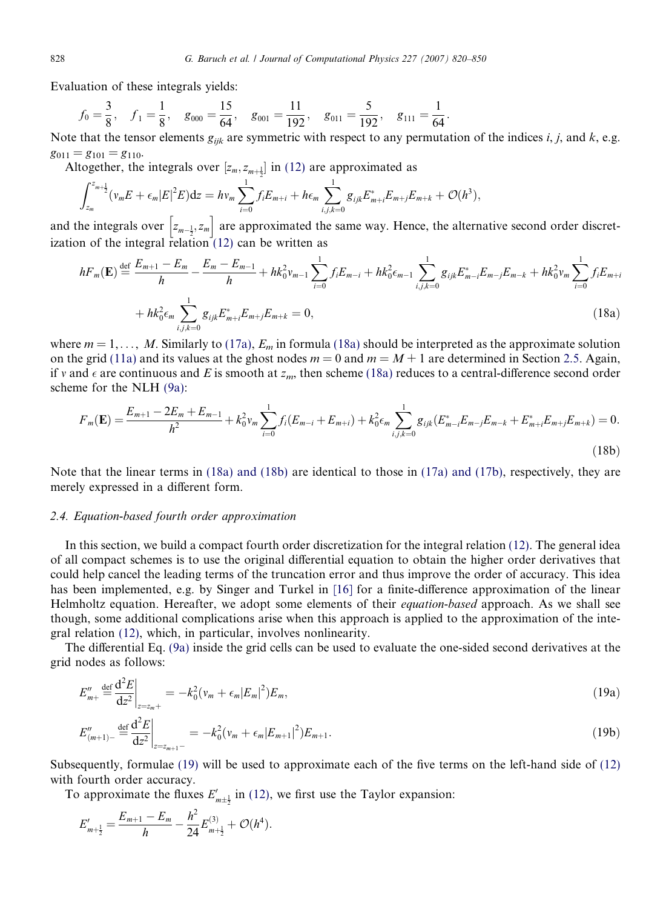Evaluation of these integrals yields:

$$f_0 = \frac{3}{8}, \quad f_1 = \frac{1}{8}, \quad g_{000} = \frac{15}{64}, \quad g_{001} = \frac{11}{192}, \quad g_{011} = \frac{5}{192}, \quad g_{111} = \frac{1}{64}.$$

Note that the tensor elements $g_{ijk}$ are symmetric with respect to any permutation of the indices $i$, $j$, and $k$, e.g. $g_{011} = g_{101} = g_{110}$.

Altogether, the integrals over $[z_m, z_{m+\frac{1}{2}}]$ in (12) are approximated as

$$\int_{z_m}^{z_{m+\frac{1}{2}}} (v_m E + \epsilon_m |E|^2 E) \mathrm{d}z = h v_m \sum_{i=0}^{1} f_i E_{m+i} + h\epsilon_m \sum_{i,j,k=0}^{1} g_{ijk} E^*_{m+i} E_{m+j} E_{m+k} + \mathcal{O}(h^3),$$

and the integrals over $\left[z_{m-\frac{1}{2}}, z_m\right]$ are approximated the same way. Hence, the alternative second order discretization of the integral relation (12) can be written as

$$hF_m(\mathbf{E}) \stackrel{\text{def}}{=} \frac{E_{m+1} - E_m}{h} - \frac{E_m - E_{m-1}}{h} + hk_0^2 v_{m-1} \sum_{i=0}^{1} f_i E_{m-i} + hk_0^2 \epsilon_{m-1} \sum_{i,j,k=0}^{1} g_{ijk} E^*_{m-i} E_{m-j} E_{m-k} + hk_0^2 v_m \sum_{i=0}^{1} f_i E_{m+i}$$
$$+ hk_0^2 \epsilon_m \sum_{i,j,k=0}^{1} g_{ijk} E^*_{m+i} E_{m+j} E_{m+k} = 0, \tag{18a}$$

where $m = 1, \ldots, M$. Similarly to (17a), $E_m$ in formula (18a) should be interpreted as the approximate solution on the grid (11a) and its values at the ghost nodes $m = 0$ and $m = M + 1$ are determined in Section 2.5. Again, if $v$ and $\epsilon$ are continuous and $E$ is smooth at $z_m$, then scheme (18a) reduces to a central-difference second order scheme for the NLH (9a):

$$F_m(\mathbf{E}) = \frac{E_{m+1} - 2E_m + E_{m-1}}{h^2} + k_0^2 v_m \sum_{i=0}^{1} f_i (E_{m-i} + E_{m+i}) + k_0^2 \epsilon_m \sum_{i,j,k=0}^{1} g_{ijk} (E^*_{m-i} E_{m-j} E_{m-k} + E^*_{m+i} E_{m+j} E_{m+k}) = 0. \tag{18b}$$

Note that the linear terms in (18a) and (18b) are identical to those in (17a) and (17b), respectively, they are merely expressed in a different form.

### 2.4. Equation-based fourth order approximation

In this section, we build a compact fourth order discretization for the integral relation (12). The general idea of all compact schemes is to use the original differential equation to obtain the higher order derivatives that could help cancel the leading terms of the truncation error and thus improve the order of accuracy. This idea has been implemented, e.g. by Singer and Turkel in [16] for a finite-difference approximation of the linear Helmholtz equation. Hereafter, we adopt some elements of their *equation-based* approach. As we shall see though, some additional complications arise when this approach is applied to the approximation of the integral relation (12), which, in particular, involves nonlinearity.

The differential Eq. (9a) inside the grid cells can be used to evaluate the one-sided second derivatives at the grid nodes as follows:

$$E''_{m+} \stackrel{\text{def}}{=} \left.\frac{\mathrm{d}^2 E}{\mathrm{d}z^2}\right|_{z=z_m+} = -k_0^2 (v_m + \epsilon_m |E_m|^2) E_m, \tag{19a}$$

$$E''_{(m+1)-} \stackrel{\text{def}}{=} \left.\frac{\mathrm{d}^2 E}{\mathrm{d}z^2}\right|_{z=z_{m+1}-} = -k_0^2 (v_m + \epsilon_m |E_{m+1}|^2) E_{m+1}. \tag{19b}$$

Subsequently, formulae (19) will be used to approximate each of the five terms on the left-hand side of (12) with fourth order accuracy.

To approximate the fluxes $E'_{m\pm\frac{1}{2}}$ in (12), we first use the Taylor expansion:

$$E'_{m+\frac{1}{2}} = \frac{E_{m+1} - E_m}{h} - \frac{h^2}{24} E^{(3)}_{m+\frac{1}{2}} + \mathcal{O}(h^4).$$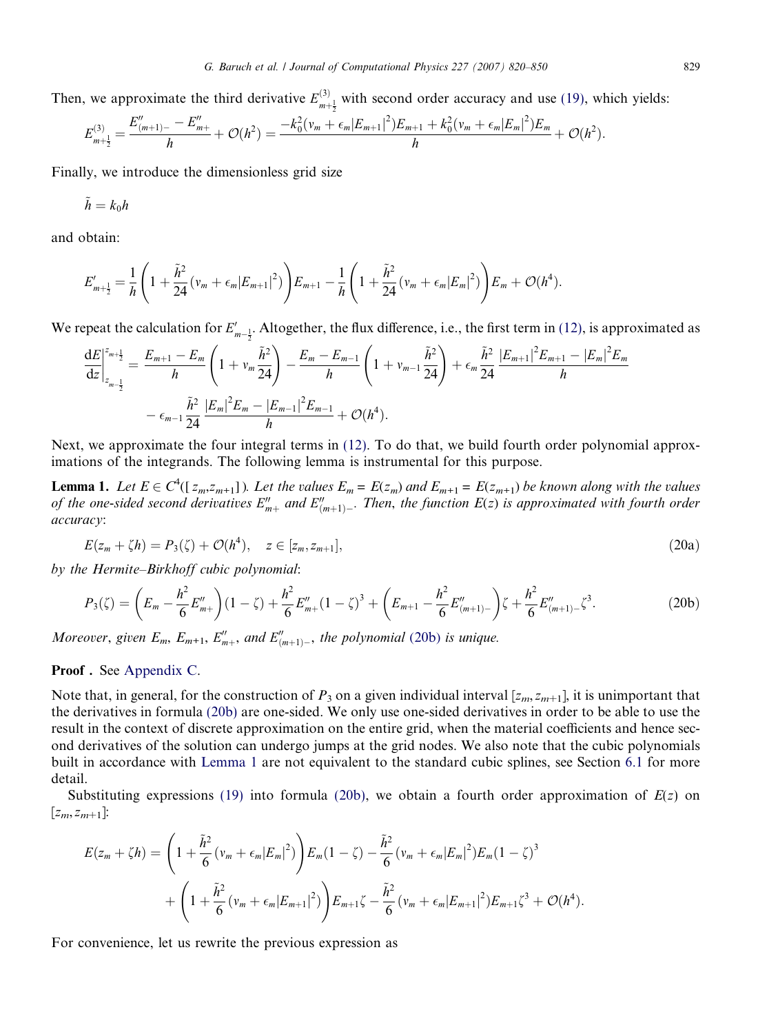Then, we approximate the third derivative $E^{(3)}_{m+\frac{1}{2}}$ with second order accuracy and use (19), which yields:

$$E^{(3)}_{m+\frac{1}{2}} = \frac{E''_{(m+1)-} - E''_{m+}}{h} + \mathcal{O}(h^2) = \frac{-k_0^2(v_m + \epsilon_m|E_{m+1}|^2)E_{m+1} + k_0^2(v_m + \epsilon_m|E_m|^2)E_m}{h} + \mathcal{O}(h^2).$$

Finally, we introduce the dimensionless grid size

$$\tilde{h} = k_0 h$$

and obtain:

$$E'_{m+\frac{1}{2}} = \frac{1}{h}\left(1 + \frac{\tilde{h}^2}{24}(v_m + \epsilon_m|E_{m+1}|^2)\right)E_{m+1} - \frac{1}{h}\left(1 + \frac{\tilde{h}^2}{24}(v_m + \epsilon_m|E_m|^2)\right)E_m + \mathcal{O}(h^4).$$

We repeat the calculation for $E'_{m-\frac{1}{2}}$. Altogether, the flux difference, i.e., the first term in (12), is approximated as

$$\left.\frac{\mathrm{d}E}{\mathrm{d}z}\right|_{z_{m-\frac{1}{2}}}^{z_{m+\frac{1}{2}}} = \frac{E_{m+1} - E_m}{h}\left(1 + v_m\frac{\tilde{h}^2}{24}\right) - \frac{E_m - E_{m-1}}{h}\left(1 + v_{m-1}\frac{\tilde{h}^2}{24}\right) + \epsilon_m\frac{\tilde{h}^2}{24}\frac{|E_{m+1}|^2E_{m+1} - |E_m|^2E_m}{h}$$
$$- \epsilon_{m-1}\frac{\tilde{h}^2}{24}\frac{|E_m|^2E_m - |E_{m-1}|^2E_{m-1}}{h} + \mathcal{O}(h^4).$$

Next, we approximate the four integral terms in (12). To do that, we build fourth order polynomial approximations of the integrands. The following lemma is instrumental for this purpose.

**Lemma 1.** *Let $E \in C^4([z_m, z_{m+1}])$. Let the values $E_m = E(z_m)$ and $E_{m+1} = E(z_{m+1})$ be known along with the values of the one-sided second derivatives $E''_{m+}$ and $E''_{(m+1)-}$. Then, the function $E(z)$ is approximated with fourth order accuracy*:

$$E(z_m + \zeta h) = P_3(\zeta) + \mathcal{O}(h^4), \quad z \in [z_m, z_{m+1}], \tag{20a}$$

*by the Hermite–Birkhoff cubic polynomial*:

$$P_3(\zeta) = \left(E_m - \frac{h^2}{6}E''_{m+}\right)(1-\zeta) + \frac{h^2}{6}E''_{m+}(1-\zeta)^3 + \left(E_{m+1} - \frac{h^2}{6}E''_{(m+1)-}\right)\zeta + \frac{h^2}{6}E''_{(m+1)-}\zeta^3. \tag{20b}$$

*Moreover, given $E_m$, $E_{m+1}$, $E''_{m+}$, and $E''_{(m+1)-}$, the polynomial (20b) is unique.*

**Proof .** See Appendix C.

Note that, in general, for the construction of $P_3$ on a given individual interval $[z_m, z_{m+1}]$, it is unimportant that the derivatives in formula (20b) are one-sided. We only use one-sided derivatives in order to be able to use the result in the context of discrete approximation on the entire grid, when the material coefficients and hence second derivatives of the solution can undergo jumps at the grid nodes. We also note that the cubic polynomials built in accordance with Lemma 1 are not equivalent to the standard cubic splines, see Section 6.1 for more detail.

Substituting expressions (19) into formula (20b), we obtain a fourth order approximation of $E(z)$ on $[z_m, z_{m+1}]$:

$$E(z_m + \zeta h) = \left(1 + \frac{\tilde{h}^2}{6}(v_m + \epsilon_m|E_m|^2)\right)E_m(1-\zeta) - \frac{\tilde{h}^2}{6}(v_m + \epsilon_m|E_m|^2)E_m(1-\zeta)^3$$
$$+ \left(1 + \frac{\tilde{h}^2}{6}(v_m + \epsilon_m|E_{m+1}|^2)\right)E_{m+1}\zeta - \frac{\tilde{h}^2}{6}(v_m + \epsilon_m|E_{m+1}|^2)E_{m+1}\zeta^3 + \mathcal{O}(h^4).$$

For convenience, let us rewrite the previous expression as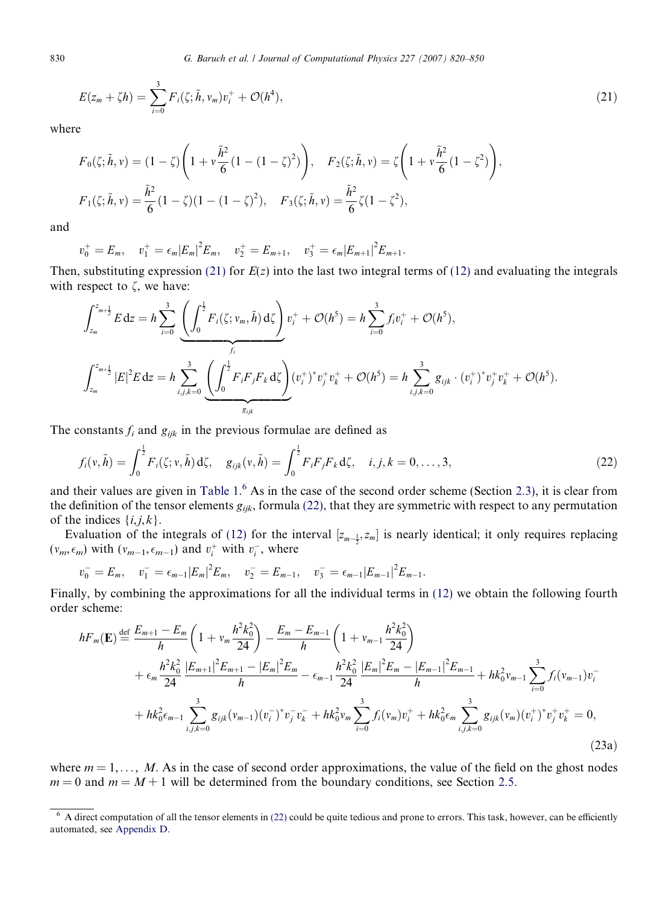$$E(z_m + \zeta h) = \sum_{i=0}^{3} F_i(\zeta; \tilde{h}, v_m) v_i^+ + \mathcal{O}(h^4), \tag{21}$$

where

$$F_0(\zeta; \tilde{h}, v) = (1-\zeta)\left(1 + v\frac{\tilde{h}^2}{6}(1-(1-\zeta)^2)\right), \quad F_2(\zeta; \tilde{h}, v) = \zeta\left(1 + v\frac{\tilde{h}^2}{6}(1-\zeta^2)\right),$$

$$F_1(\zeta; \tilde{h}, v) = \frac{\tilde{h}^2}{6}(1-\zeta)(1-(1-\zeta)^2), \quad F_3(\zeta; \tilde{h}, v) = \frac{\tilde{h}^2}{6}\zeta(1-\zeta^2),$$

and

$$v_0^+ = E_m, \quad v_1^+ = \epsilon_m |E_m|^2 E_m, \quad v_2^+ = E_{m+1}, \quad v_3^+ = \epsilon_m |E_{m+1}|^2 E_{m+1}.$$

Then, substituting expression (21) for $E(z)$ into the last two integral terms of (12) and evaluating the integrals with respect to $\zeta$, we have:

$$\int_{z_m}^{z_{m+\frac{1}{2}}} E\,\mathrm{d}z = h\sum_{i=0}^{3} \underbrace{\left(\int_0^{\frac{1}{2}} F_i(\zeta; v_m, \tilde{h})\,\mathrm{d}\zeta\right)}_{f_i} v_i^+ + \mathcal{O}(h^5) = h\sum_{i=0}^{3} f_i v_i^+ + \mathcal{O}(h^5),$$

$$\int_{z_m}^{z_{m+\frac{1}{2}}} |E|^2 E\,\mathrm{d}z = h\sum_{i,j,k=0}^{3} \underbrace{\left(\int_0^{\frac{1}{2}} F_i F_j F_k\,\mathrm{d}\zeta\right)}_{g_{ijk}} (v_i^+)^* v_j^+ v_k^+ + \mathcal{O}(h^5) = h\sum_{i,j,k=0}^{3} g_{ijk}\cdot (v_i^+)^* v_j^+ v_k^+ + \mathcal{O}(h^5).$$

The constants $f_i$ and $g_{ijk}$ in the previous formulae are defined as

$$f_i(v, \tilde{h}) = \int_0^{\frac{1}{2}} F_i(\zeta; v, \tilde{h})\,\mathrm{d}\zeta, \quad g_{ijk}(v, \tilde{h}) = \int_0^{\frac{1}{2}} F_i F_j F_k\,\mathrm{d}\zeta, \quad i,j,k = 0,\ldots,3, \tag{22}$$

and their values are given in Table 1.[6] As in the case of the second order scheme (Section 2.3), it is clear from the definition of the tensor elements $g_{ijk}$, formula (22), that they are symmetric with respect to any permutation of the indices $\{i,j,k\}$.

Evaluation of the integrals of (12) for the interval $[z_{m-\frac{1}{2}}, z_m]$ is nearly identical; it only requires replacing $(v_m, \epsilon_m)$ with $(v_{m-1}, \epsilon_{m-1})$ and $v_i^+$ with $v_i^-$, where

$$v_0^- = E_m, \quad v_1^- = \epsilon_{m-1}|E_m|^2 E_m, \quad v_2^- = E_{m-1}, \quad v_3^- = \epsilon_{m-1}|E_{m-1}|^2 E_{m-1}.$$

Finally, by combining the approximations for all the individual terms in (12) we obtain the following fourth order scheme:

$$\begin{aligned}
hF_m(\mathbf{E}) \stackrel{\text{def}}{=} &\frac{E_{m+1}-E_m}{h}\left(1 + v_m\frac{h^2k_0^2}{24}\right) - \frac{E_m - E_{m-1}}{h}\left(1 + v_{m-1}\frac{h^2k_0^2}{24}\right) \\
&+ \epsilon_m \frac{h^2k_0^2}{24}\frac{|E_{m+1}|^2 E_{m+1} - |E_m|^2 E_m}{h} - \epsilon_{m-1}\frac{h^2k_0^2}{24}\frac{|E_m|^2 E_m - |E_{m-1}|^2 E_{m-1}}{h} + hk_0^2 v_{m-1}\sum_{i=0}^{3} f_i(v_{m-1}) v_i^- \\
&+ hk_0^2 \epsilon_{m-1}\sum_{i,j,k=0}^{3} g_{ijk}(v_{m-1})(v_i^-)^* v_j^- v_k^- + hk_0^2 v_m \sum_{i=0}^{3} f_i(v_m) v_i^+ + hk_0^2 \epsilon_m \sum_{i,j,k=0}^{3} g_{ijk}(v_m)(v_i^+)^* v_j^+ v_k^+ = 0,
\end{aligned} \tag{23a}$$

where $m = 1, \ldots, M$. As in the case of second order approximations, the value of the field on the ghost nodes $m = 0$ and $m = M+1$ will be determined from the boundary conditions, see Section 2.5.

---

[6] A direct computation of all the tensor elements in (22) could be quite tedious and prone to errors. This task, however, can be efficiently automated, see Appendix D.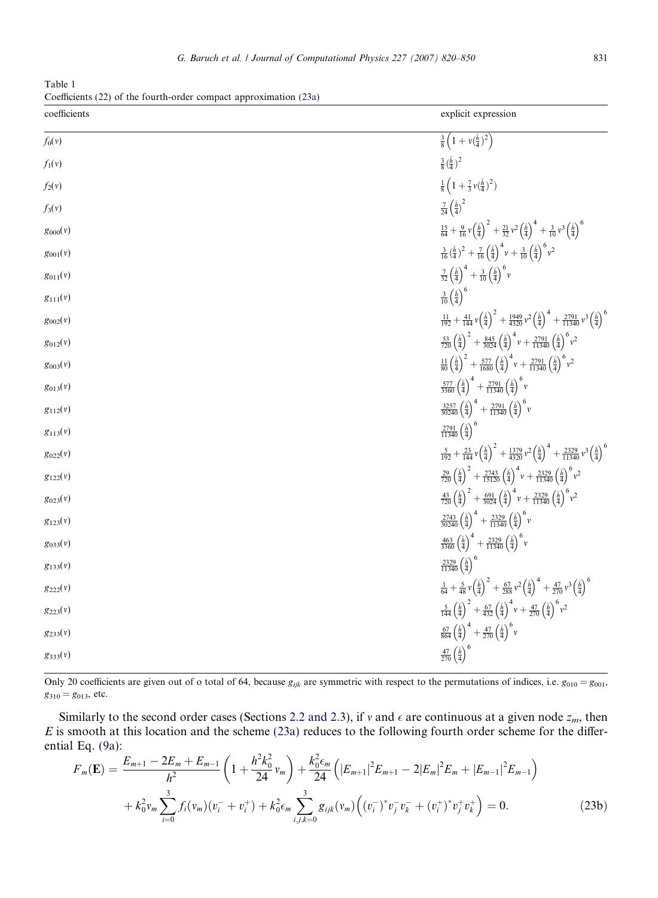Table 1
Coefficients (22) of the fourth-order compact approximation (23a)

| coefficients | explicit expression |
|---|---|
| $f_0(v)$ | $\frac{3}{8}\left(1+v\left(\frac{h}{4}\right)^2\right)$ |
| $f_1(v)$ | $\frac{3}{8}\left(\frac{h}{4}\right)^2$ |
| $f_2(v)$ | $\frac{1}{8}\left(1+\frac{7}{3}v\left(\frac{h}{4}\right)^2\right)$ |
| $f_3(v)$ | $\frac{7}{24}\left(\frac{h}{4}\right)^2$ |
| $g_{000}(v)$ | $\frac{15}{64}+\frac{9}{16}v\left(\frac{h}{4}\right)^2+\frac{21}{32}v^2\left(\frac{h}{4}\right)^4+\frac{3}{10}v^3\left(\frac{h}{4}\right)^6$ |
| $g_{001}(v)$ | $\frac{3}{16}\left(\frac{h}{4}\right)^2+\frac{7}{16}\left(\frac{h}{4}\right)^4v+\frac{3}{10}\left(\frac{h}{4}\right)^6v^2$ |
| $g_{011}(v)$ | $\frac{7}{32}\left(\frac{h}{4}\right)^4+\frac{3}{10}\left(\frac{h}{4}\right)^6v$ |
| $g_{111}(v)$ | $\frac{3}{10}\left(\frac{h}{4}\right)^6$ |
| $g_{002}(v)$ | $\frac{11}{192}+\frac{41}{144}v\left(\frac{h}{4}\right)^2+\frac{1949}{4320}v^2\left(\frac{h}{4}\right)^4+\frac{2791}{11340}v^3\left(\frac{h}{4}\right)^6$ |
| $g_{012}(v)$ | $\frac{53}{720}\left(\frac{h}{4}\right)^2+\frac{845}{3024}\left(\frac{h}{4}\right)^4v+\frac{2791}{11340}\left(\frac{h}{4}\right)^6v^2$ |
| $g_{003}(v)$ | $\frac{11}{80}\left(\frac{h}{4}\right)^2+\frac{577}{1680}\left(\frac{h}{4}\right)^4v+\frac{2791}{11340}\left(\frac{h}{4}\right)^6v^2$ |
| $g_{013}(v)$ | $\frac{577}{3360}\left(\frac{h}{4}\right)^4+\frac{2791}{11340}\left(\frac{h}{4}\right)^6v$ |
| $g_{112}(v)$ | $\frac{3257}{30240}\left(\frac{h}{4}\right)^4+\frac{2791}{11340}\left(\frac{h}{4}\right)^6v$ |
| $g_{113}(v)$ | $\frac{2791}{11340}\left(\frac{h}{4}\right)^6$ |
| $g_{022}(v)$ | $\frac{5}{192}+\frac{23}{144}v\left(\frac{h}{4}\right)^2+\frac{1379}{4320}v^2\left(\frac{h}{4}\right)^4+\frac{2329}{11340}v^3\left(\frac{h}{4}\right)^6$ |
| $g_{122}(v)$ | $\frac{29}{720}\left(\frac{h}{4}\right)^2+\frac{2743}{15120}\left(\frac{h}{4}\right)^4v+\frac{2329}{11340}\left(\frac{h}{4}\right)^6v^2$ |
| $g_{023}(v)$ | $\frac{43}{720}\left(\frac{h}{4}\right)^2+\frac{691}{3024}\left(\frac{h}{4}\right)^4v+\frac{2329}{11340}\left(\frac{h}{4}\right)^6v^2$ |
| $g_{123}(v)$ | $\frac{2743}{30240}\left(\frac{h}{4}\right)^4+\frac{2329}{11340}\left(\frac{h}{4}\right)^6v$ |
| $g_{033}(v)$ | $\frac{463}{3360}\left(\frac{h}{4}\right)^4+\frac{2329}{11340}\left(\frac{h}{4}\right)^6v$ |
| $g_{133}(v)$ | $\frac{2329}{11340}\left(\frac{h}{4}\right)^6$ |
| $g_{222}(v)$ | $\frac{1}{64}+\frac{5}{48}v\left(\frac{h}{4}\right)^2+\frac{67}{288}v^2\left(\frac{h}{4}\right)^4+\frac{47}{270}v^3\left(\frac{h}{4}\right)^6$ |
| $g_{223}(v)$ | $\frac{5}{144}\left(\frac{h}{4}\right)^2+\frac{67}{432}\left(\frac{h}{4}\right)^4v+\frac{47}{270}\left(\frac{h}{4}\right)^6v^2$ |
| $g_{233}(v)$ | $\frac{67}{864}\left(\frac{h}{4}\right)^4+\frac{47}{270}\left(\frac{h}{4}\right)^6v$ |
| $g_{333}(v)$ | $\frac{47}{270}\left(\frac{h}{4}\right)^6$ |

Only 20 coefficients are given out of o total of 64, because $g_{ijk}$ are symmetric with respect to the permutations of indices, i.e. $g_{010} = g_{001}$, $g_{310} = g_{013}$, etc.

Similarly to the second order cases (Sections 2.2 and 2.3), if $v$ and $\epsilon$ are continuous at a given node $z_m$, then $E$ is smooth at this location and the scheme (23a) reduces to the following fourth order scheme for the differential Eq. (9a):

$$
\begin{aligned}
F_m(\mathbf{E}) = {} & \frac{E_{m+1} - 2E_m + E_{m-1}}{h^2}\left(1 + \frac{h^2k_0^2}{24}v_m\right) + \frac{k_0^2\epsilon_m}{24}\left(|E_{m+1}|^2E_{m+1} - 2|E_m|^2E_m + |E_{m-1}|^2E_{m-1}\right) \\
& + k_0^2 v_m \sum_{i=0}^{3} f_i(v_m)(v_i^- + v_i^+) + k_0^2\epsilon_m \sum_{i,j,k=0}^{3} g_{ijk}(v_m)\left((v_i^-)^* v_j^- v_k^- + (v_i^+)^* v_j^+ v_k^+\right) = 0. \qquad (23b)
\end{aligned}
$$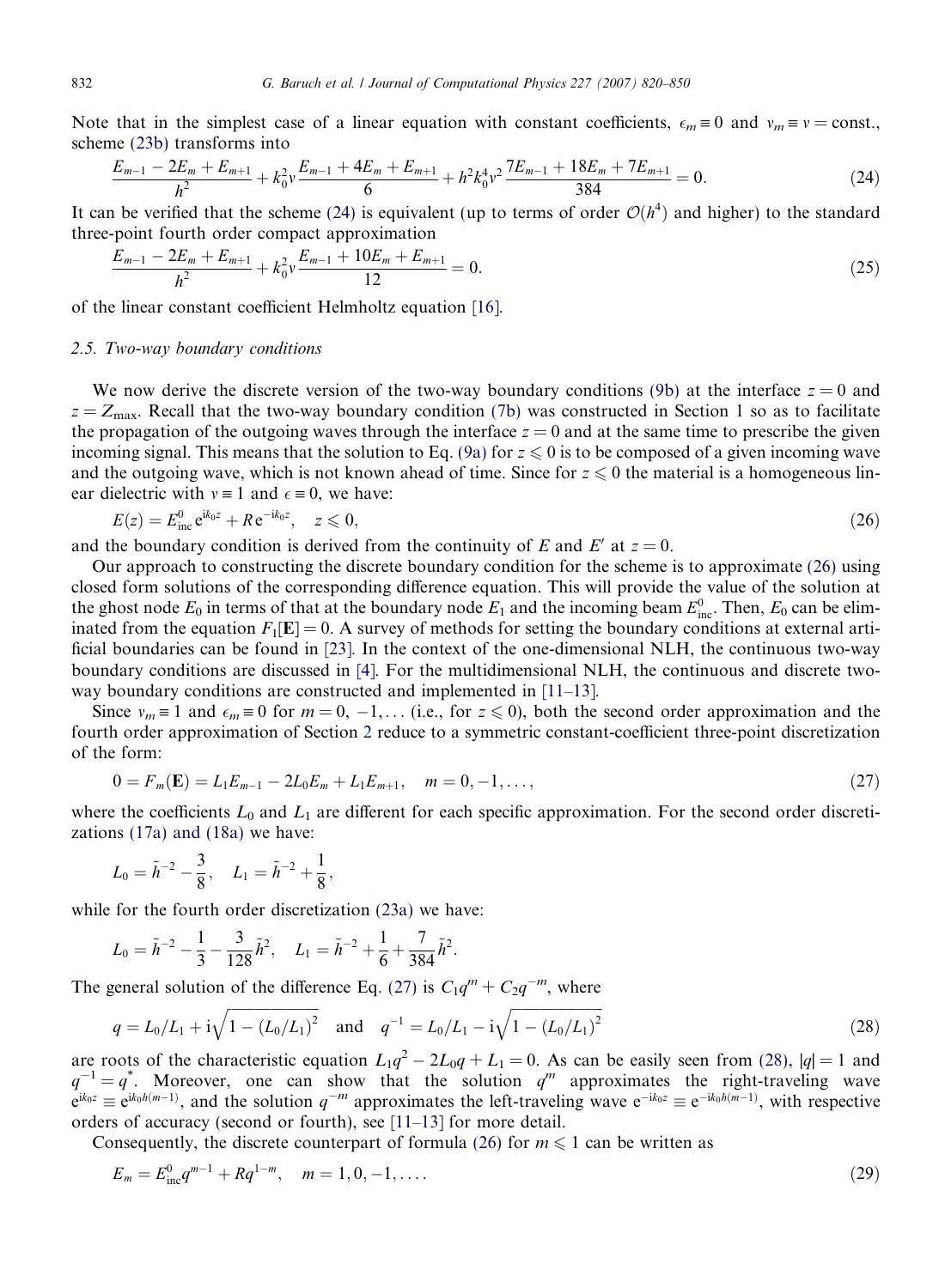Note that in the simplest case of a linear equation with constant coefficients, $\epsilon_m \equiv 0$ and $v_m \equiv v = \text{const.}$, scheme (23b) transforms into

$$\frac{E_{m-1} - 2E_m + E_{m+1}}{h^2} + k_0^2 v \frac{E_{m-1} + 4E_m + E_{m+1}}{6} + h^2 k_0^4 v^2 \frac{7E_{m-1} + 18E_m + 7E_{m+1}}{384} = 0. \tag{24}$$

It can be verified that the scheme (24) is equivalent (up to terms of order $\mathcal{O}(h^4)$ and higher) to the standard three-point fourth order compact approximation

$$\frac{E_{m-1} - 2E_m + E_{m+1}}{h^2} + k_0^2 v \frac{E_{m-1} + 10E_m + E_{m+1}}{12} = 0. \tag{25}$$

of the linear constant coefficient Helmholtz equation [16].

### 2.5. Two-way boundary conditions

We now derive the discrete version of the two-way boundary conditions (9b) at the interface $z = 0$ and $z = Z_{\max}$. Recall that the two-way boundary condition (7b) was constructed in Section 1 so as to facilitate the propagation of the outgoing waves through the interface $z = 0$ and at the same time to prescribe the given incoming signal. This means that the solution to Eq. (9a) for $z \leqslant 0$ is to be composed of a given incoming wave and the outgoing wave, which is not known ahead of time. Since for $z \leqslant 0$ the material is a homogeneous linear dielectric with $v \equiv 1$ and $\epsilon \equiv 0$, we have:

$$E(z) = E_{\text{inc}}^0 e^{ik_0 z} + R e^{-ik_0 z}, \quad z \leqslant 0, \tag{26}$$

and the boundary condition is derived from the continuity of $E$ and $E'$ at $z = 0$.

Our approach to constructing the discrete boundary condition for the scheme is to approximate (26) using closed form solutions of the corresponding difference equation. This will provide the value of the solution at the ghost node $E_0$ in terms of that at the boundary node $E_1$ and the incoming beam $E_{\text{inc}}^0$. Then, $E_0$ can be eliminated from the equation $F_1[\mathbf{E}] = 0$. A survey of methods for setting the boundary conditions at external artificial boundaries can be found in [23]. In the context of the one-dimensional NLH, the continuous two-way boundary conditions are discussed in [4]. For the multidimensional NLH, the continuous and discrete two-way boundary conditions are constructed and implemented in [11–13].

Since $v_m \equiv 1$ and $\epsilon_m \equiv 0$ for $m = 0, -1, \ldots$ (i.e., for $z \leqslant 0$), both the second order approximation and the fourth order approximation of Section 2 reduce to a symmetric constant-coefficient three-point discretization of the form:

$$0 = F_m(\mathbf{E}) = L_1 E_{m-1} - 2L_0 E_m + L_1 E_{m+1}, \quad m = 0, -1, \ldots, \tag{27}$$

where the coefficients $L_0$ and $L_1$ are different for each specific approximation. For the second order discretizations (17a) and (18a) we have:

$$L_0 = \tilde{h}^{-2} - \frac{3}{8}, \quad L_1 = \tilde{h}^{-2} + \frac{1}{8},$$

while for the fourth order discretization (23a) we have:

$$L_0 = \tilde{h}^{-2} - \frac{1}{3} - \frac{3}{128}\tilde{h}^2, \quad L_1 = \tilde{h}^{-2} + \frac{1}{6} + \frac{7}{384}\tilde{h}^2.$$

The general solution of the difference Eq. (27) is $C_1 q^m + C_2 q^{-m}$, where

$$q = L_0/L_1 + i\sqrt{1 - (L_0/L_1)^2} \quad \text{and} \quad q^{-1} = L_0/L_1 - i\sqrt{1 - (L_0/L_1)^2} \tag{28}$$

are roots of the characteristic equation $L_1 q^2 - 2L_0 q + L_1 = 0$. As can be easily seen from (28), $|q| = 1$ and $q^{-1} = q^*$. Moreover, one can show that the solution $q^m$ approximates the right-traveling wave $e^{ik_0 z} \equiv e^{ik_0 h(m-1)}$, and the solution $q^{-m}$ approximates the left-traveling wave $e^{-ik_0 z} \equiv e^{-ik_0 h(m-1)}$, with respective orders of accuracy (second or fourth), see [11–13] for more detail.

Consequently, the discrete counterpart of formula (26) for $m \leqslant 1$ can be written as

$$E_m = E_{\text{inc}}^0 q^{m-1} + R q^{1-m}, \quad m = 1, 0, -1, \ldots. \tag{29}$$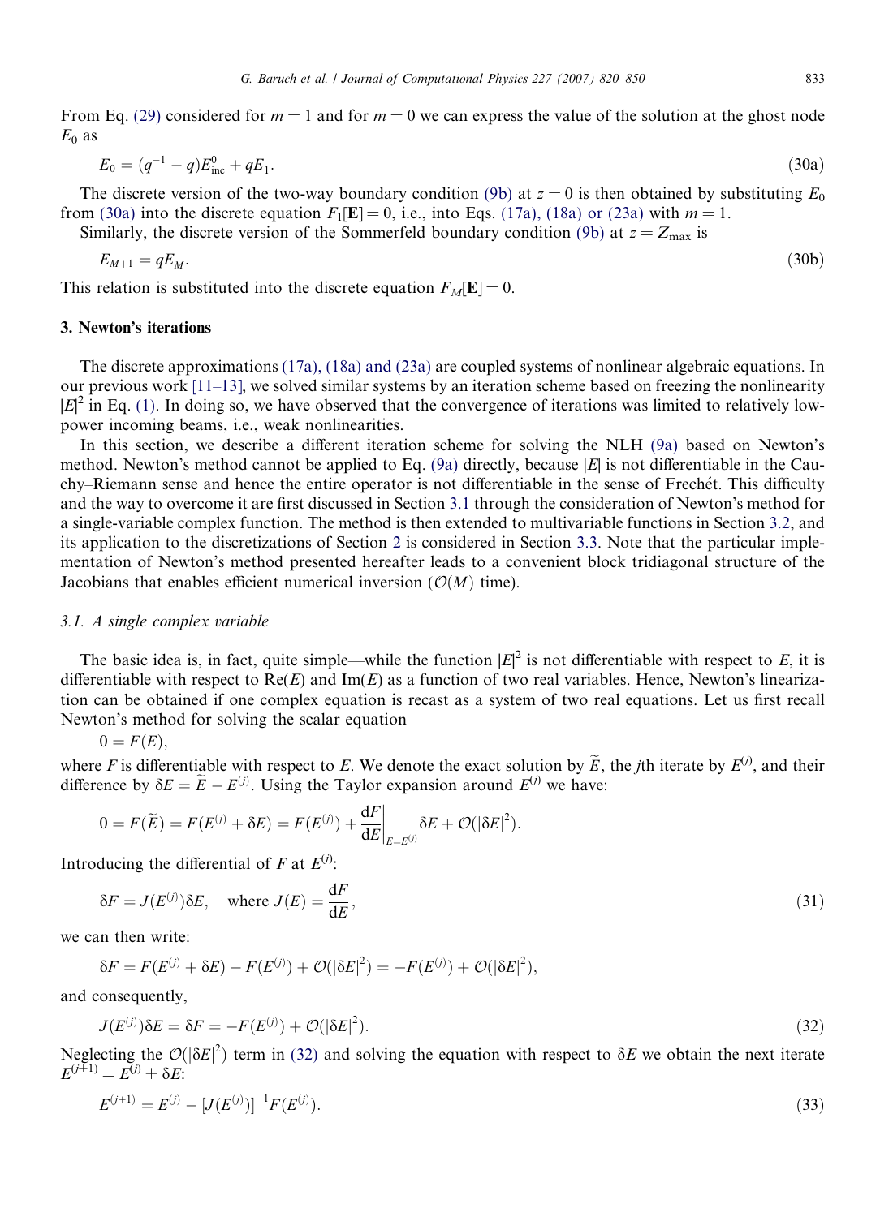From Eq. (29) considered for $m = 1$ and for $m = 0$ we can express the value of the solution at the ghost node $E_0$ as

$$E_0 = (q^{-1} - q)E^0_{\text{inc}} + qE_1. \tag{30a}$$

The discrete version of the two-way boundary condition (9b) at $z = 0$ is then obtained by substituting $E_0$ from (30a) into the discrete equation $F_1[\mathbf{E}] = 0$, i.e., into Eqs. (17a), (18a) or (23a) with $m = 1$.

Similarly, the discrete version of the Sommerfeld boundary condition (9b) at $z = Z_{\max}$ is

$$E_{M+1} = qE_M. \tag{30b}$$

This relation is substituted into the discrete equation $F_M[\mathbf{E}] = 0$.

## 3. Newton's iterations

The discrete approximations (17a), (18a) and (23a) are coupled systems of nonlinear algebraic equations. In our previous work [11–13], we solved similar systems by an iteration scheme based on freezing the nonlinearity $|E|^2$ in Eq. (1). In doing so, we have observed that the convergence of iterations was limited to relatively low-power incoming beams, i.e., weak nonlinearities.

In this section, we describe a different iteration scheme for solving the NLH (9a) based on Newton's method. Newton's method cannot be applied to Eq. (9a) directly, because $|E|$ is not differentiable in the Cauchy–Riemann sense and hence the entire operator is not differentiable in the sense of Frechét. This difficulty and the way to overcome it are first discussed in Section 3.1 through the consideration of Newton's method for a single-variable complex function. The method is then extended to multivariable functions in Section 3.2, and its application to the discretizations of Section 2 is considered in Section 3.3. Note that the particular implementation of Newton's method presented hereafter leads to a convenient block tridiagonal structure of the Jacobians that enables efficient numerical inversion ($\mathcal{O}(M)$ time).

### 3.1. A single complex variable

The basic idea is, in fact, quite simple—while the function $|E|^2$ is not differentiable with respect to $E$, it is differentiable with respect to $\text{Re}(E)$ and $\text{Im}(E)$ as a function of two real variables. Hence, Newton's linearization can be obtained if one complex equation is recast as a system of two real equations. Let us first recall Newton's method for solving the scalar equation

$$0 = F(E),$$

where $F$ is differentiable with respect to $E$. We denote the exact solution by $\widetilde{E}$, the $j$th iterate by $E^{(j)}$, and their difference by $\delta E = \widetilde{E} - E^{(j)}$. Using the Taylor expansion around $E^{(j)}$ we have:

$$0 = F(\widetilde{E}) = F(E^{(j)} + \delta E) = F(E^{(j)}) + \left.\frac{\mathrm{d}F}{\mathrm{d}E}\right|_{E=E^{(j)}} \delta E + \mathcal{O}(|\delta E|^2).$$

Introducing the differential of $F$ at $E^{(j)}$:

$$\delta F = J(E^{(j)})\delta E, \quad \text{where } J(E) = \frac{\mathrm{d}F}{\mathrm{d}E}, \tag{31}$$

we can then write:

$$\delta F = F(E^{(j)} + \delta E) - F(E^{(j)}) + \mathcal{O}(|\delta E|^2) = -F(E^{(j)}) + \mathcal{O}(|\delta E|^2),$$

and consequently,

$$J(E^{(j)})\delta E = \delta F = -F(E^{(j)}) + \mathcal{O}(|\delta E|^2). \tag{32}$$

Neglecting the $\mathcal{O}(|\delta E|^2)$ term in (32) and solving the equation with respect to $\delta E$ we obtain the next iterate $E^{(j+1)} = E^{(j)} + \delta E$:

$$E^{(j+1)} = E^{(j)} - [J(E^{(j)})]^{-1} F(E^{(j)}). \tag{33}$$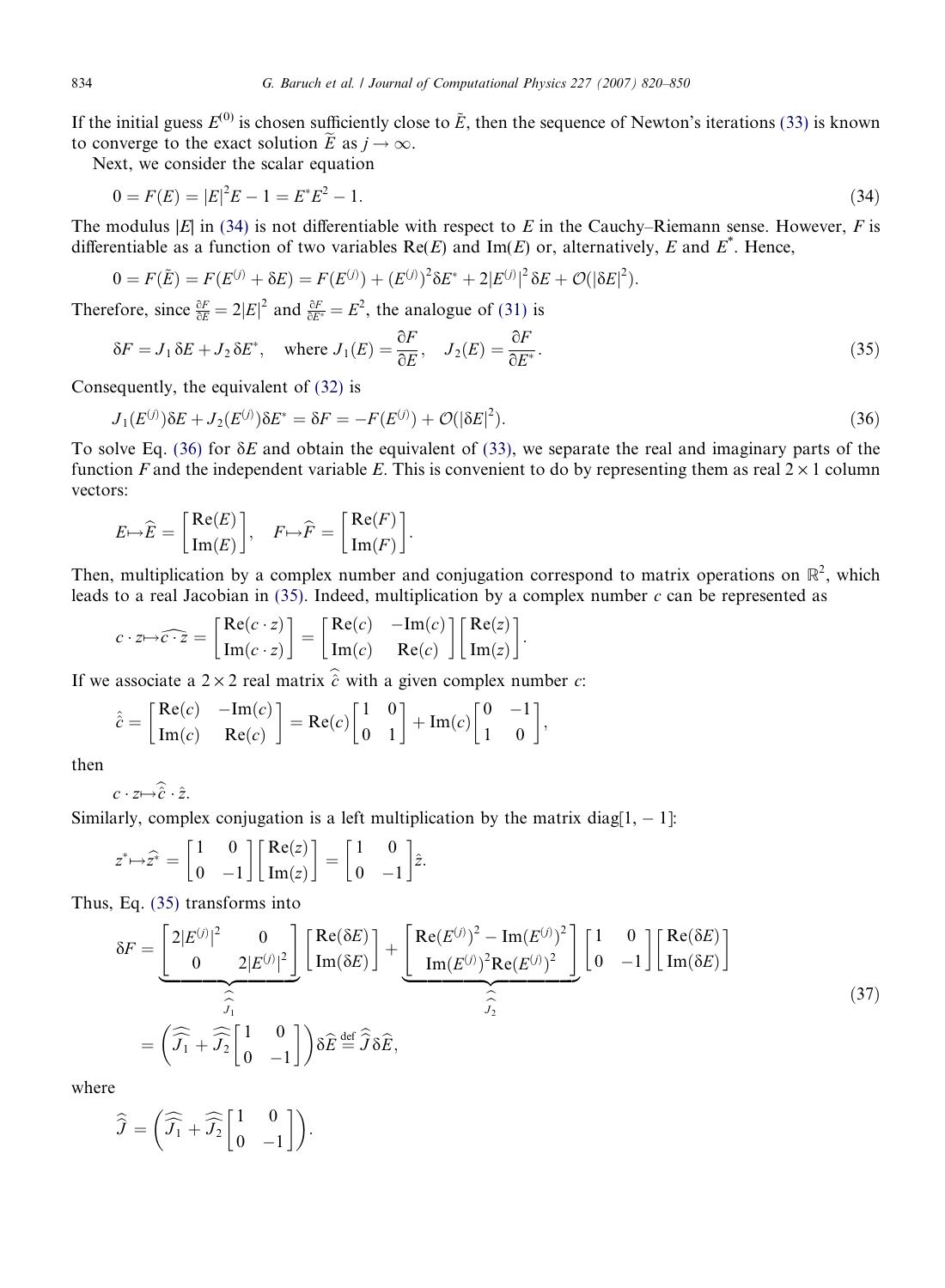If the initial guess $E^{(0)}$ is chosen sufficiently close to $\tilde{E}$, then the sequence of Newton's iterations (33) is known to converge to the exact solution $\widetilde{E}$ as $j \to \infty$.

Next, we consider the scalar equation

$$0 = F(E) = |E|^2 E - 1 = E^* E^2 - 1. \tag{34}$$

The modulus $|E|$ in (34) is not differentiable with respect to $E$ in the Cauchy–Riemann sense. However, $F$ is differentiable as a function of two variables $\mathrm{Re}(E)$ and $\mathrm{Im}(E)$ or, alternatively, $E$ and $E^*$. Hence,

$$0 = F(\tilde{E}) = F(E^{(j)} + \delta E) = F(E^{(j)}) + (E^{(j)})^2 \delta E^* + 2|E^{(j)}|^2 \delta E + \mathcal{O}(|\delta E|^2).$$

Therefore, since $\frac{\partial F}{\partial E} = 2|E|^2$ and $\frac{\partial F}{\partial E^*} = E^2$, the analogue of (31) is

$$\delta F = J_1 \, \delta E + J_2 \, \delta E^*, \quad \text{where } J_1(E) = \frac{\partial F}{\partial E}, \quad J_2(E) = \frac{\partial F}{\partial E^*}. \tag{35}$$

Consequently, the equivalent of (32) is

$$J_1(E^{(j)})\delta E + J_2(E^{(j)})\delta E^* = \delta F = -F(E^{(j)}) + \mathcal{O}(|\delta E|^2). \tag{36}$$

To solve Eq. (36) for $\delta E$ and obtain the equivalent of (33), we separate the real and imaginary parts of the function $F$ and the independent variable $E$. This is convenient to do by representing them as real $2 \times 1$ column vectors:

$$E \mapsto \widehat{E} = \begin{bmatrix} \mathrm{Re}(E) \\ \mathrm{Im}(E) \end{bmatrix}, \quad F \mapsto \widehat{F} = \begin{bmatrix} \mathrm{Re}(F) \\ \mathrm{Im}(F) \end{bmatrix}.$$

Then, multiplication by a complex number and conjugation correspond to matrix operations on $\mathbb{R}^2$, which leads to a real Jacobian in (35). Indeed, multiplication by a complex number $c$ can be represented as

$$c \cdot z \mapsto \widehat{c \cdot z} = \begin{bmatrix} \mathrm{Re}(c \cdot z) \\ \mathrm{Im}(c \cdot z) \end{bmatrix} = \begin{bmatrix} \mathrm{Re}(c) & -\mathrm{Im}(c) \\ \mathrm{Im}(c) & \mathrm{Re}(c) \end{bmatrix} \begin{bmatrix} \mathrm{Re}(z) \\ \mathrm{Im}(z) \end{bmatrix}.$$

If we associate a $2 \times 2$ real matrix $\widehat{\hat{c}}$ with a given complex number $c$:

$$\widehat{\hat{c}} = \begin{bmatrix} \mathrm{Re}(c) & -\mathrm{Im}(c) \\ \mathrm{Im}(c) & \mathrm{Re}(c) \end{bmatrix} = \mathrm{Re}(c) \begin{bmatrix} 1 & 0 \\ 0 & 1 \end{bmatrix} + \mathrm{Im}(c) \begin{bmatrix} 0 & -1 \\ 1 & 0 \end{bmatrix},$$

then

$$c \cdot z \mapsto \widehat{\hat{c}} \cdot \hat{z}.$$

Similarly, complex conjugation is a left multiplication by the matrix $\mathrm{diag}[1, -1]$:

$$z^* \mapsto \widehat{z^*} = \begin{bmatrix} 1 & 0 \\ 0 & -1 \end{bmatrix} \begin{bmatrix} \mathrm{Re}(z) \\ \mathrm{Im}(z) \end{bmatrix} = \begin{bmatrix} 1 & 0 \\ 0 & -1 \end{bmatrix} \hat{z}.$$

Thus, Eq. (35) transforms into

$$\begin{aligned}
\delta F &= \underbrace{\begin{bmatrix} 2|E^{(j)}|^2 & 0 \\ 0 & 2|E^{(j)}|^2 \end{bmatrix}}_{\widehat{\widehat{J_1}}} \begin{bmatrix} \mathrm{Re}(\delta E) \\ \mathrm{Im}(\delta E) \end{bmatrix} + \underbrace{\begin{bmatrix} \mathrm{Re}(E^{(j)})^2 - \mathrm{Im}(E^{(j)})^2 \\ \mathrm{Im}(E^{(j)})^2 \mathrm{Re}(E^{(j)})^2 \end{bmatrix}}_{\widehat{\widehat{J_2}}} \begin{bmatrix} 1 & 0 \\ 0 & -1 \end{bmatrix} \begin{bmatrix} \mathrm{Re}(\delta E) \\ \mathrm{Im}(\delta E) \end{bmatrix} \\
&= \left( \widehat{\widehat{J_1}} + \widehat{\widehat{J_2}} \begin{bmatrix} 1 & 0 \\ 0 & -1 \end{bmatrix} \right) \delta \widehat{E} \stackrel{\text{def}}{=} \widehat{\widehat{J}} \, \delta \widehat{E},
\end{aligned} \tag{37}$$

where

$$\widehat{\widehat{J}} = \left( \widehat{\widehat{J_1}} + \widehat{\widehat{J_2}} \begin{bmatrix} 1 & 0 \\ 0 & -1 \end{bmatrix} \right).$$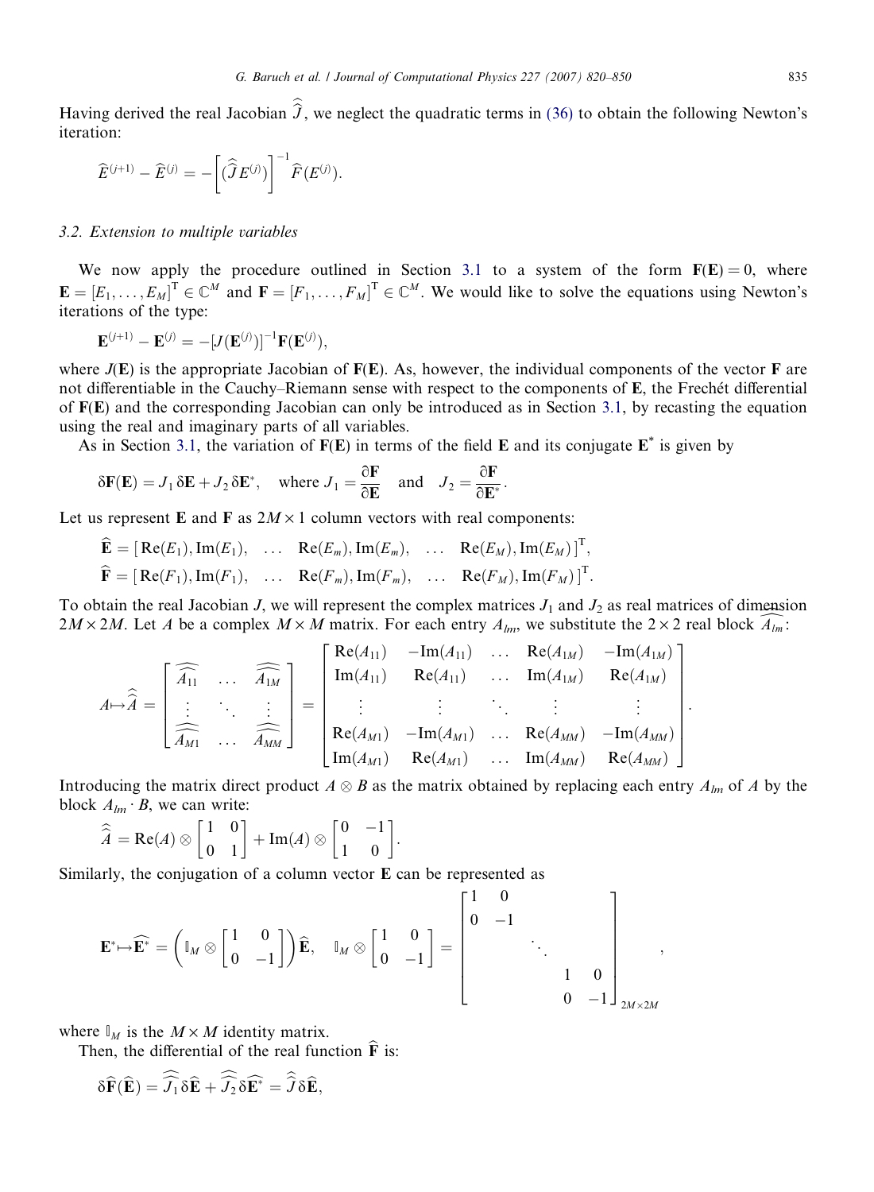Having derived the real Jacobian $\widehat{\widehat{J}}$, we neglect the quadratic terms in (36) to obtain the following Newton's iteration:

$$\widehat{E}^{(j+1)} - \widehat{E}^{(j)} = -\left[ (\widehat{\widehat{J}} E^{(j)}) \right]^{-1} \widehat{F}(E^{(j)}).$$

### 3.2. Extension to multiple variables

We now apply the procedure outlined in Section 3.1 to a system of the form $\mathbf{F}(\mathbf{E}) = 0$, where $\mathbf{E} = [E_1, \ldots, E_M]^{\mathrm{T}} \in \mathbb{C}^M$ and $\mathbf{F} = [F_1, \ldots, F_M]^{\mathrm{T}} \in \mathbb{C}^M$. We would like to solve the equations using Newton's iterations of the type:

$$\mathbf{E}^{(j+1)} - \mathbf{E}^{(j)} = -[J(\mathbf{E}^{(j)})]^{-1} \mathbf{F}(\mathbf{E}^{(j)}),$$

where $J(\mathbf{E})$ is the appropriate Jacobian of $\mathbf{F}(\mathbf{E})$. As, however, the individual components of the vector $\mathbf{F}$ are not differentiable in the Cauchy–Riemann sense with respect to the components of $\mathbf{E}$, the Frechét differential of $\mathbf{F}(\mathbf{E})$ and the corresponding Jacobian can only be introduced as in Section 3.1, by recasting the equation using the real and imaginary parts of all variables.

As in Section 3.1, the variation of $\mathbf{F}(\mathbf{E})$ in terms of the field $\mathbf{E}$ and its conjugate $\mathbf{E}^*$ is given by

$$\delta \mathbf{F}(\mathbf{E}) = J_1 \, \delta \mathbf{E} + J_2 \, \delta \mathbf{E}^*, \quad \text{where } J_1 = \frac{\partial \mathbf{F}}{\partial \mathbf{E}} \quad \text{and} \quad J_2 = \frac{\partial \mathbf{F}}{\partial \mathbf{E}^*}.$$

Let us represent $\mathbf{E}$ and $\mathbf{F}$ as $2M \times 1$ column vectors with real components:

$$\widehat{\mathbf{E}} = [\,\mathrm{Re}(E_1), \mathrm{Im}(E_1), \quad \ldots \quad \mathrm{Re}(E_m), \mathrm{Im}(E_m), \quad \ldots \quad \mathrm{Re}(E_M), \mathrm{Im}(E_M)\,]^{\mathrm{T}},$$

$$\widehat{\mathbf{F}} = [\,\mathrm{Re}(F_1), \mathrm{Im}(F_1), \quad \ldots \quad \mathrm{Re}(F_m), \mathrm{Im}(F_m), \quad \ldots \quad \mathrm{Re}(F_M), \mathrm{Im}(F_M)\,]^{\mathrm{T}}.$$

To obtain the real Jacobian $J$, we will represent the complex matrices $J_1$ and $J_2$ as real matrices of dimension $2M \times 2M$. Let $A$ be a complex $M \times M$ matrix. For each entry $A_{lm}$, we substitute the $2 \times 2$ real block $\widehat{A_{lm}}$:

$$A \mapsto \widehat{\widehat{A}} = \begin{bmatrix} \widehat{A_{11}} & \ldots & \widehat{A_{1M}} \\ \vdots & \ddots & \vdots \\ \widehat{A_{M1}} & \ldots & \widehat{A_{MM}} \end{bmatrix} = \begin{bmatrix} \mathrm{Re}(A_{11}) & -\mathrm{Im}(A_{11}) & \ldots & \mathrm{Re}(A_{1M}) & -\mathrm{Im}(A_{1M}) \\ \mathrm{Im}(A_{11}) & \mathrm{Re}(A_{11}) & \ldots & \mathrm{Im}(A_{1M}) & \mathrm{Re}(A_{1M}) \\ \vdots & \vdots & \ddots & \vdots & \vdots \\ \mathrm{Re}(A_{M1}) & -\mathrm{Im}(A_{M1}) & \ldots & \mathrm{Re}(A_{MM}) & -\mathrm{Im}(A_{MM}) \\ \mathrm{Im}(A_{M1}) & \mathrm{Re}(A_{M1}) & \ldots & \mathrm{Im}(A_{MM}) & \mathrm{Re}(A_{MM}) \end{bmatrix}.$$

Introducing the matrix direct product $A \otimes B$ as the matrix obtained by replacing each entry $A_{lm}$ of $A$ by the block $A_{lm} \cdot B$, we can write:

$$\widehat{\widehat{A}} = \mathrm{Re}(A) \otimes \begin{bmatrix} 1 & 0 \\ 0 & 1 \end{bmatrix} + \mathrm{Im}(A) \otimes \begin{bmatrix} 0 & -1 \\ 1 & 0 \end{bmatrix}.$$

Similarly, the conjugation of a column vector $\mathbf{E}$ can be represented as

$$\mathbf{E}^* \mapsto \widehat{\mathbf{E}^*} = \left( \mathbb{I}_M \otimes \begin{bmatrix} 1 & 0 \\ 0 & -1 \end{bmatrix} \right) \widehat{\mathbf{E}}, \quad \mathbb{I}_M \otimes \begin{bmatrix} 1 & 0 \\ 0 & -1 \end{bmatrix} = \begin{bmatrix} 1 & 0 & & & \\ 0 & -1 & & & \\ & & \ddots & & \\ & & & 1 & 0 \\ & & & 0 & -1 \end{bmatrix}_{2M \times 2M},$$

where $\mathbb{I}_M$ is the $M \times M$ identity matrix.

Then, the differential of the real function $\widehat{\mathbf{F}}$ is:

$$\delta \widehat{\mathbf{F}}(\widehat{\mathbf{E}}) = \widehat{\widehat{J_1}} \, \delta \widehat{\mathbf{E}} + \widehat{\widehat{J_2}} \, \delta \widehat{\mathbf{E}^*} = \widehat{\widehat{J}} \, \delta \widehat{\mathbf{E}},$$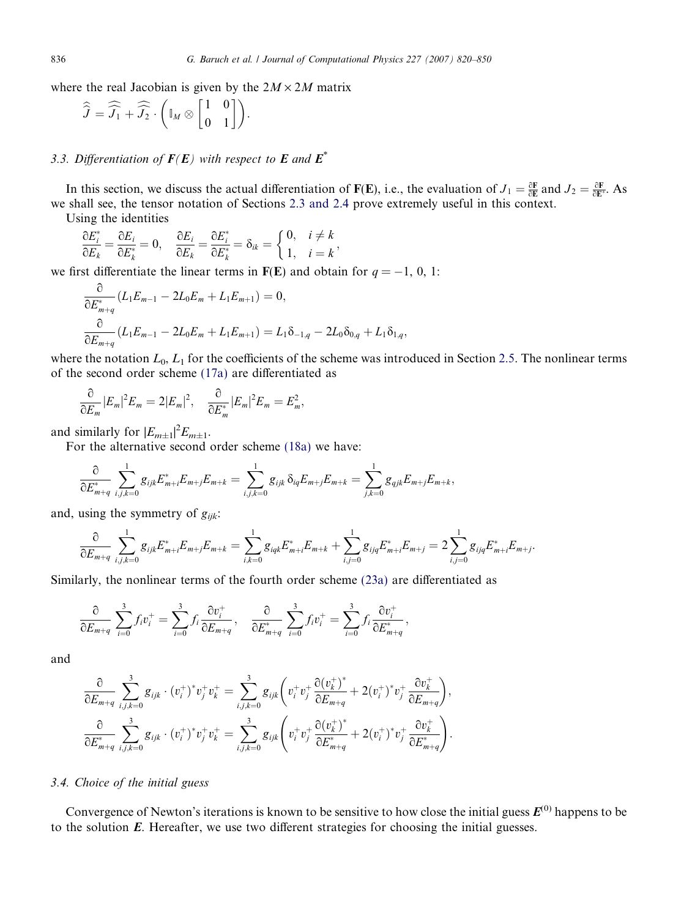where the real Jacobian is given by the $2M \times 2M$ matrix

$$\widehat{\widehat{J}} = \widehat{\widehat{J_1}} + \widehat{\widehat{J_2}} \cdot \left( \mathbb{I}_M \otimes \begin{bmatrix} 1 & 0 \\ 0 & 1 \end{bmatrix} \right).$$

### 3.3. Differentiation of $\boldsymbol{F}(\boldsymbol{E})$ with respect to $\boldsymbol{E}$ and $\boldsymbol{E}^*$

In this section, we discuss the actual differentiation of $\mathbf{F}(\mathbf{E})$, i.e., the evaluation of $J_1 = \frac{\partial \mathbf{F}}{\partial \mathbf{E}}$ and $J_2 = \frac{\partial \mathbf{F}}{\partial \mathbf{E}^*}$. As we shall see, the tensor notation of Sections 2.3 and 2.4 prove extremely useful in this context.

Using the identities

$$\frac{\partial E_i^*}{\partial E_k} = \frac{\partial E_i}{\partial E_k^*} = 0, \quad \frac{\partial E_i}{\partial E_k} = \frac{\partial E_i^*}{\partial E_k^*} = \delta_{ik} = \begin{cases} 0, & i \neq k \\ 1, & i = k \end{cases},$$

we first differentiate the linear terms in $\mathbf{F}(\mathbf{E})$ and obtain for $q = -1,\ 0,\ 1$:

$$\frac{\partial}{\partial E_{m+q}^*}(L_1 E_{m-1} - 2L_0 E_m + L_1 E_{m+1}) = 0,$$

$$\frac{\partial}{\partial E_{m+q}}(L_1 E_{m-1} - 2L_0 E_m + L_1 E_{m+1}) = L_1 \delta_{-1,q} - 2L_0 \delta_{0,q} + L_1 \delta_{1,q},$$

where the notation $L_0$, $L_1$ for the coefficients of the scheme was introduced in Section 2.5. The nonlinear terms of the second order scheme (17a) are differentiated as

$$\frac{\partial}{\partial E_m}|E_m|^2 E_m = 2|E_m|^2, \quad \frac{\partial}{\partial E_m^*}|E_m|^2 E_m = E_m^2,$$

and similarly for $|E_{m\pm1}|^2 E_{m\pm1}$.

For the alternative second order scheme (18a) we have:

$$\frac{\partial}{\partial E_{m+q}^*} \sum_{i,j,k=0}^{1} g_{ijk} E_{m+i}^* E_{m+j} E_{m+k} = \sum_{i,j,k=0}^{1} g_{ijk}\, \delta_{iq} E_{m+j} E_{m+k} = \sum_{j,k=0}^{1} g_{qjk} E_{m+j} E_{m+k},$$

and, using the symmetry of $g_{ijk}$:

$$\frac{\partial}{\partial E_{m+q}} \sum_{i,j,k=0}^{1} g_{ijk} E_{m+i}^* E_{m+j} E_{m+k} = \sum_{i,k=0}^{1} g_{iqk} E_{m+i}^* E_{m+k} + \sum_{i,j=0}^{1} g_{ijq} E_{m+i}^* E_{m+j} = 2\sum_{i,j=0}^{1} g_{ijq} E_{m+i}^* E_{m+j}.$$

Similarly, the nonlinear terms of the fourth order scheme (23a) are differentiated as

$$\frac{\partial}{\partial E_{m+q}} \sum_{i=0}^{3} f_i v_i^+ = \sum_{i=0}^{3} f_i \frac{\partial v_i^+}{\partial E_{m+q}}, \quad \frac{\partial}{\partial E_{m+q}^*} \sum_{i=0}^{3} f_i v_i^+ = \sum_{i=0}^{3} f_i \frac{\partial v_i^+}{\partial E_{m+q}^*},$$

and

$$\frac{\partial}{\partial E_{m+q}} \sum_{i,j,k=0}^{3} g_{ijk} \cdot (v_i^+)^* v_j^+ v_k^+ = \sum_{i,j,k=0}^{3} g_{ijk} \left( v_i^+ v_j^+ \frac{\partial (v_k^+)^*}{\partial E_{m+q}} + 2(v_i^+)^* v_j^+ \frac{\partial v_k^+}{\partial E_{m+q}} \right),$$

$$\frac{\partial}{\partial E_{m+q}^*} \sum_{i,j,k=0}^{3} g_{ijk} \cdot (v_i^+)^* v_j^+ v_k^+ = \sum_{i,j,k=0}^{3} g_{ijk} \left( v_i^+ v_j^+ \frac{\partial (v_k^+)^*}{\partial E_{m+q}^*} + 2(v_i^+)^* v_j^+ \frac{\partial v_k^+}{\partial E_{m+q}^*} \right).$$

### 3.4. Choice of the initial guess

Convergence of Newton's iterations is known to be sensitive to how close the initial guess $\boldsymbol{E}^{(0)}$ happens to be to the solution $\boldsymbol{E}$. Hereafter, we use two different strategies for choosing the initial guesses.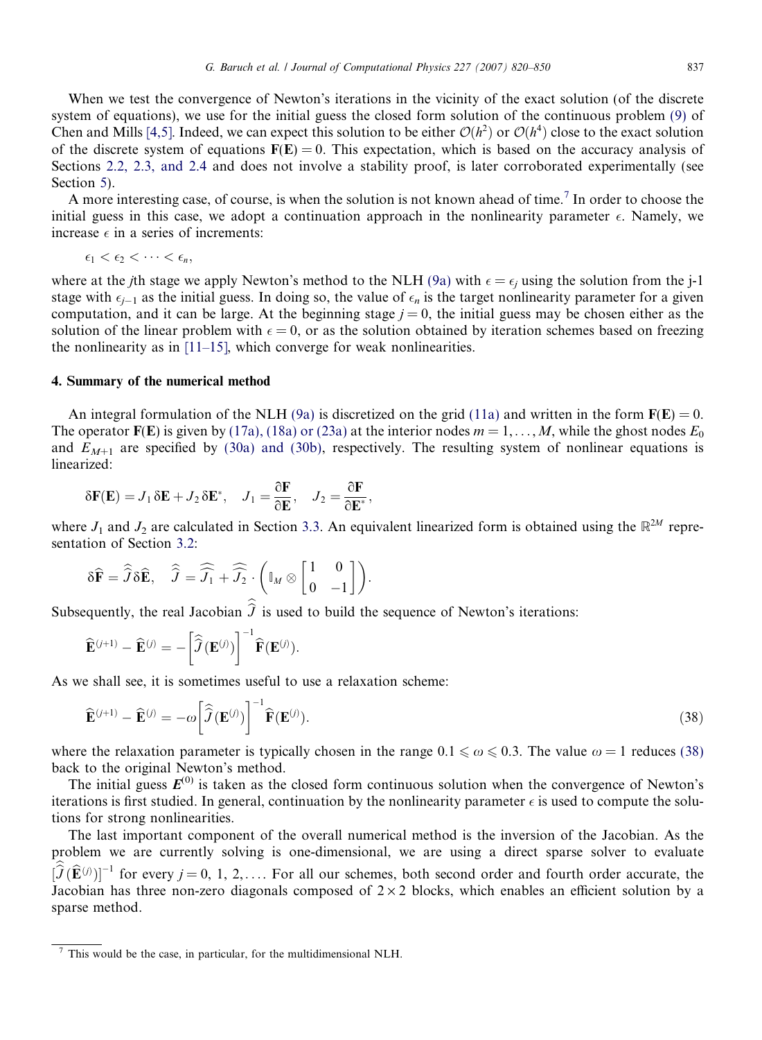When we test the convergence of Newton's iterations in the vicinity of the exact solution (of the discrete system of equations), we use for the initial guess the closed form solution of the continuous problem (9) of Chen and Mills [4,5]. Indeed, we can expect this solution to be either $\mathcal{O}(h^2)$ or $\mathcal{O}(h^4)$ close to the exact solution of the discrete system of equations $\mathbf{F}(\mathbf{E}) = 0$. This expectation, which is based on the accuracy analysis of Sections 2.2, 2.3, and 2.4 and does not involve a stability proof, is later corroborated experimentally (see Section 5).

A more interesting case, of course, is when the solution is not known ahead of time.[7] In order to choose the initial guess in this case, we adopt a continuation approach in the nonlinearity parameter $\epsilon$. Namely, we increase $\epsilon$ in a series of increments:

$$\epsilon_1 < \epsilon_2 < \cdots < \epsilon_n,$$

where at the $j$th stage we apply Newton's method to the NLH (9a) with $\epsilon = \epsilon_j$ using the solution from the j-1 stage with $\epsilon_{j-1}$ as the initial guess. In doing so, the value of $\epsilon_n$ is the target nonlinearity parameter for a given computation, and it can be large. At the beginning stage $j = 0$, the initial guess may be chosen either as the solution of the linear problem with $\epsilon = 0$, or as the solution obtained by iteration schemes based on freezing the nonlinearity as in [11–15], which converge for weak nonlinearities.

## 4. Summary of the numerical method

An integral formulation of the NLH (9a) is discretized on the grid (11a) and written in the form $\mathbf{F}(\mathbf{E}) = 0$. The operator $\mathbf{F}(\mathbf{E})$ is given by (17a), (18a) or (23a) at the interior nodes $m = 1, \ldots, M$, while the ghost nodes $E_0$ and $E_{M+1}$ are specified by (30a) and (30b), respectively. The resulting system of nonlinear equations is linearized:

$$\delta\mathbf{F}(\mathbf{E}) = J_1\,\delta\mathbf{E} + J_2\,\delta\mathbf{E}^*, \quad J_1 = \frac{\partial\mathbf{F}}{\partial\mathbf{E}}, \quad J_2 = \frac{\partial\mathbf{F}}{\partial\mathbf{E}^*},$$

where $J_1$ and $J_2$ are calculated in Section 3.3. An equivalent linearized form is obtained using the $\mathbb{R}^{2M}$ representation of Section 3.2:

$$\delta\widehat{\mathbf{F}} = \widehat{\widehat{J}}\,\delta\widehat{\mathbf{E}}, \quad \widehat{\widehat{J}} = \widehat{\widehat{J_1}} + \widehat{\widehat{J_2}} \cdot \left(\mathbb{I}_M \otimes \begin{bmatrix} 1 & 0 \\ 0 & -1 \end{bmatrix}\right).$$

Subsequently, the real Jacobian $\widehat{\widehat{J}}$ is used to build the sequence of Newton's iterations:

$$\widehat{\mathbf{E}}^{(j+1)} - \widehat{\mathbf{E}}^{(j)} = -\left[\widehat{\widehat{J}}(\mathbf{E}^{(j)})\right]^{-1}\widehat{\mathbf{F}}(\mathbf{E}^{(j)}).$$

As we shall see, it is sometimes useful to use a relaxation scheme:

$$\widehat{\mathbf{E}}^{(j+1)} - \widehat{\mathbf{E}}^{(j)} = -\omega\left[\widehat{\widehat{J}}(\mathbf{E}^{(j)})\right]^{-1}\widehat{\mathbf{F}}(\mathbf{E}^{(j)}). \tag{38}$$

where the relaxation parameter is typically chosen in the range $0.1 \leqslant \omega \leqslant 0.3$. The value $\omega = 1$ reduces (38) back to the original Newton's method.

The initial guess $\boldsymbol{E}^{(0)}$ is taken as the closed form continuous solution when the convergence of Newton's iterations is first studied. In general, continuation by the nonlinearity parameter $\epsilon$ is used to compute the solutions for strong nonlinearities.

The last important component of the overall numerical method is the inversion of the Jacobian. As the problem we are currently solving is one-dimensional, we are using a direct sparse solver to evaluate $[\widehat{\widehat{J}}(\widehat{\mathbf{E}}^{(j)})]^{-1}$ for every $j = 0, 1, 2, \ldots$. For all our schemes, both second order and fourth order accurate, the Jacobian has three non-zero diagonals composed of $2 \times 2$ blocks, which enables an efficient solution by a sparse method.

[7] This would be the case, in particular, for the multidimensional NLH.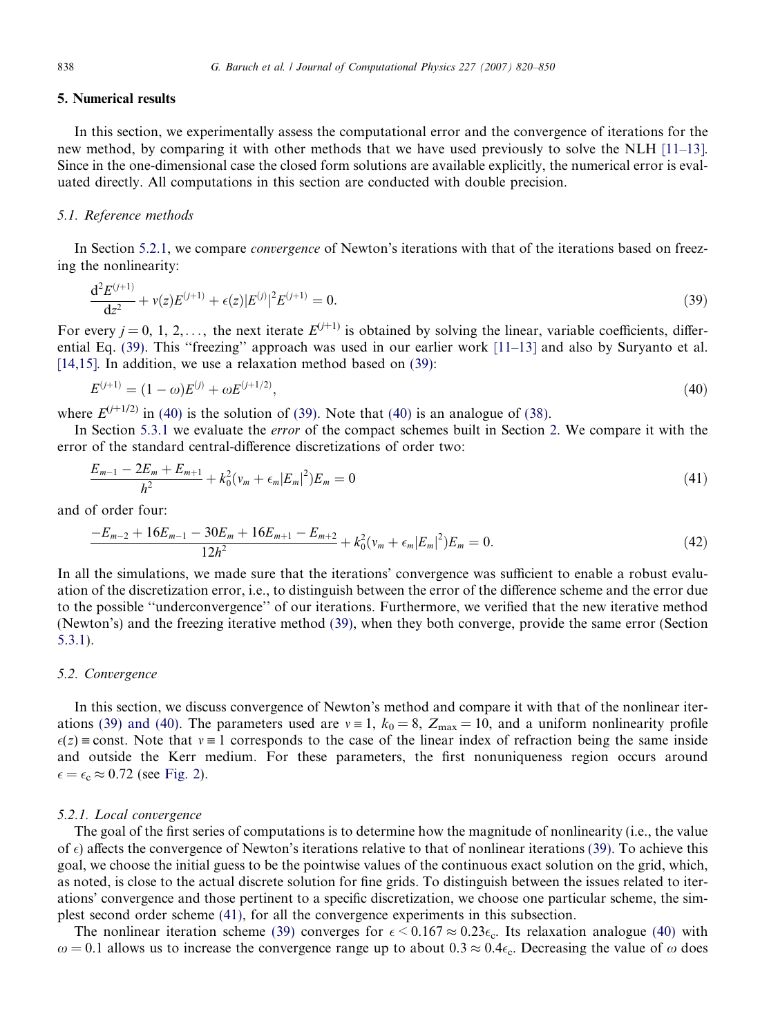## 5. Numerical results

In this section, we experimentally assess the computational error and the convergence of iterations for the new method, by comparing it with other methods that we have used previously to solve the NLH [11–13]. Since in the one-dimensional case the closed form solutions are available explicitly, the numerical error is evaluated directly. All computations in this section are conducted with double precision.

### 5.1. Reference methods

In Section 5.2.1, we compare *convergence* of Newton's iterations with that of the iterations based on freezing the nonlinearity:

$$\frac{\mathrm{d}^2 E^{(j+1)}}{\mathrm{d}z^2} + v(z)E^{(j+1)} + \epsilon(z)|E^{(j)}|^2 E^{(j+1)} = 0. \tag{39}$$

For every $j = 0, 1, 2, \ldots,$ the next iterate $E^{(j+1)}$ is obtained by solving the linear, variable coefficients, differential Eq. (39). This "freezing" approach was used in our earlier work [11–13] and also by Suryanto et al. [14,15]. In addition, we use a relaxation method based on (39):

$$E^{(j+1)} = (1-\omega)E^{(j)} + \omega E^{(j+1/2)}, \tag{40}$$

where $E^{(j+1/2)}$ in (40) is the solution of (39). Note that (40) is an analogue of (38).

In Section 5.3.1 we evaluate the *error* of the compact schemes built in Section 2. We compare it with the error of the standard central-difference discretizations of order two:

$$\frac{E_{m-1} - 2E_m + E_{m+1}}{h^2} + k_0^2(v_m + \epsilon_m|E_m|^2)E_m = 0 \tag{41}$$

and of order four:

$$\frac{-E_{m-2} + 16E_{m-1} - 30E_m + 16E_{m+1} - E_{m+2}}{12h^2} + k_0^2(v_m + \epsilon_m|E_m|^2)E_m = 0. \tag{42}$$

In all the simulations, we made sure that the iterations' convergence was sufficient to enable a robust evaluation of the discretization error, i.e., to distinguish between the error of the difference scheme and the error due to the possible "underconvergence" of our iterations. Furthermore, we verified that the new iterative method (Newton's) and the freezing iterative method (39), when they both converge, provide the same error (Section 5.3.1).

### 5.2. Convergence

In this section, we discuss convergence of Newton's method and compare it with that of the nonlinear iterations (39) and (40). The parameters used are $v \equiv 1$, $k_0 = 8$, $Z_{\max} = 10$, and a uniform nonlinearity profile $\epsilon(z) \equiv \text{const}$. Note that $v \equiv 1$ corresponds to the case of the linear index of refraction being the same inside and outside the Kerr medium. For these parameters, the first nonuniqueness region occurs around $\epsilon = \epsilon_c \approx 0.72$ (see Fig. 2).

#### 5.2.1. Local convergence

The goal of the first series of computations is to determine how the magnitude of nonlinearity (i.e., the value of $\epsilon$) affects the convergence of Newton's iterations relative to that of nonlinear iterations (39). To achieve this goal, we choose the initial guess to be the pointwise values of the continuous exact solution on the grid, which, as noted, is close to the actual discrete solution for fine grids. To distinguish between the issues related to iterations' convergence and those pertinent to a specific discretization, we choose one particular scheme, the simplest second order scheme (41), for all the convergence experiments in this subsection.

The nonlinear iteration scheme (39) converges for $\epsilon < 0.167 \approx 0.23\epsilon_c$. Its relaxation analogue (40) with $\omega = 0.1$ allows us to increase the convergence range up to about $0.3 \approx 0.4\epsilon_c$. Decreasing the value of $\omega$ does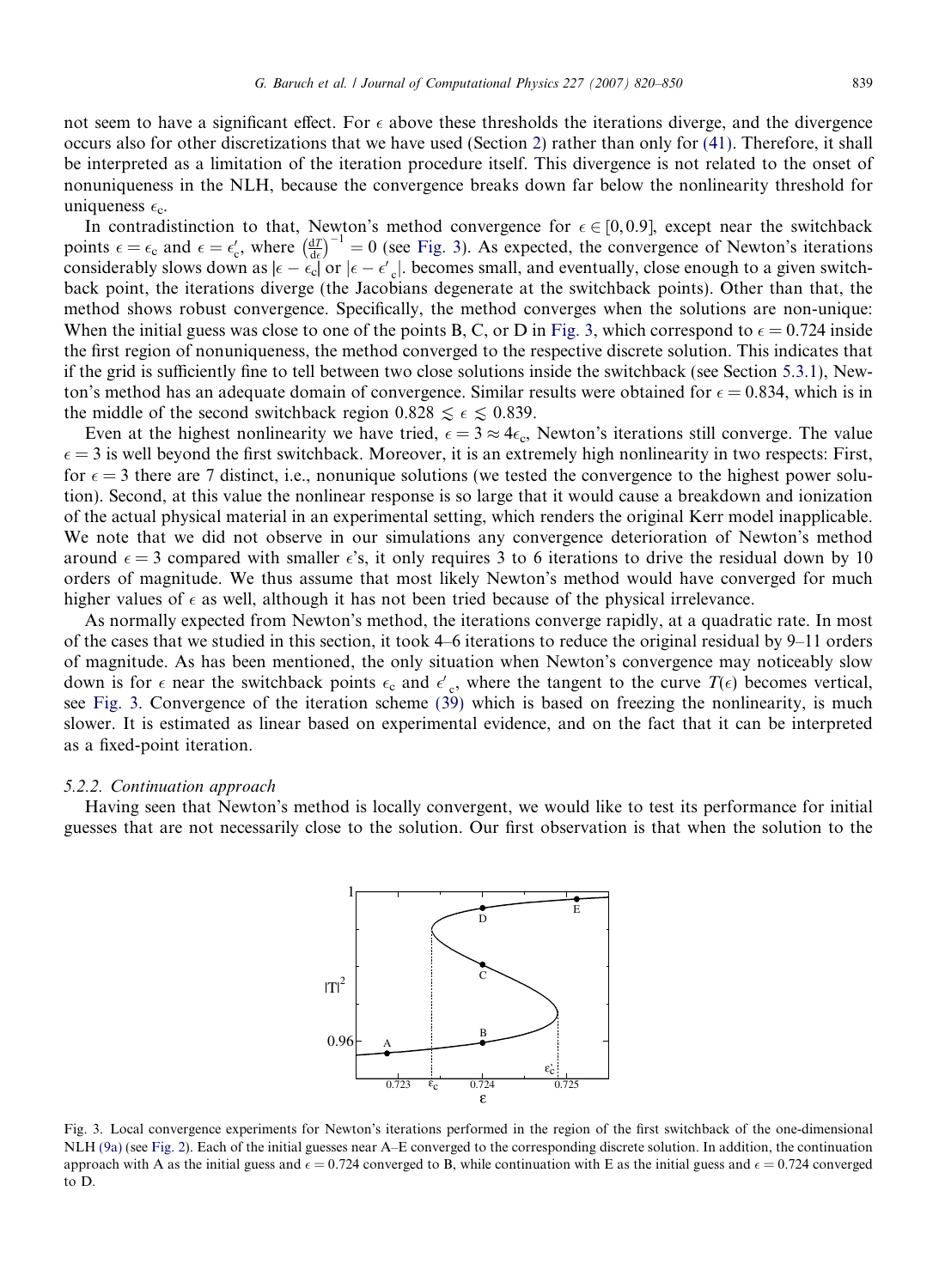not seem to have a significant effect. For $\epsilon$ above these thresholds the iterations diverge, and the divergence occurs also for other discretizations that we have used (Section 2) rather than only for (41). Therefore, it shall be interpreted as a limitation of the iteration procedure itself. This divergence is not related to the onset of nonuniqueness in the NLH, because the convergence breaks down far below the nonlinearity threshold for uniqueness $\epsilon_c$.

In contradistinction to that, Newton's method convergence for $\epsilon \in [0, 0.9]$, except near the switchback points $\epsilon = \epsilon_c$ and $\epsilon = \epsilon'_c$, where $\left(\frac{dT}{d\epsilon}\right)^{-1} = 0$ (see Fig. 3). As expected, the convergence of Newton's iterations considerably slows down as $|\epsilon - \epsilon_c|$ or $|\epsilon - \epsilon'_c|$. becomes small, and eventually, close enough to a given switchback point, the iterations diverge (the Jacobians degenerate at the switchback points). Other than that, the method shows robust convergence. Specifically, the method converges when the solutions are non-unique: When the initial guess was close to one of the points B, C, or D in Fig. 3, which correspond to $\epsilon = 0.724$ inside the first region of nonuniqueness, the method converged to the respective discrete solution. This indicates that if the grid is sufficiently fine to tell between two close solutions inside the switchback (see Section 5.3.1), Newton's method has an adequate domain of convergence. Similar results were obtained for $\epsilon = 0.834$, which is in the middle of the second switchback region $0.828 \lesssim \epsilon \lesssim 0.839$.

Even at the highest nonlinearity we have tried, $\epsilon = 3 \approx 4\epsilon_c$, Newton's iterations still converge. The value $\epsilon = 3$ is well beyond the first switchback. Moreover, it is an extremely high nonlinearity in two respects: First, for $\epsilon = 3$ there are 7 distinct, i.e., nonunique solutions (we tested the convergence to the highest power solution). Second, at this value the nonlinear response is so large that it would cause a breakdown and ionization of the actual physical material in an experimental setting, which renders the original Kerr model inapplicable. We note that we did not observe in our simulations any convergence deterioration of Newton's method around $\epsilon = 3$ compared with smaller $\epsilon$'s, it only requires 3 to 6 iterations to drive the residual down by 10 orders of magnitude. We thus assume that most likely Newton's method would have converged for much higher values of $\epsilon$ as well, although it has not been tried because of the physical irrelevance.

As normally expected from Newton's method, the iterations converge rapidly, at a quadratic rate. In most of the cases that we studied in this section, it took 4–6 iterations to reduce the original residual by 9–11 orders of magnitude. As has been mentioned, the only situation when Newton's convergence may noticeably slow down is for $\epsilon$ near the switchback points $\epsilon_c$ and $\epsilon'_c$, where the tangent to the curve $T(\epsilon)$ becomes vertical, see Fig. 3. Convergence of the iteration scheme (39) which is based on freezing the nonlinearity, is much slower. It is estimated as linear based on experimental evidence, and on the fact that it can be interpreted as a fixed-point iteration.

### 5.2.2. Continuation approach

Having seen that Newton's method is locally convergent, we would like to test its performance for initial guesses that are not necessarily close to the solution. Our first observation is that when the solution to the

Fig. 3. Local convergence experiments for Newton's iterations performed in the region of the first switchback of the one-dimensional NLH (9a) (see Fig. 2). Each of the initial guesses near A–E converged to the corresponding discrete solution. In addition, the continuation approach with A as the initial guess and $\epsilon = 0.724$ converged to B, while continuation with E as the initial guess and $\epsilon = 0.724$ converged to D.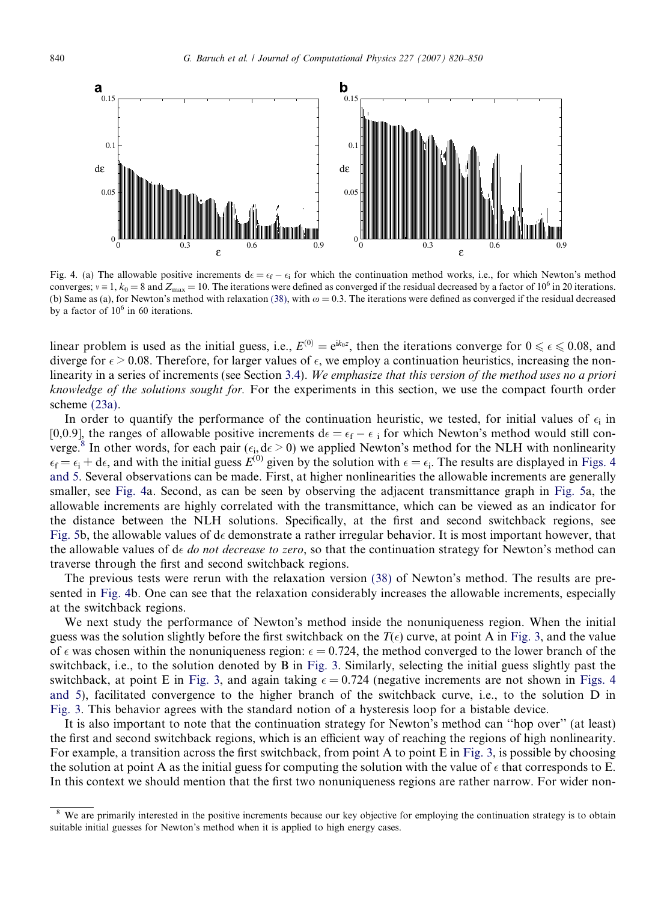Fig. 4. (a) The allowable positive increments $d\epsilon = \epsilon_f - \epsilon_i$ for which the continuation method works, i.e., for which Newton's method converges; $v \equiv 1$, $k_0 = 8$ and $Z_{max} = 10$. The iterations were defined as converged if the residual decreased by a factor of $10^6$ in 20 iterations. (b) Same as (a), for Newton's method with relaxation (38), with $\omega = 0.3$. The iterations were defined as converged if the residual decreased by a factor of $10^6$ in 60 iterations.

linear problem is used as the initial guess, i.e., $E^{(0)} = e^{ik_0 z}$, then the iterations converge for $0 \leqslant \epsilon \leqslant 0.08$, and diverge for $\epsilon > 0.08$. Therefore, for larger values of $\epsilon$, we employ a continuation heuristics, increasing the nonlinearity in a series of increments (see Section 3.4). *We emphasize that this version of the method uses no a priori knowledge of the solutions sought for.* For the experiments in this section, we use the compact fourth order scheme (23a).

In order to quantify the performance of the continuation heuristic, we tested, for initial values of $\epsilon_i$ in [0,0.9], the ranges of allowable positive increments $d\epsilon = \epsilon_f - \epsilon_i$ for which Newton's method would still converge.[8] In other words, for each pair $(\epsilon_i, d\epsilon > 0)$ we applied Newton's method for the NLH with nonlinearity $\epsilon_f = \epsilon_i + d\epsilon$, and with the initial guess $E^{(0)}$ given by the solution with $\epsilon = \epsilon_i$. The results are displayed in Figs. 4 and 5. Several observations can be made. First, at higher nonlinearities the allowable increments are generally smaller, see Fig. 4a. Second, as can be seen by observing the adjacent transmittance graph in Fig. 5a, the allowable increments are highly correlated with the transmittance, which can be viewed as an indicator for the distance between the NLH solutions. Specifically, at the first and second switchback regions, see Fig. 5b, the allowable values of $d\epsilon$ demonstrate a rather irregular behavior. It is most important however, that the allowable values of $d\epsilon$ *do not decrease to zero*, so that the continuation strategy for Newton's method can traverse through the first and second switchback regions.

The previous tests were rerun with the relaxation version (38) of Newton's method. The results are presented in Fig. 4b. One can see that the relaxation considerably increases the allowable increments, especially at the switchback regions.

We next study the performance of Newton's method inside the nonuniqueness region. When the initial guess was the solution slightly before the first switchback on the $T(\epsilon)$ curve, at point A in Fig. 3, and the value of $\epsilon$ was chosen within the nonuniqueness region: $\epsilon = 0.724$, the method converged to the lower branch of the switchback, i.e., to the solution denoted by B in Fig. 3. Similarly, selecting the initial guess slightly past the switchback, at point E in Fig. 3, and again taking $\epsilon = 0.724$ (negative increments are not shown in Figs. 4 and 5), facilitated convergence to the higher branch of the switchback curve, i.e., to the solution D in Fig. 3. This behavior agrees with the standard notion of a hysteresis loop for a bistable device.

It is also important to note that the continuation strategy for Newton's method can "hop over" (at least) the first and second switchback regions, which is an efficient way of reaching the regions of high nonlinearity. For example, a transition across the first switchback, from point A to point E in Fig. 3, is possible by choosing the solution at point A as the initial guess for computing the solution with the value of $\epsilon$ that corresponds to E. In this context we should mention that the first two nonuniqueness regions are rather narrow. For wider non-

[8] We are primarily interested in the positive increments because our key objective for employing the continuation strategy is to obtain suitable initial guesses for Newton's method when it is applied to high energy cases.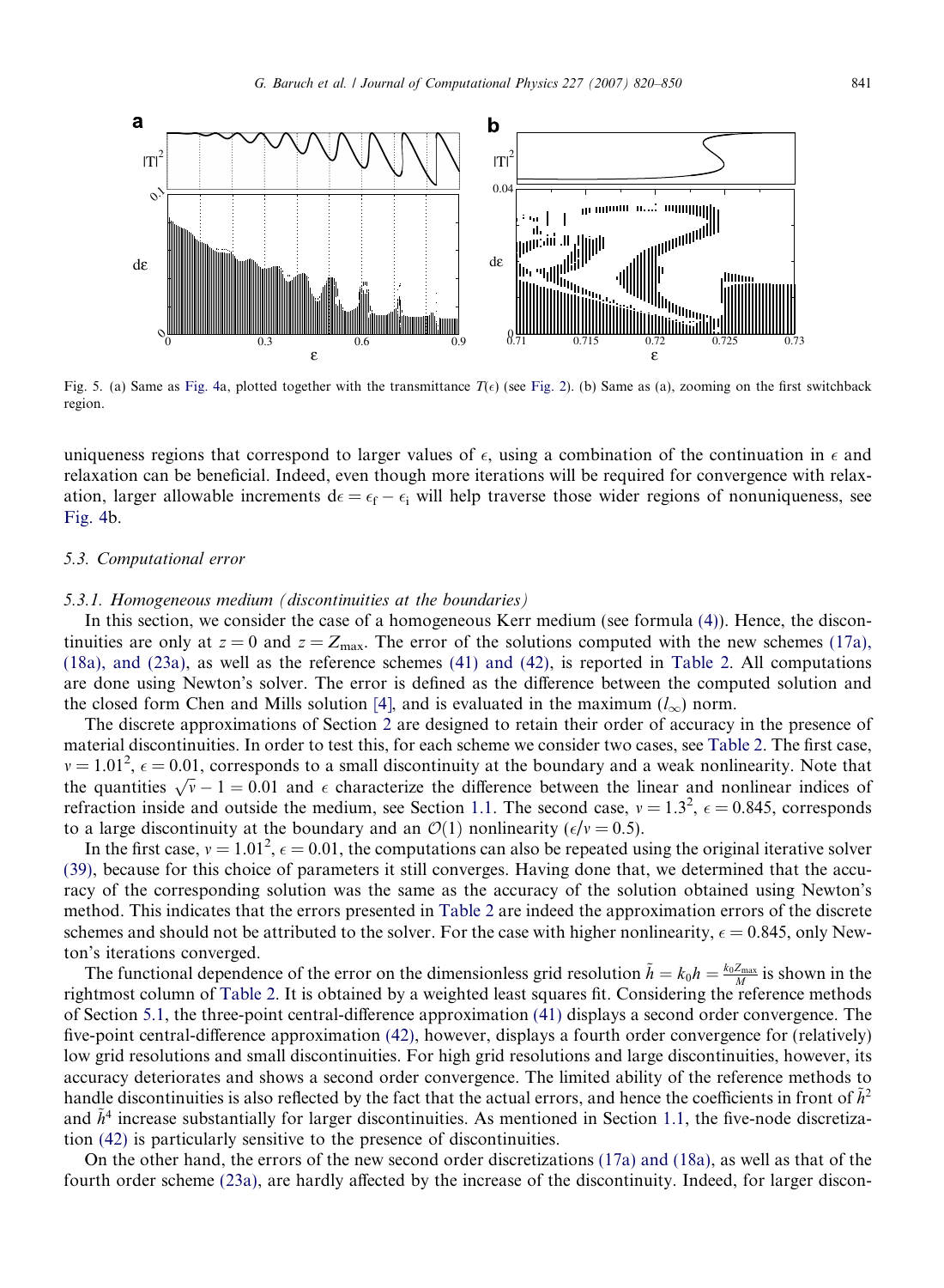Fig. 5. (a) Same as Fig. 4a, plotted together with the transmittance $T(\epsilon)$ (see Fig. 2). (b) Same as (a), zooming on the first switchback region.

uniqueness regions that correspond to larger values of $\epsilon$, using a combination of the continuation in $\epsilon$ and relaxation can be beneficial. Indeed, even though more iterations will be required for convergence with relaxation, larger allowable increments $d\epsilon = \epsilon_f - \epsilon_i$ will help traverse those wider regions of nonuniqueness, see Fig. 4b.

### 5.3. Computational error

#### 5.3.1. Homogeneous medium (discontinuities at the boundaries)

In this section, we consider the case of a homogeneous Kerr medium (see formula (4)). Hence, the discontinuities are only at $z = 0$ and $z = Z_{\max}$. The error of the solutions computed with the new schemes (17a), (18a), and (23a), as well as the reference schemes (41) and (42), is reported in Table 2. All computations are done using Newton's solver. The error is defined as the difference between the computed solution and the closed form Chen and Mills solution [4], and is evaluated in the maximum ($l_\infty$) norm.

The discrete approximations of Section 2 are designed to retain their order of accuracy in the presence of material discontinuities. In order to test this, for each scheme we consider two cases, see Table 2. The first case, $\nu = 1.01^2$, $\epsilon = 0.01$, corresponds to a small discontinuity at the boundary and a weak nonlinearity. Note that the quantities $\sqrt{\nu} - 1 = 0.01$ and $\epsilon$ characterize the difference between the linear and nonlinear indices of refraction inside and outside the medium, see Section 1.1. The second case, $\nu = 1.3^2$, $\epsilon = 0.845$, corresponds to a large discontinuity at the boundary and an $\mathcal{O}(1)$ nonlinearity ($\epsilon/\nu = 0.5$).

In the first case, $\nu = 1.01^2$, $\epsilon = 0.01$, the computations can also be repeated using the original iterative solver (39), because for this choice of parameters it still converges. Having done that, we determined that the accuracy of the corresponding solution was the same as the accuracy of the solution obtained using Newton's method. This indicates that the errors presented in Table 2 are indeed the approximation errors of the discrete schemes and should not be attributed to the solver. For the case with higher nonlinearity, $\epsilon = 0.845$, only Newton's iterations converged.

The functional dependence of the error on the dimensionless grid resolution $\tilde{h} = k_0 h = \frac{k_0 Z_{\max}}{M}$ is shown in the rightmost column of Table 2. It is obtained by a weighted least squares fit. Considering the reference methods of Section 5.1, the three-point central-difference approximation (41) displays a second order convergence. The five-point central-difference approximation (42), however, displays a fourth order convergence for (relatively) low grid resolutions and small discontinuities. For high grid resolutions and large discontinuities, however, its accuracy deteriorates and shows a second order convergence. The limited ability of the reference methods to handle discontinuities is also reflected by the fact that the actual errors, and hence the coefficients in front of $\tilde{h}^2$ and $\tilde{h}^4$ increase substantially for larger discontinuities. As mentioned in Section 1.1, the five-node discretization (42) is particularly sensitive to the presence of discontinuities.

On the other hand, the errors of the new second order discretizations (17a) and (18a), as well as that of the fourth order scheme (23a), are hardly affected by the increase of the discontinuity. Indeed, for larger discon-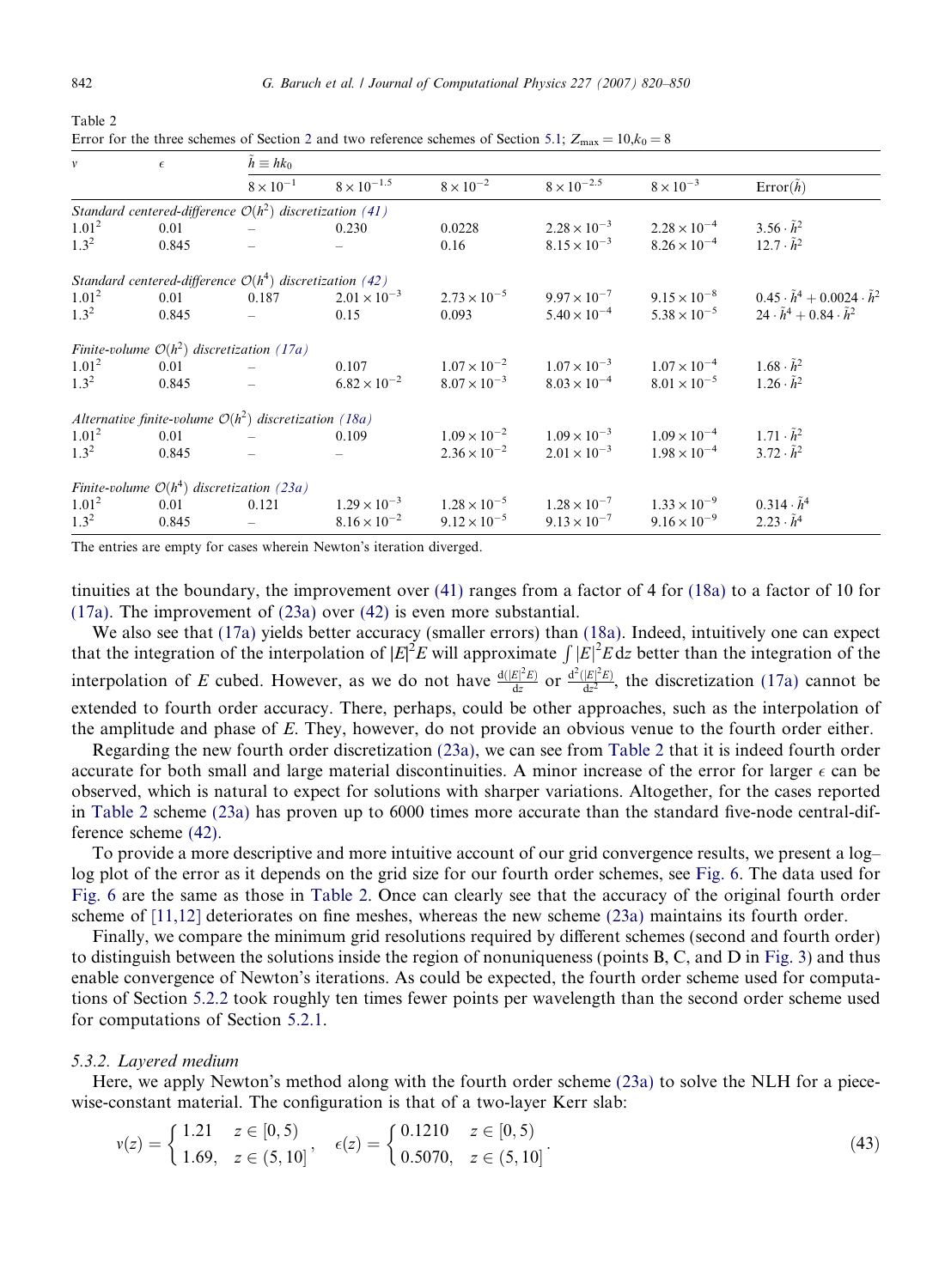Table 2
Error for the three schemes of Section 2 and two reference schemes of Section 5.1; $Z_{\max} = 10, k_0 = 8$

| $\nu$ | $\epsilon$ | $\tilde{h} \equiv hk_0$ | | | | | |
|---|---|---|---|---|---|---|---|
| | | $8 \times 10^{-1}$ | $8 \times 10^{-1.5}$ | $8 \times 10^{-2}$ | $8 \times 10^{-2.5}$ | $8 \times 10^{-3}$ | Error($\tilde{h}$) |
| *Standard centered-difference $\mathcal{O}(h^2)$ discretization (41)* | | | | | | | |
| $1.01^2$ | 0.01 | – | 0.230 | 0.0228 | $2.28 \times 10^{-3}$ | $2.28 \times 10^{-4}$ | $3.56 \cdot \tilde{h}^2$ |
| $1.3^2$ | 0.845 | – | – | 0.16 | $8.15 \times 10^{-3}$ | $8.26 \times 10^{-4}$ | $12.7 \cdot \tilde{h}^2$ |
| *Standard centered-difference $\mathcal{O}(h^4)$ discretization (42)* | | | | | | | |
| $1.01^2$ | 0.01 | 0.187 | $2.01 \times 10^{-3}$ | $2.73 \times 10^{-5}$ | $9.97 \times 10^{-7}$ | $9.15 \times 10^{-8}$ | $0.45 \cdot \tilde{h}^4 + 0.0024 \cdot \tilde{h}^2$ |
| $1.3^2$ | 0.845 | – | 0.15 | 0.093 | $5.40 \times 10^{-4}$ | $5.38 \times 10^{-5}$ | $24 \cdot \tilde{h}^4 + 0.84 \cdot \tilde{h}^2$ |
| *Finite-volume $\mathcal{O}(h^2)$ discretization (17a)* | | | | | | | |
| $1.01^2$ | 0.01 | – | 0.107 | $1.07 \times 10^{-2}$ | $1.07 \times 10^{-3}$ | $1.07 \times 10^{-4}$ | $1.68 \cdot \tilde{h}^2$ |
| $1.3^2$ | 0.845 | – | $6.82 \times 10^{-2}$ | $8.07 \times 10^{-3}$ | $8.03 \times 10^{-4}$ | $8.01 \times 10^{-5}$ | $1.26 \cdot \tilde{h}^2$ |
| *Alternative finite-volume $\mathcal{O}(h^2)$ discretization (18a)* | | | | | | | |
| $1.01^2$ | 0.01 | – | 0.109 | $1.09 \times 10^{-2}$ | $1.09 \times 10^{-3}$ | $1.09 \times 10^{-4}$ | $1.71 \cdot \tilde{h}^2$ |
| $1.3^2$ | 0.845 | – | – | $2.36 \times 10^{-2}$ | $2.01 \times 10^{-3}$ | $1.98 \times 10^{-4}$ | $3.72 \cdot \tilde{h}^2$ |
| *Finite-volume $\mathcal{O}(h^4)$ discretization (23a)* | | | | | | | |
| $1.01^2$ | 0.01 | 0.121 | $1.29 \times 10^{-3}$ | $1.28 \times 10^{-5}$ | $1.28 \times 10^{-7}$ | $1.33 \times 10^{-9}$ | $0.314 \cdot \tilde{h}^4$ |
| $1.3^2$ | 0.845 | – | $8.16 \times 10^{-2}$ | $9.12 \times 10^{-5}$ | $9.13 \times 10^{-7}$ | $9.16 \times 10^{-9}$ | $2.23 \cdot \tilde{h}^4$ |

The entries are empty for cases wherein Newton's iteration diverged.

tinuities at the boundary, the improvement over (41) ranges from a factor of 4 for (18a) to a factor of 10 for (17a). The improvement of (23a) over (42) is even more substantial.

We also see that (17a) yields better accuracy (smaller errors) than (18a). Indeed, intuitively one can expect that the integration of the interpolation of $|E|^2E$ will approximate $\int |E|^2E\,\mathrm{d}z$ better than the integration of the interpolation of $E$ cubed. However, as we do not have $\frac{\mathrm{d}(|E|^2E)}{\mathrm{d}z}$ or $\frac{\mathrm{d}^2(|E|^2E)}{\mathrm{d}z^2}$, the discretization (17a) cannot be extended to fourth order accuracy. There, perhaps, could be other approaches, such as the interpolation of the amplitude and phase of $E$. They, however, do not provide an obvious venue to the fourth order either.

Regarding the new fourth order discretization (23a), we can see from Table 2 that it is indeed fourth order accurate for both small and large material discontinuities. A minor increase of the error for larger $\epsilon$ can be observed, which is natural to expect for solutions with sharper variations. Altogether, for the cases reported in Table 2 scheme (23a) has proven up to 6000 times more accurate than the standard five-node central-difference scheme (42).

To provide a more descriptive and more intuitive account of our grid convergence results, we present a log–log plot of the error as it depends on the grid size for our fourth order schemes, see Fig. 6. The data used for Fig. 6 are the same as those in Table 2. Once can clearly see that the accuracy of the original fourth order scheme of [11,12] deteriorates on fine meshes, whereas the new scheme (23a) maintains its fourth order.

Finally, we compare the minimum grid resolutions required by different schemes (second and fourth order) to distinguish between the solutions inside the region of nonuniqueness (points B, C, and D in Fig. 3) and thus enable convergence of Newton's iterations. As could be expected, the fourth order scheme used for computations of Section 5.2.2 took roughly ten times fewer points per wavelength than the second order scheme used for computations of Section 5.2.1.

### 5.3.2. Layered medium

Here, we apply Newton's method along with the fourth order scheme (23a) to solve the NLH for a piecewise-constant material. The configuration is that of a two-layer Kerr slab:

$$\nu(z) = \begin{cases} 1.21 & z \in [0,5) \\ 1.69, & z \in (5,10] \end{cases}, \quad \epsilon(z) = \begin{cases} 0.1210 & z \in [0,5) \\ 0.5070, & z \in (5,10] \end{cases}. \tag{43}$$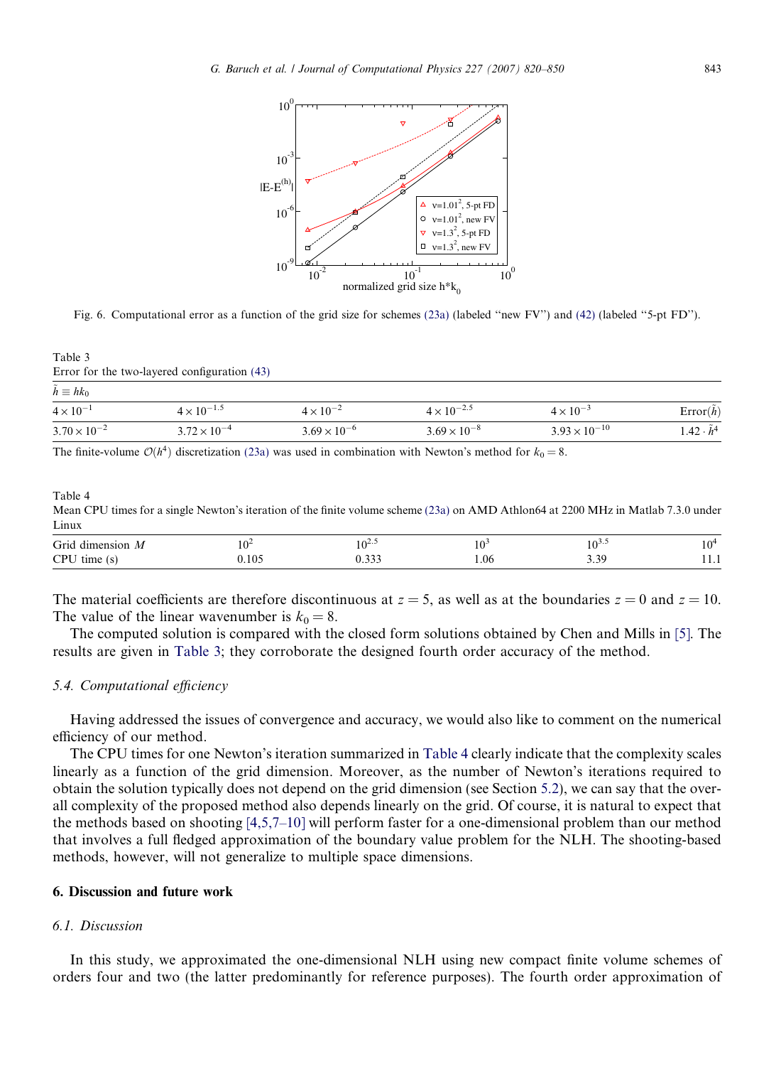Fig. 6. Computational error as a function of the grid size for schemes (23a) (labeled "new FV") and (42) (labeled "5-pt FD").

Table 3
Error for the two-layered configuration (43)

| $\tilde{h} \equiv hk_0$ | | | | | |
|---|---|---|---|---|---|
| $4 \times 10^{-1}$ | $4 \times 10^{-1.5}$ | $4 \times 10^{-2}$ | $4 \times 10^{-2.5}$ | $4 \times 10^{-3}$ | Error($\tilde{h}$) |
| $3.70 \times 10^{-2}$ | $3.72 \times 10^{-4}$ | $3.69 \times 10^{-6}$ | $3.69 \times 10^{-8}$ | $3.93 \times 10^{-10}$ | $1.42 \cdot \tilde{h}^4$ |

The finite-volume $\mathcal{O}(h^4)$ discretization (23a) was used in combination with Newton's method for $k_0 = 8$.

Table 4
Mean CPU times for a single Newton's iteration of the finite volume scheme (23a) on AMD Athlon64 at 2200 MHz in Matlab 7.3.0 under Linux

| Grid dimension $M$ | $10^2$ | $10^{2.5}$ | $10^3$ | $10^{3.5}$ | $10^4$ |
|---|---|---|---|---|---|
| CPU time (s) | 0.105 | 0.333 | 1.06 | 3.39 | 11.1 |

The material coefficients are therefore discontinuous at $z = 5$, as well as at the boundaries $z = 0$ and $z = 10$. The value of the linear wavenumber is $k_0 = 8$.

The computed solution is compared with the closed form solutions obtained by Chen and Mills in [5]. The results are given in Table 3; they corroborate the designed fourth order accuracy of the method.

### 5.4. Computational efficiency

Having addressed the issues of convergence and accuracy, we would also like to comment on the numerical efficiency of our method.

The CPU times for one Newton's iteration summarized in Table 4 clearly indicate that the complexity scales linearly as a function of the grid dimension. Moreover, as the number of Newton's iterations required to obtain the solution typically does not depend on the grid dimension (see Section 5.2), we can say that the overall complexity of the proposed method also depends linearly on the grid. Of course, it is natural to expect that the methods based on shooting [4,5,7–10] will perform faster for a one-dimensional problem than our method that involves a full fledged approximation of the boundary value problem for the NLH. The shooting-based methods, however, will not generalize to multiple space dimensions.

## 6. Discussion and future work

### 6.1. Discussion

In this study, we approximated the one-dimensional NLH using new compact finite volume schemes of orders four and two (the latter predominantly for reference purposes). The fourth order approximation of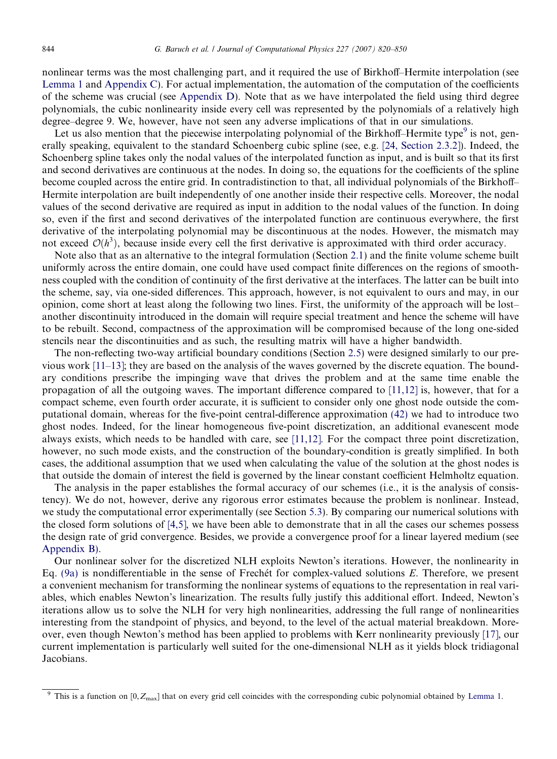nonlinear terms was the most challenging part, and it required the use of Birkhoff–Hermite interpolation (see Lemma 1 and Appendix C). For actual implementation, the automation of the computation of the coefficients of the scheme was crucial (see Appendix D). Note that as we have interpolated the field using third degree polynomials, the cubic nonlinearity inside every cell was represented by the polynomials of a relatively high degree–degree 9. We, however, have not seen any adverse implications of that in our simulations.

Let us also mention that the piecewise interpolating polynomial of the Birkhoff–Hermite type[9] is not, generally speaking, equivalent to the standard Schoenberg cubic spline (see, e.g. [24, Section 2.3.2]). Indeed, the Schoenberg spline takes only the nodal values of the interpolated function as input, and is built so that its first and second derivatives are continuous at the nodes. In doing so, the equations for the coefficients of the spline become coupled across the entire grid. In contradistinction to that, all individual polynomials of the Birkhoff–Hermite interpolation are built independently of one another inside their respective cells. Moreover, the nodal values of the second derivative are required as input in addition to the nodal values of the function. In doing so, even if the first and second derivatives of the interpolated function are continuous everywhere, the first derivative of the interpolating polynomial may be discontinuous at the nodes. However, the mismatch may not exceed $\mathcal{O}(h^3)$, because inside every cell the first derivative is approximated with third order accuracy.

Note also that as an alternative to the integral formulation (Section 2.1) and the finite volume scheme built uniformly across the entire domain, one could have used compact finite differences on the regions of smoothness coupled with the condition of continuity of the first derivative at the interfaces. The latter can be built into the scheme, say, via one-sided differences. This approach, however, is not equivalent to ours and may, in our opinion, come short at least along the following two lines. First, the uniformity of the approach will be lost–another discontinuity introduced in the domain will require special treatment and hence the scheme will have to be rebuilt. Second, compactness of the approximation will be compromised because of the long one-sided stencils near the discontinuities and as such, the resulting matrix will have a higher bandwidth.

The non-reflecting two-way artificial boundary conditions (Section 2.5) were designed similarly to our previous work [11–13]; they are based on the analysis of the waves governed by the discrete equation. The boundary conditions prescribe the impinging wave that drives the problem and at the same time enable the propagation of all the outgoing waves. The important difference compared to [11,12] is, however, that for a compact scheme, even fourth order accurate, it is sufficient to consider only one ghost node outside the computational domain, whereas for the five-point central-difference approximation (42) we had to introduce two ghost nodes. Indeed, for the linear homogeneous five-point discretization, an additional evanescent mode always exists, which needs to be handled with care, see [11,12]. For the compact three point discretization, however, no such mode exists, and the construction of the boundary-condition is greatly simplified. In both cases, the additional assumption that we used when calculating the value of the solution at the ghost nodes is that outside the domain of interest the field is governed by the linear constant coefficient Helmholtz equation.

The analysis in the paper establishes the formal accuracy of our schemes (i.e., it is the analysis of consistency). We do not, however, derive any rigorous error estimates because the problem is nonlinear. Instead, we study the computational error experimentally (see Section 5.3). By comparing our numerical solutions with the closed form solutions of [4,5], we have been able to demonstrate that in all the cases our schemes possess the design rate of grid convergence. Besides, we provide a convergence proof for a linear layered medium (see Appendix B).

Our nonlinear solver for the discretized NLH exploits Newton's iterations. However, the nonlinearity in Eq. (9a) is nondifferentiable in the sense of Frechét for complex-valued solutions $E$. Therefore, we present a convenient mechanism for transforming the nonlinear systems of equations to the representation in real variables, which enables Newton's linearization. The results fully justify this additional effort. Indeed, Newton's iterations allow us to solve the NLH for very high nonlinearities, addressing the full range of nonlinearities interesting from the standpoint of physics, and beyond, to the level of the actual material breakdown. Moreover, even though Newton's method has been applied to problems with Kerr nonlinearity previously [17], our current implementation is particularly well suited for the one-dimensional NLH as it yields block tridiagonal Jacobians.

[9] This is a function on $[0, Z_{\max}]$ that on every grid cell coincides with the corresponding cubic polynomial obtained by Lemma 1.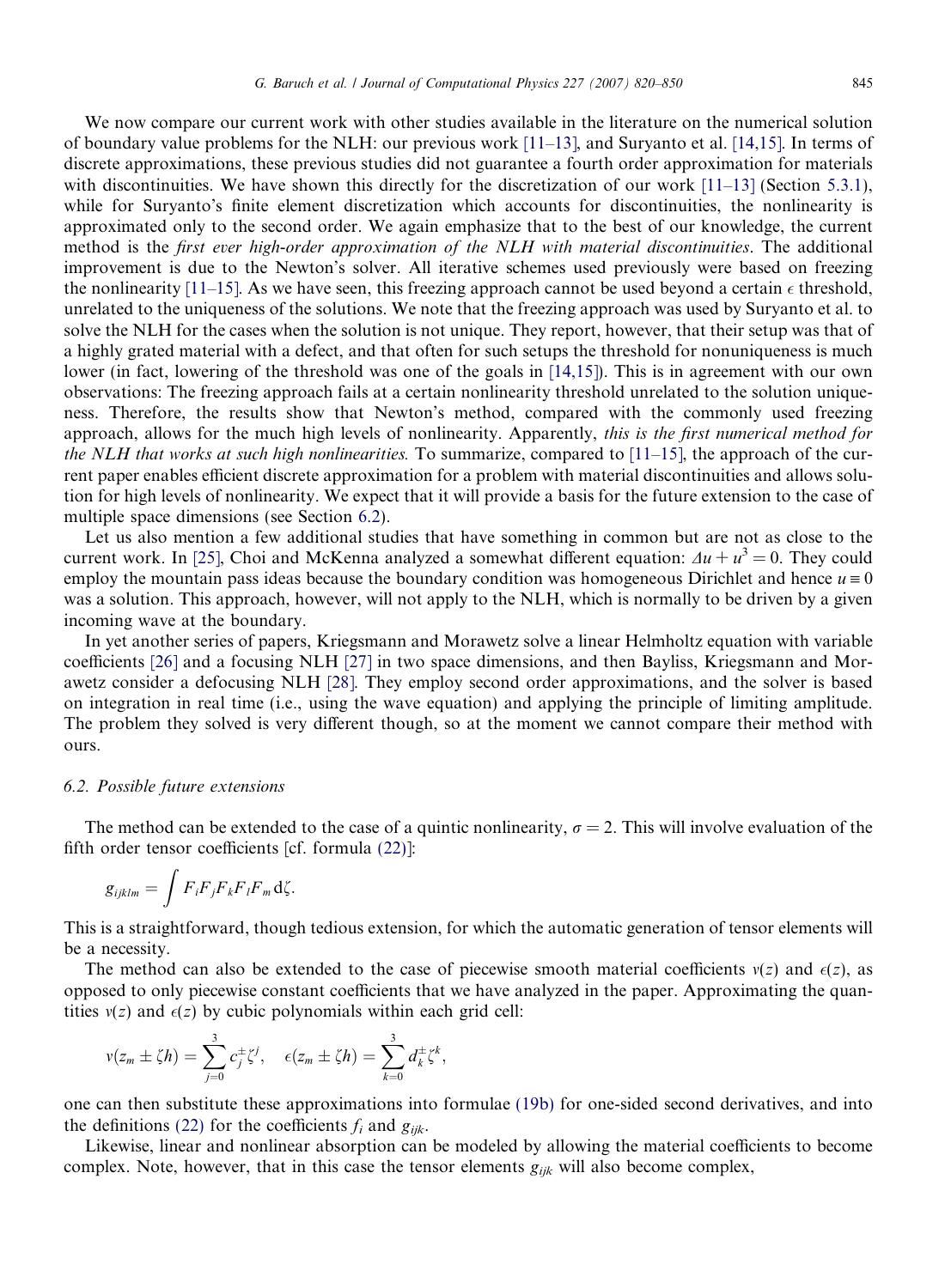We now compare our current work with other studies available in the literature on the numerical solution of boundary value problems for the NLH: our previous work [11–13], and Suryanto et al. [14,15]. In terms of discrete approximations, these previous studies did not guarantee a fourth order approximation for materials with discontinuities. We have shown this directly for the discretization of our work [11–13] (Section 5.3.1), while for Suryanto's finite element discretization which accounts for discontinuities, the nonlinearity is approximated only to the second order. We again emphasize that to the best of our knowledge, the current method is the *first ever high-order approximation of the NLH with material discontinuities*. The additional improvement is due to the Newton's solver. All iterative schemes used previously were based on freezing the nonlinearity [11–15]. As we have seen, this freezing approach cannot be used beyond a certain $\epsilon$ threshold, unrelated to the uniqueness of the solutions. We note that the freezing approach was used by Suryanto et al. to solve the NLH for the cases when the solution is not unique. They report, however, that their setup was that of a highly grated material with a defect, and that often for such setups the threshold for nonuniqueness is much lower (in fact, lowering of the threshold was one of the goals in [14,15]). This is in agreement with our own observations: The freezing approach fails at a certain nonlinearity threshold unrelated to the solution uniqueness. Therefore, the results show that Newton's method, compared with the commonly used freezing approach, allows for the much high levels of nonlinearity. Apparently, *this is the first numerical method for the NLH that works at such high nonlinearities.* To summarize, compared to [11–15], the approach of the current paper enables efficient discrete approximation for a problem with material discontinuities and allows solution for high levels of nonlinearity. We expect that it will provide a basis for the future extension to the case of multiple space dimensions (see Section 6.2).

Let us also mention a few additional studies that have something in common but are not as close to the current work. In [25], Choi and McKenna analyzed a somewhat different equation: $\Delta u + u^3 = 0$. They could employ the mountain pass ideas because the boundary condition was homogeneous Dirichlet and hence $u \equiv 0$ was a solution. This approach, however, will not apply to the NLH, which is normally to be driven by a given incoming wave at the boundary.

In yet another series of papers, Kriegsmann and Morawetz solve a linear Helmholtz equation with variable coefficients [26] and a focusing NLH [27] in two space dimensions, and then Bayliss, Kriegsmann and Morawetz consider a defocusing NLH [28]. They employ second order approximations, and the solver is based on integration in real time (i.e., using the wave equation) and applying the principle of limiting amplitude. The problem they solved is very different though, so at the moment we cannot compare their method with ours.

### 6.2. Possible future extensions

The method can be extended to the case of a quintic nonlinearity, $\sigma = 2$. This will involve evaluation of the fifth order tensor coefficients [cf. formula (22)]:

$$g_{ijklm} = \int F_i F_j F_k F_l F_m \, d\zeta.$$

This is a straightforward, though tedious extension, for which the automatic generation of tensor elements will be a necessity.

The method can also be extended to the case of piecewise smooth material coefficients $v(z)$ and $\epsilon(z)$, as opposed to only piecewise constant coefficients that we have analyzed in the paper. Approximating the quantities $v(z)$ and $\epsilon(z)$ by cubic polynomials within each grid cell:

$$v(z_m \pm \zeta h) = \sum_{j=0}^{3} c_j^{\pm} \zeta^j, \quad \epsilon(z_m \pm \zeta h) = \sum_{k=0}^{3} d_k^{\pm} \zeta^k,$$

one can then substitute these approximations into formulae (19b) for one-sided second derivatives, and into the definitions (22) for the coefficients $f_i$ and $g_{ijk}$.

Likewise, linear and nonlinear absorption can be modeled by allowing the material coefficients to become complex. Note, however, that in this case the tensor elements $g_{ijk}$ will also become complex,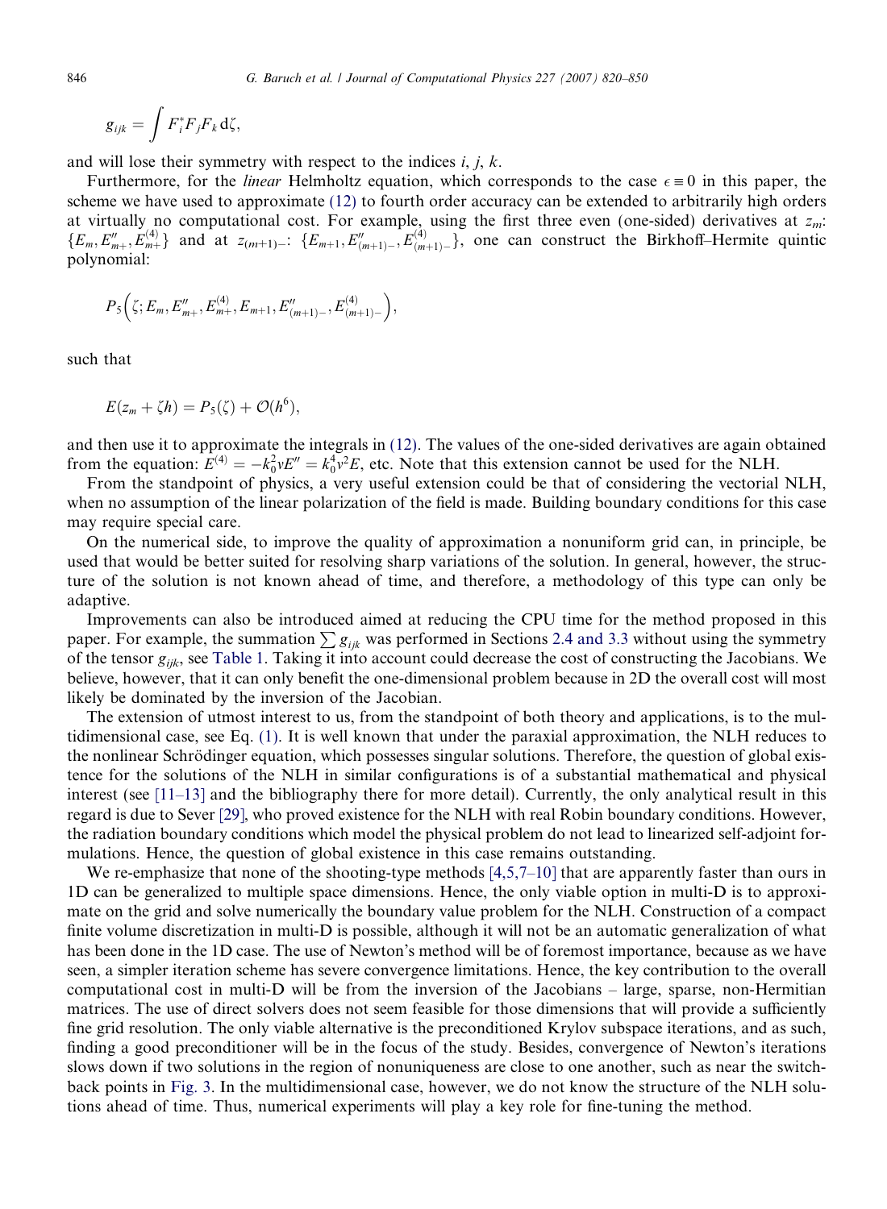$$g_{ijk} = \int F_i^* F_j F_k \, d\zeta,$$

and will lose their symmetry with respect to the indices $i$, $j$, $k$.

Furthermore, for the *linear* Helmholtz equation, which corresponds to the case $\epsilon \equiv 0$ in this paper, the scheme we have used to approximate (12) to fourth order accuracy can be extended to arbitrarily high orders at virtually no computational cost. For example, using the first three even (one-sided) derivatives at $z_m$: $\{E_m, E''_{m+}, E^{(4)}_{m+}\}$ and at $z_{(m+1)-}$: $\{E_{m+1}, E''_{(m+1)-}, E^{(4)}_{(m+1)-}\}$, one can construct the Birkhoff–Hermite quintic polynomial:

$$P_5\left(\zeta; E_m, E''_{m+}, E^{(4)}_{m+}, E_{m+1}, E''_{(m+1)-}, E^{(4)}_{(m+1)-}\right),$$

such that

$$E(z_m + \zeta h) = P_5(\zeta) + \mathcal{O}(h^6),$$

and then use it to approximate the integrals in (12). The values of the one-sided derivatives are again obtained from the equation: $E^{(4)} = -k_0^2 \nu E'' = k_0^4 \nu^2 E$, etc. Note that this extension cannot be used for the NLH.

From the standpoint of physics, a very useful extension could be that of considering the vectorial NLH, when no assumption of the linear polarization of the field is made. Building boundary conditions for this case may require special care.

On the numerical side, to improve the quality of approximation a nonuniform grid can, in principle, be used that would be better suited for resolving sharp variations of the solution. In general, however, the structure of the solution is not known ahead of time, and therefore, a methodology of this type can only be adaptive.

Improvements can also be introduced aimed at reducing the CPU time for the method proposed in this paper. For example, the summation $\sum g_{ijk}$ was performed in Sections 2.4 and 3.3 without using the symmetry of the tensor $g_{ijk}$, see Table 1. Taking it into account could decrease the cost of constructing the Jacobians. We believe, however, that it can only benefit the one-dimensional problem because in 2D the overall cost will most likely be dominated by the inversion of the Jacobian.

The extension of utmost interest to us, from the standpoint of both theory and applications, is to the multidimensional case, see Eq. (1). It is well known that under the paraxial approximation, the NLH reduces to the nonlinear Schrödinger equation, which possesses singular solutions. Therefore, the question of global existence for the solutions of the NLH in similar configurations is of a substantial mathematical and physical interest (see [11–13] and the bibliography there for more detail). Currently, the only analytical result in this regard is due to Sever [29], who proved existence for the NLH with real Robin boundary conditions. However, the radiation boundary conditions which model the physical problem do not lead to linearized self-adjoint formulations. Hence, the question of global existence in this case remains outstanding.

We re-emphasize that none of the shooting-type methods [4,5,7–10] that are apparently faster than ours in 1D can be generalized to multiple space dimensions. Hence, the only viable option in multi-D is to approximate on the grid and solve numerically the boundary value problem for the NLH. Construction of a compact finite volume discretization in multi-D is possible, although it will not be an automatic generalization of what has been done in the 1D case. The use of Newton's method will be of foremost importance, because as we have seen, a simpler iteration scheme has severe convergence limitations. Hence, the key contribution to the overall computational cost in multi-D will be from the inversion of the Jacobians – large, sparse, non-Hermitian matrices. The use of direct solvers does not seem feasible for those dimensions that will provide a sufficiently fine grid resolution. The only viable alternative is the preconditioned Krylov subspace iterations, and as such, finding a good preconditioner will be in the focus of the study. Besides, convergence of Newton's iterations slows down if two solutions in the region of nonuniqueness are close to one another, such as near the switchback points in Fig. 3. In the multidimensional case, however, we do not know the structure of the NLH solutions ahead of time. Thus, numerical experiments will play a key role for fine-tuning the method.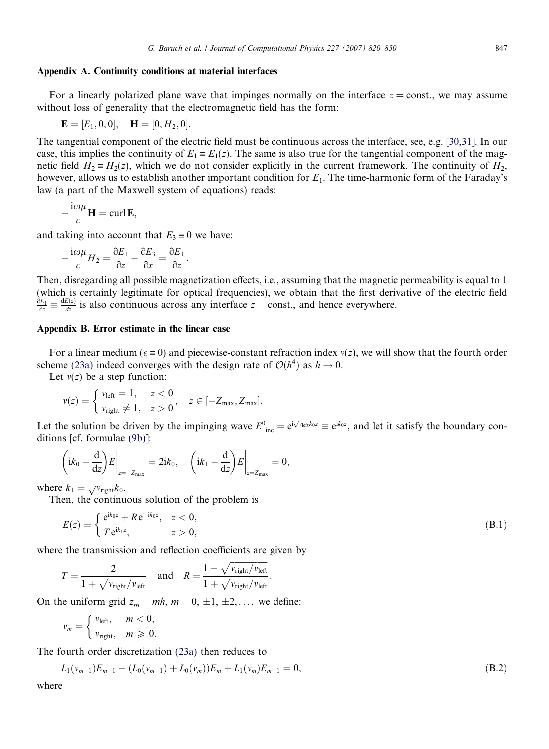## Appendix A. Continuity conditions at material interfaces

For a linearly polarized plane wave that impinges normally on the interface $z = \text{const.}$, we may assume without loss of generality that the electromagnetic field has the form:

$$\mathbf{E} = [E_1, 0, 0], \quad \mathbf{H} = [0, H_2, 0].$$

The tangential component of the electric field must be continuous across the interface, see, e.g. [30,31]. In our case, this implies the continuity of $E_1 \equiv E_1(z)$. The same is also true for the tangential component of the magnetic field $H_2 \equiv H_2(z)$, which we do not consider explicitly in the current framework. The continuity of $H_2$, however, allows us to establish another important condition for $E_1$. The time-harmonic form of the Faraday's law (a part of the Maxwell system of equations) reads:

$$-\frac{i\omega\mu}{c}\mathbf{H} = \operatorname{curl}\mathbf{E},$$

and taking into account that $E_3 \equiv 0$ we have:

$$-\frac{i\omega\mu}{c}H_2 = \frac{\partial E_1}{\partial z} - \frac{\partial E_3}{\partial x} = \frac{\partial E_1}{\partial z}.$$

Then, disregarding all possible magnetization effects, i.e., assuming that the magnetic permeability is equal to 1 (which is certainly legitimate for optical frequencies), we obtain that the first derivative of the electric field $\frac{\partial E_1}{\partial z} \equiv \frac{dE(z)}{dz}$ is also continuous across any interface $z = \text{const.}$, and hence everywhere.

## Appendix B. Error estimate in the linear case

For a linear medium ($\epsilon \equiv 0$) and piecewise-constant refraction index $v(z)$, we will show that the fourth order scheme (23a) indeed converges with the design rate of $\mathcal{O}(h^4)$ as $h \to 0$.

Let $v(z)$ be a step function:

$$v(z) = \begin{cases} v_{\text{left}} = 1, & z < 0 \\ v_{\text{right}} \neq 1, & z > 0 \end{cases}, \quad z \in [-Z_{\max}, Z_{\max}].$$

Let the solution be driven by the impinging wave $E^0_{\text{inc}} = e^{i\sqrt{v_{\text{left}}}k_0 z} \equiv e^{ik_0 z}$, and let it satisfy the boundary conditions [cf. formulae (9b)]:

$$\left(ik_0 + \frac{d}{dz}\right)E\bigg|_{z=-Z_{\max}} = 2ik_0, \quad \left(ik_1 - \frac{d}{dz}\right)E\bigg|_{z=Z_{\max}} = 0,$$

where $k_1 = \sqrt{v_{\text{right}}}k_0$.

Then, the continuous solution of the problem is

$$E(z) = \begin{cases} e^{ik_0 z} + R\,e^{-ik_0 z}, & z < 0, \\ T\,e^{ik_1 z}, & z > 0, \end{cases} \tag{B.1}$$

where the transmission and reflection coefficients are given by

$$T = \frac{2}{1 + \sqrt{v_{\text{right}}/v_{\text{left}}}} \quad \text{and} \quad R = \frac{1 - \sqrt{v_{\text{right}}/v_{\text{left}}}}{1 + \sqrt{v_{\text{right}}/v_{\text{left}}}}.$$

On the uniform grid $z_m = mh$, $m = 0, \pm 1, \pm 2, \ldots$, we define:

$$v_m = \begin{cases} v_{\text{left}}, & m < 0, \\ v_{\text{right}}, & m \geqslant 0. \end{cases}$$

The fourth order discretization (23a) then reduces to

$$L_1(v_{m-1})E_{m-1} - (L_0(v_{m-1}) + L_0(v_m))E_m + L_1(v_m)E_{m+1} = 0, \tag{B.2}$$

where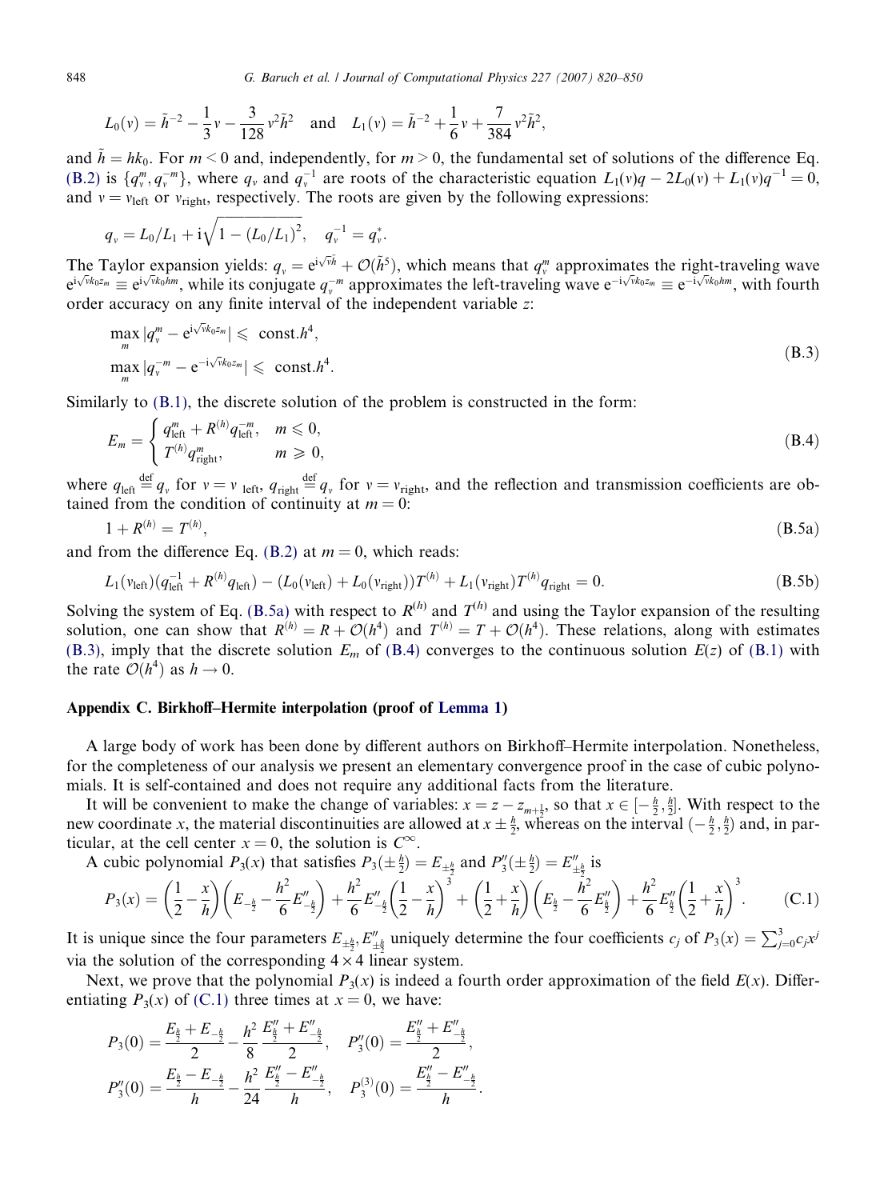$$L_0(v) = \tilde{h}^{-2} - \frac{1}{3}v - \frac{3}{128}v^2\tilde{h}^2 \quad \text{and} \quad L_1(v) = \tilde{h}^{-2} + \frac{1}{6}v + \frac{7}{384}v^2\tilde{h}^2,$$

and $\tilde{h} = hk_0$. For $m < 0$ and, independently, for $m > 0$, the fundamental set of solutions of the difference Eq. (B.2) is $\{q_v^m, q_v^{-m}\}$, where $q_v$ and $q_v^{-1}$ are roots of the characteristic equation $L_1(v)q - 2L_0(v) + L_1(v)q^{-1} = 0$, and $v = v_{\text{left}}$ or $v_{\text{right}}$, respectively. The roots are given by the following expressions:

$$q_v = L_0/L_1 + \mathrm{i}\sqrt{1 - (L_0/L_1)^2}, \quad q_v^{-1} = q_v^*.$$

The Taylor expansion yields: $q_v = \mathrm{e}^{\mathrm{i}\sqrt{v}\tilde{h}} + \mathcal{O}(\tilde{h}^5)$, which means that $q_v^m$ approximates the right-traveling wave $\mathrm{e}^{\mathrm{i}\sqrt{v}k_0 z_m} \equiv \mathrm{e}^{\mathrm{i}\sqrt{v}k_0 hm}$, while its conjugate $q_v^{-m}$ approximates the left-traveling wave $\mathrm{e}^{-\mathrm{i}\sqrt{v}k_0 z_m} \equiv \mathrm{e}^{-\mathrm{i}\sqrt{v}k_0 hm}$, with fourth order accuracy on any finite interval of the independent variable $z$:

$$\begin{aligned} &\max_m |q_v^m - \mathrm{e}^{\mathrm{i}\sqrt{v}k_0 z_m}| \leqslant \text{ const.} h^4, \\ &\max_m |q_v^{-m} - \mathrm{e}^{-\mathrm{i}\sqrt{v}k_0 z_m}| \leqslant \text{ const.} h^4. \end{aligned} \tag{B.3}$$

Similarly to (B.1), the discrete solution of the problem is constructed in the form:

$$E_m = \begin{cases} q_{\text{left}}^m + R^{(h)} q_{\text{left}}^{-m}, & m \leqslant 0, \\ T^{(h)} q_{\text{right}}^m, & m \geqslant 0, \end{cases} \tag{B.4}$$

where $q_{\text{left}} \overset{\text{def}}{=} q_v$ for $v = v_{\text{left}}$, $q_{\text{right}} \overset{\text{def}}{=} q_v$ for $v = v_{\text{right}}$, and the reflection and transmission coefficients are obtained from the condition of continuity at $m = 0$:

$$1 + R^{(h)} = T^{(h)}, \tag{B.5a}$$

and from the difference Eq. (B.2) at $m = 0$, which reads:

$$L_1(v_{\text{left}})(q_{\text{left}}^{-1} + R^{(h)} q_{\text{left}}) - (L_0(v_{\text{left}}) + L_0(v_{\text{right}}))T^{(h)} + L_1(v_{\text{right}})T^{(h)} q_{\text{right}} = 0. \tag{B.5b}$$

Solving the system of Eq. (B.5a) with respect to $R^{(h)}$ and $T^{(h)}$ and using the Taylor expansion of the resulting solution, one can show that $R^{(h)} = R + \mathcal{O}(h^4)$ and $T^{(h)} = T + \mathcal{O}(h^4)$. These relations, along with estimates (B.3), imply that the discrete solution $E_m$ of (B.4) converges to the continuous solution $E(z)$ of (B.1) with the rate $\mathcal{O}(h^4)$ as $h \to 0$.

## Appendix C. Birkhoff–Hermite interpolation (proof of Lemma 1)

A large body of work has been done by different authors on Birkhoff–Hermite interpolation. Nonetheless, for the completeness of our analysis we present an elementary convergence proof in the case of cubic polynomials. It is self-contained and does not require any additional facts from the literature.

It will be convenient to make the change of variables: $x = z - z_{m+\frac{1}{2}}$, so that $x \in [-\frac{h}{2}, \frac{h}{2}]$. With respect to the new coordinate $x$, the material discontinuities are allowed at $x \pm \frac{h}{2}$, whereas on the interval $(-\frac{h}{2}, \frac{h}{2})$ and, in particular, at the cell center $x = 0$, the solution is $C^\infty$.

A cubic polynomial $P_3(x)$ that satisfies $P_3(\pm\frac{h}{2}) = E_{\pm\frac{h}{2}}$ and $P_3''(\pm\frac{h}{2}) = E''_{\pm\frac{h}{2}}$ is

$$P_3(x) = \left(\frac{1}{2} - \frac{x}{h}\right)\left(E_{-\frac{h}{2}} - \frac{h^2}{6}E''_{-\frac{h}{2}}\right) + \frac{h^2}{6}E''_{-\frac{h}{2}}\left(\frac{1}{2} - \frac{x}{h}\right)^3 + \left(\frac{1}{2} + \frac{x}{h}\right)\left(E_{\frac{h}{2}} - \frac{h^2}{6}E''_{\frac{h}{2}}\right) + \frac{h^2}{6}E''_{\frac{h}{2}}\left(\frac{1}{2} + \frac{x}{h}\right)^3. \tag{C.1}$$

It is unique since the four parameters $E_{\pm\frac{h}{2}}, E''_{\pm\frac{h}{2}}$ uniquely determine the four coefficients $c_j$ of $P_3(x) = \sum_{j=0}^{3} c_j x^j$ via the solution of the corresponding $4 \times 4$ linear system.

Next, we prove that the polynomial $P_3(x)$ is indeed a fourth order approximation of the field $E(x)$. Differentiating $P_3(x)$ of (C.1) three times at $x = 0$, we have:

$$\begin{aligned} P_3(0) &= \frac{E_{\frac{h}{2}} + E_{-\frac{h}{2}}}{2} - \frac{h^2}{8}\frac{E''_{\frac{h}{2}} + E''_{-\frac{h}{2}}}{2}, \quad P_3''(0) = \frac{E''_{\frac{h}{2}} + E''_{-\frac{h}{2}}}{2}, \\ P_3'(0) &= \frac{E_{\frac{h}{2}} - E_{-\frac{h}{2}}}{h} - \frac{h^2}{24}\frac{E''_{\frac{h}{2}} - E''_{-\frac{h}{2}}}{h}, \quad P_3^{(3)}(0) = \frac{E''_{\frac{h}{2}} - E''_{-\frac{h}{2}}}{h}. \end{aligned}$$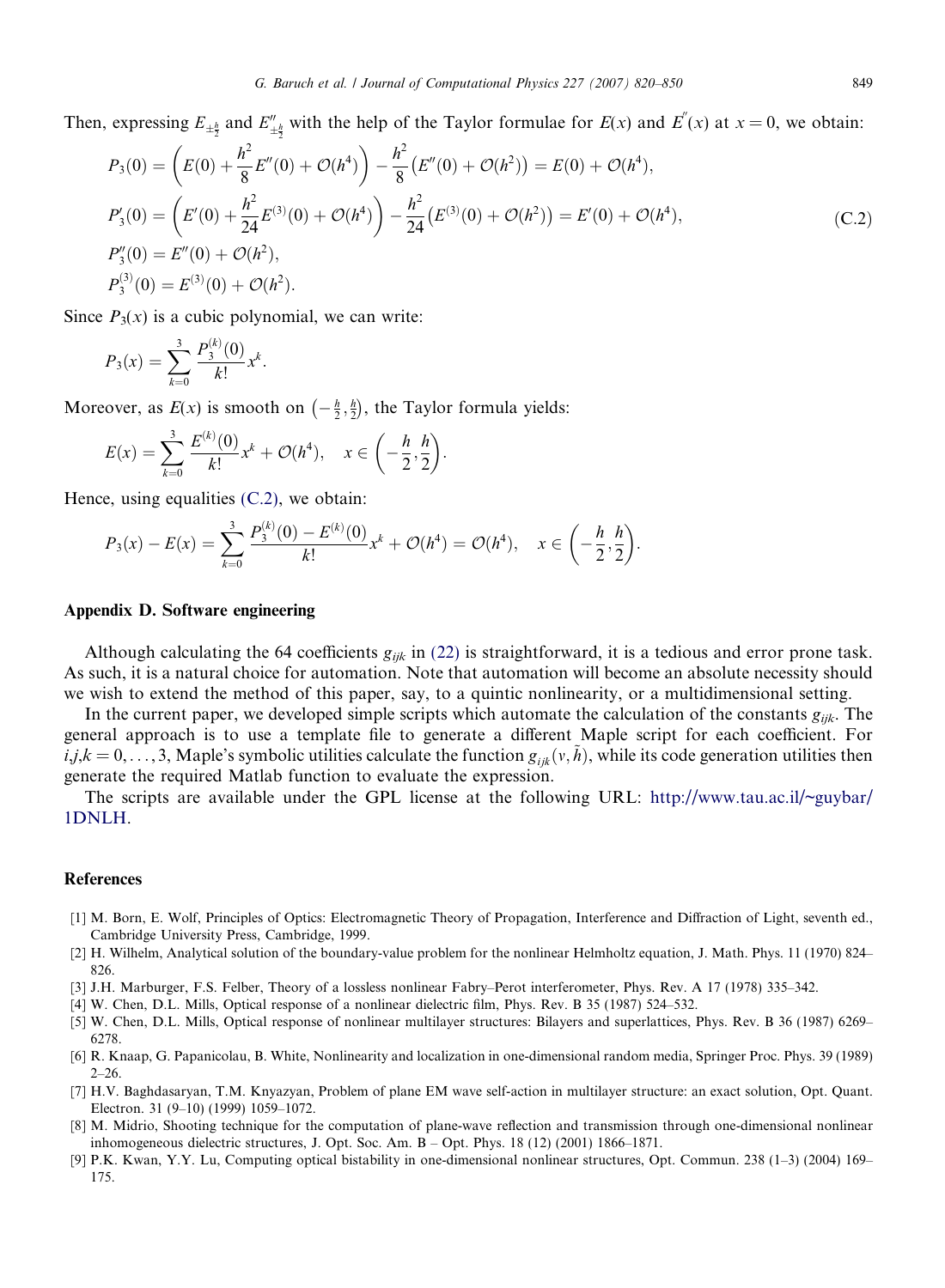Then, expressing $E_{\pm\frac{h}{2}}$ and $E''_{\pm\frac{h}{2}}$ with the help of the Taylor formulae for $E(x)$ and $E''(x)$ at $x = 0$, we obtain:

$$
\begin{aligned}
P_3(0) &= \left(E(0) + \frac{h^2}{8}E''(0) + \mathcal{O}(h^4)\right) - \frac{h^2}{8}\left(E''(0) + \mathcal{O}(h^2)\right) = E(0) + \mathcal{O}(h^4),\\
P_3'(0) &= \left(E'(0) + \frac{h^2}{24}E^{(3)}(0) + \mathcal{O}(h^4)\right) - \frac{h^2}{24}\left(E^{(3)}(0) + \mathcal{O}(h^2)\right) = E'(0) + \mathcal{O}(h^4),\\
P_3''(0) &= E''(0) + \mathcal{O}(h^2),\\
P_3^{(3)}(0) &= E^{(3)}(0) + \mathcal{O}(h^2).
\end{aligned}
\tag{C.2}
$$

Since $P_3(x)$ is a cubic polynomial, we can write:

$$
P_3(x) = \sum_{k=0}^{3} \frac{P_3^{(k)}(0)}{k!}x^k.
$$

Moreover, as $E(x)$ is smooth on $\left(-\frac{h}{2}, \frac{h}{2}\right)$, the Taylor formula yields:

$$
E(x) = \sum_{k=0}^{3} \frac{E^{(k)}(0)}{k!}x^k + \mathcal{O}(h^4), \quad x \in \left(-\frac{h}{2}, \frac{h}{2}\right).
$$

Hence, using equalities (C.2), we obtain:

$$
P_3(x) - E(x) = \sum_{k=0}^{3} \frac{P_3^{(k)}(0) - E^{(k)}(0)}{k!}x^k + \mathcal{O}(h^4) = \mathcal{O}(h^4), \quad x \in \left(-\frac{h}{2}, \frac{h}{2}\right).
$$

## Appendix D. Software engineering

Although calculating the 64 coefficients $g_{ijk}$ in (22) is straightforward, it is a tedious and error prone task. As such, it is a natural choice for automation. Note that automation will become an absolute necessity should we wish to extend the method of this paper, say, to a quintic nonlinearity, or a multidimensional setting.

In the current paper, we developed simple scripts which automate the calculation of the constants $g_{ijk}$. The general approach is to use a template file to generate a different Maple script for each coefficient. For $i,j,k = 0, \ldots, 3$, Maple's symbolic utilities calculate the function $g_{ijk}(v, \tilde{h})$, while its code generation utilities then generate the required Matlab function to evaluate the expression.

The scripts are available under the GPL license at the following URL: http://www.tau.ac.il/~guybar/1DNLH.

## References

[1] M. Born, E. Wolf, Principles of Optics: Electromagnetic Theory of Propagation, Interference and Diffraction of Light, seventh ed., Cambridge University Press, Cambridge, 1999.

[2] H. Wilhelm, Analytical solution of the boundary-value problem for the nonlinear Helmholtz equation, J. Math. Phys. 11 (1970) 824–826.

[3] J.H. Marburger, F.S. Felber, Theory of a lossless nonlinear Fabry–Perot interferometer, Phys. Rev. A 17 (1978) 335–342.

[4] W. Chen, D.L. Mills, Optical response of a nonlinear dielectric film, Phys. Rev. B 35 (1987) 524–532.

[5] W. Chen, D.L. Mills, Optical response of nonlinear multilayer structures: Bilayers and superlattices, Phys. Rev. B 36 (1987) 6269–6278.

[6] R. Knaap, G. Papanicolau, B. White, Nonlinearity and localization in one-dimensional random media, Springer Proc. Phys. 39 (1989) 2–26.

[7] H.V. Baghdasaryan, T.M. Knyazyan, Problem of plane EM wave self-action in multilayer structure: an exact solution, Opt. Quant. Electron. 31 (9–10) (1999) 1059–1072.

[8] M. Midrio, Shooting technique for the computation of plane-wave reflection and transmission through one-dimensional nonlinear inhomogeneous dielectric structures, J. Opt. Soc. Am. B – Opt. Phys. 18 (12) (2001) 1866–1871.

[9] P.K. Kwan, Y.Y. Lu, Computing optical bistability in one-dimensional nonlinear structures, Opt. Commun. 238 (1–3) (2004) 169–175.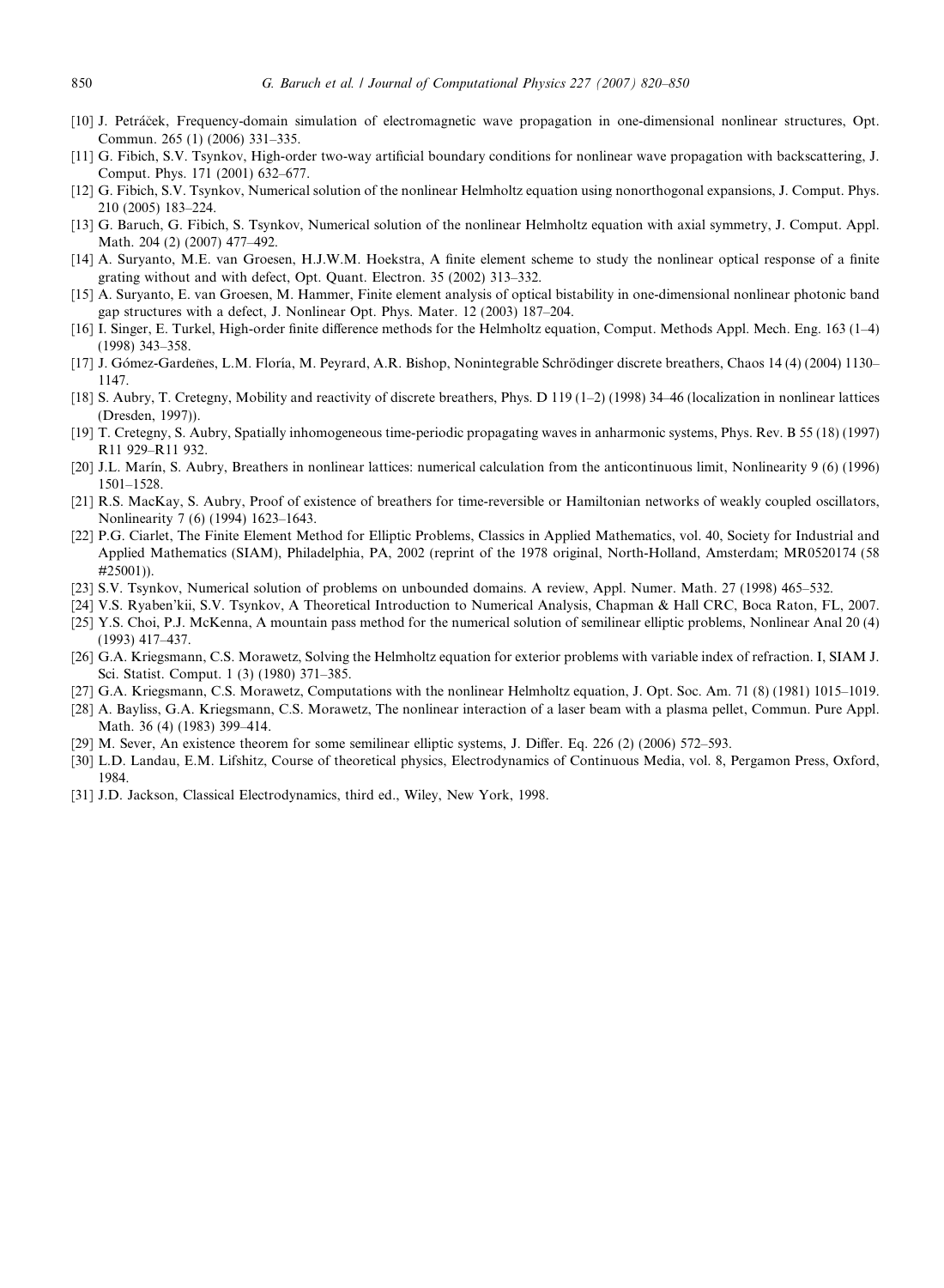[10] J. Petráček, Frequency-domain simulation of electromagnetic wave propagation in one-dimensional nonlinear structures, Opt. Commun. 265 (1) (2006) 331–335.

[11] G. Fibich, S.V. Tsynkov, High-order two-way artificial boundary conditions for nonlinear wave propagation with backscattering, J. Comput. Phys. 171 (2001) 632–677.

[12] G. Fibich, S.V. Tsynkov, Numerical solution of the nonlinear Helmholtz equation using nonorthogonal expansions, J. Comput. Phys. 210 (2005) 183–224.

[13] G. Baruch, G. Fibich, S. Tsynkov, Numerical solution of the nonlinear Helmholtz equation with axial symmetry, J. Comput. Appl. Math. 204 (2) (2007) 477–492.

[14] A. Suryanto, M.E. van Groesen, H.J.W.M. Hoekstra, A finite element scheme to study the nonlinear optical response of a finite grating without and with defect, Opt. Quant. Electron. 35 (2002) 313–332.

[15] A. Suryanto, E. van Groesen, M. Hammer, Finite element analysis of optical bistability in one-dimensional nonlinear photonic band gap structures with a defect, J. Nonlinear Opt. Phys. Mater. 12 (2003) 187–204.

[16] I. Singer, E. Turkel, High-order finite difference methods for the Helmholtz equation, Comput. Methods Appl. Mech. Eng. 163 (1–4) (1998) 343–358.

[17] J. Gómez-Gardeñes, L.M. Floría, M. Peyrard, A.R. Bishop, Nonintegrable Schrödinger discrete breathers, Chaos 14 (4) (2004) 1130–1147.

[18] S. Aubry, T. Cretegny, Mobility and reactivity of discrete breathers, Phys. D 119 (1–2) (1998) 34–46 (localization in nonlinear lattices (Dresden, 1997)).

[19] T. Cretegny, S. Aubry, Spatially inhomogeneous time-periodic propagating waves in anharmonic systems, Phys. Rev. B 55 (18) (1997) R11 929–R11 932.

[20] J.L. Marín, S. Aubry, Breathers in nonlinear lattices: numerical calculation from the anticontinuous limit, Nonlinearity 9 (6) (1996) 1501–1528.

[21] R.S. MacKay, S. Aubry, Proof of existence of breathers for time-reversible or Hamiltonian networks of weakly coupled oscillators, Nonlinearity 7 (6) (1994) 1623–1643.

[22] P.G. Ciarlet, The Finite Element Method for Elliptic Problems, Classics in Applied Mathematics, vol. 40, Society for Industrial and Applied Mathematics (SIAM), Philadelphia, PA, 2002 (reprint of the 1978 original, North-Holland, Amsterdam; MR0520174 (58 #25001)).

[23] S.V. Tsynkov, Numerical solution of problems on unbounded domains. A review, Appl. Numer. Math. 27 (1998) 465–532.

[24] V.S. Ryaben'kii, S.V. Tsynkov, A Theoretical Introduction to Numerical Analysis, Chapman & Hall CRC, Boca Raton, FL, 2007.

[25] Y.S. Choi, P.J. McKenna, A mountain pass method for the numerical solution of semilinear elliptic problems, Nonlinear Anal 20 (4) (1993) 417–437.

[26] G.A. Kriegsmann, C.S. Morawetz, Solving the Helmholtz equation for exterior problems with variable index of refraction. I, SIAM J. Sci. Statist. Comput. 1 (3) (1980) 371–385.

[27] G.A. Kriegsmann, C.S. Morawetz, Computations with the nonlinear Helmholtz equation, J. Opt. Soc. Am. 71 (8) (1981) 1015–1019.

[28] A. Bayliss, G.A. Kriegsmann, C.S. Morawetz, The nonlinear interaction of a laser beam with a plasma pellet, Commun. Pure Appl. Math. 36 (4) (1983) 399–414.

[29] M. Sever, An existence theorem for some semilinear elliptic systems, J. Differ. Eq. 226 (2) (2006) 572–593.

[30] L.D. Landau, E.M. Lifshitz, Course of theoretical physics, Electrodynamics of Continuous Media, vol. 8, Pergamon Press, Oxford, 1984.

[31] J.D. Jackson, Classical Electrodynamics, third ed., Wiley, New York, 1998.